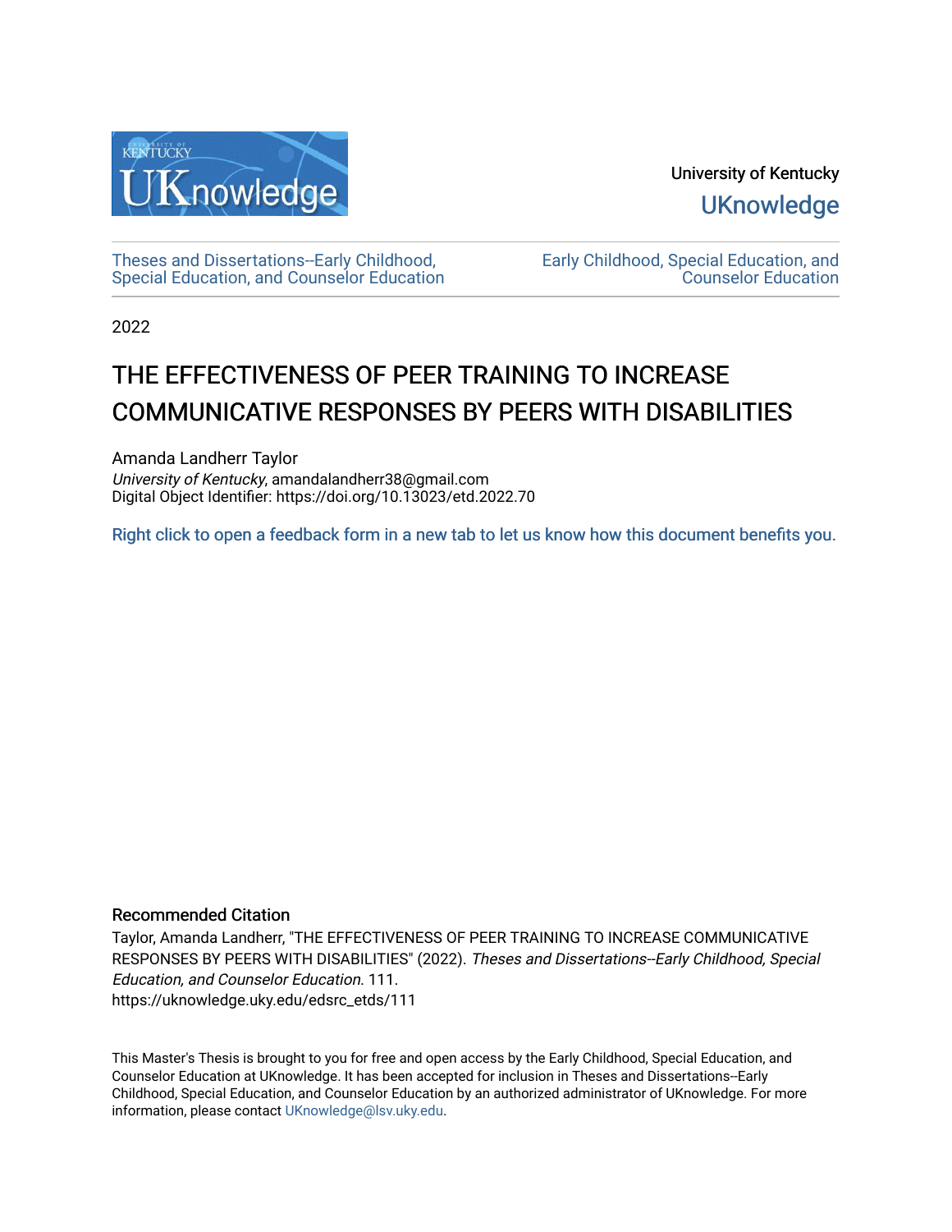University of Kentucky

UKnowledge

Theses and Dissertations--Early Childhood, Special Education, and Counselor Education

Early Childhood, Special Education, and Counselor Education

2022

# THE EFFECTIVENESS OF PEER TRAINING TO INCREASE COMMUNICATIVE RESPONSES BY PEERS WITH DISABILITIES

Amanda Landherr Taylor
*University of Kentucky*, amandalandherr38@gmail.com
Digital Object Identifier: https://doi.org/10.13023/etd.2022.70

Right click to open a feedback form in a new tab to let us know how this document benefits you.

### Recommended Citation

Taylor, Amanda Landherr, "THE EFFECTIVENESS OF PEER TRAINING TO INCREASE COMMUNICATIVE RESPONSES BY PEERS WITH DISABILITIES" (2022). *Theses and Dissertations--Early Childhood, Special Education, and Counselor Education*. 111.
https://uknowledge.uky.edu/edsrc_etds/111

This Master's Thesis is brought to you for free and open access by the Early Childhood, Special Education, and Counselor Education at UKnowledge. It has been accepted for inclusion in Theses and Dissertations--Early Childhood, Special Education, and Counselor Education by an authorized administrator of UKnowledge. For more information, please contact UKnowledge@lsv.uky.edu.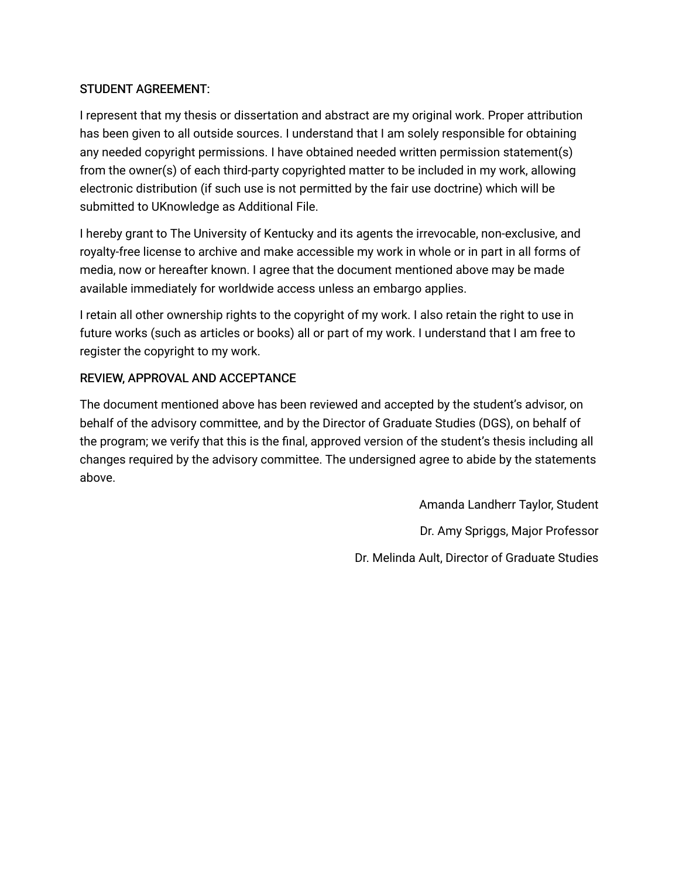STUDENT AGREEMENT:

I represent that my thesis or dissertation and abstract are my original work. Proper attribution has been given to all outside sources. I understand that I am solely responsible for obtaining any needed copyright permissions. I have obtained needed written permission statement(s) from the owner(s) of each third-party copyrighted matter to be included in my work, allowing electronic distribution (if such use is not permitted by the fair use doctrine) which will be submitted to UKnowledge as Additional File.

I hereby grant to The University of Kentucky and its agents the irrevocable, non-exclusive, and royalty-free license to archive and make accessible my work in whole or in part in all forms of media, now or hereafter known. I agree that the document mentioned above may be made available immediately for worldwide access unless an embargo applies.

I retain all other ownership rights to the copyright of my work. I also retain the right to use in future works (such as articles or books) all or part of my work. I understand that I am free to register the copyright to my work.

REVIEW, APPROVAL AND ACCEPTANCE

The document mentioned above has been reviewed and accepted by the student's advisor, on behalf of the advisory committee, and by the Director of Graduate Studies (DGS), on behalf of the program; we verify that this is the final, approved version of the student's thesis including all changes required by the advisory committee. The undersigned agree to abide by the statements above.

Amanda Landherr Taylor, Student

Dr. Amy Spriggs, Major Professor

Dr. Melinda Ault, Director of Graduate Studies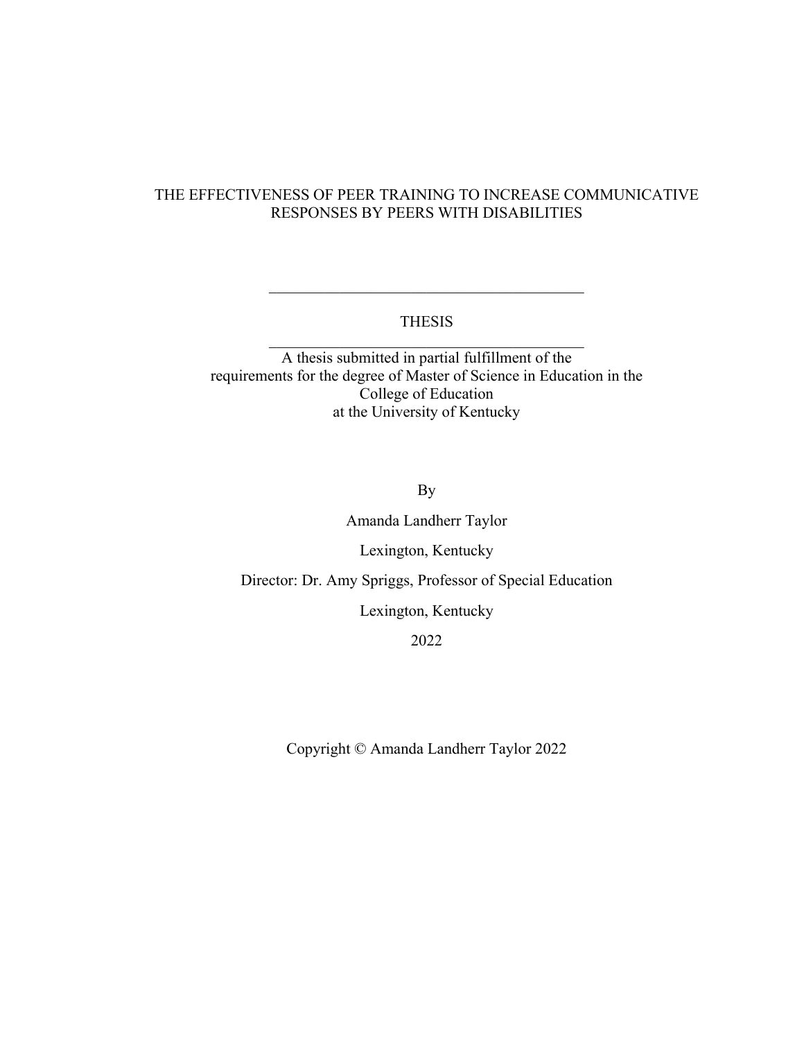# THE EFFECTIVENESS OF PEER TRAINING TO INCREASE COMMUNICATIVE RESPONSES BY PEERS WITH DISABILITIES

---

THESIS

---

A thesis submitted in partial fulfillment of the requirements for the degree of Master of Science in Education in the College of Education at the University of Kentucky

By

Amanda Landherr Taylor

Lexington, Kentucky

Director: Dr. Amy Spriggs, Professor of Special Education

Lexington, Kentucky

2022

Copyright © Amanda Landherr Taylor 2022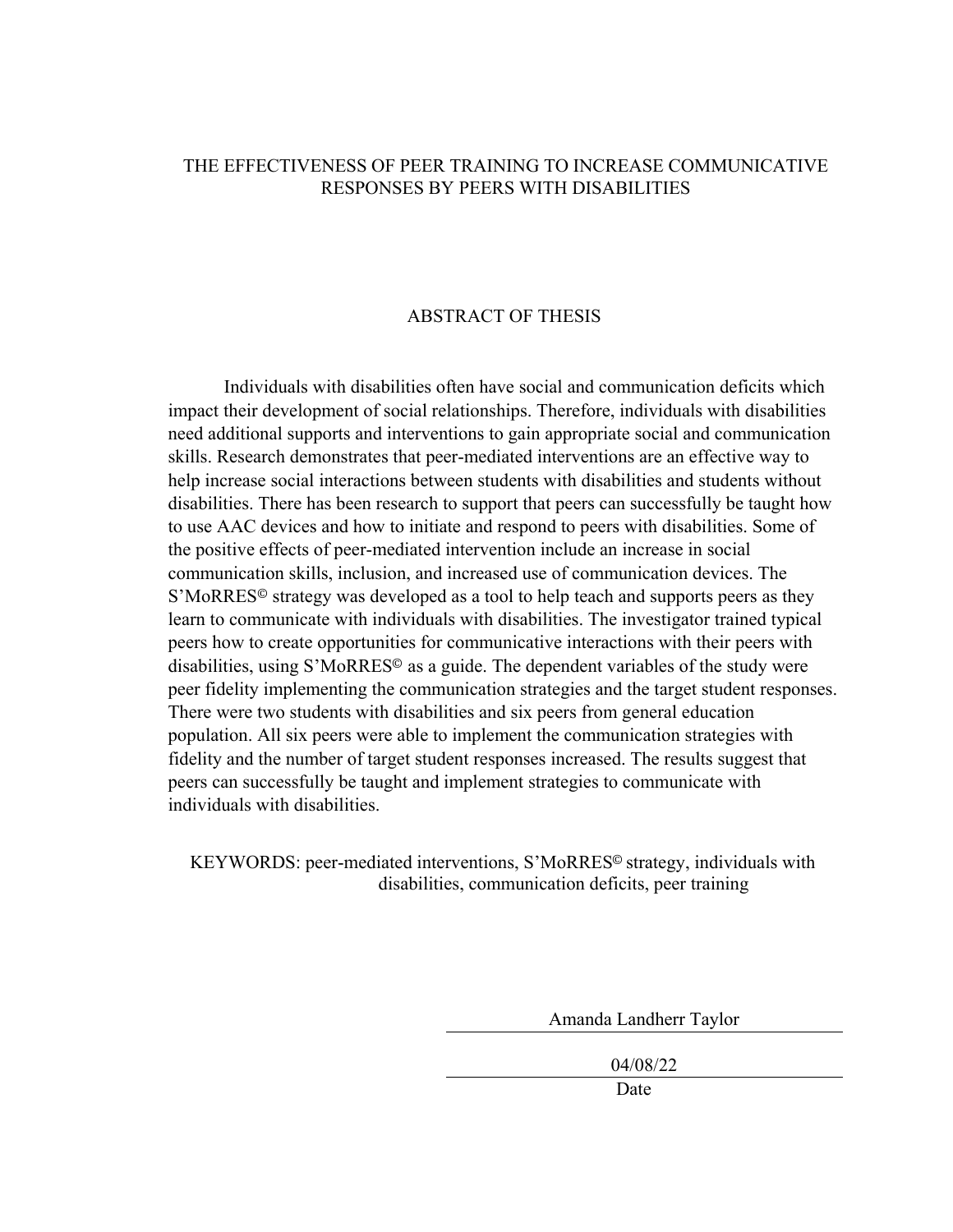# THE EFFECTIVENESS OF PEER TRAINING TO INCREASE COMMUNICATIVE RESPONSES BY PEERS WITH DISABILITIES

## ABSTRACT OF THESIS

Individuals with disabilities often have social and communication deficits which impact their development of social relationships. Therefore, individuals with disabilities need additional supports and interventions to gain appropriate social and communication skills. Research demonstrates that peer-mediated interventions are an effective way to help increase social interactions between students with disabilities and students without disabilities. There has been research to support that peers can successfully be taught how to use AAC devices and how to initiate and respond to peers with disabilities. Some of the positive effects of peer-mediated intervention include an increase in social communication skills, inclusion, and increased use of communication devices. The S'MoRRES© strategy was developed as a tool to help teach and supports peers as they learn to communicate with individuals with disabilities. The investigator trained typical peers how to create opportunities for communicative interactions with their peers with disabilities, using S'MoRRES© as a guide. The dependent variables of the study were peer fidelity implementing the communication strategies and the target student responses. There were two students with disabilities and six peers from general education population. All six peers were able to implement the communication strategies with fidelity and the number of target student responses increased. The results suggest that peers can successfully be taught and implement strategies to communicate with individuals with disabilities.

KEYWORDS: peer-mediated interventions, S'MoRRES© strategy, individuals with disabilities, communication deficits, peer training

Amanda Landherr Taylor

04/08/22

Date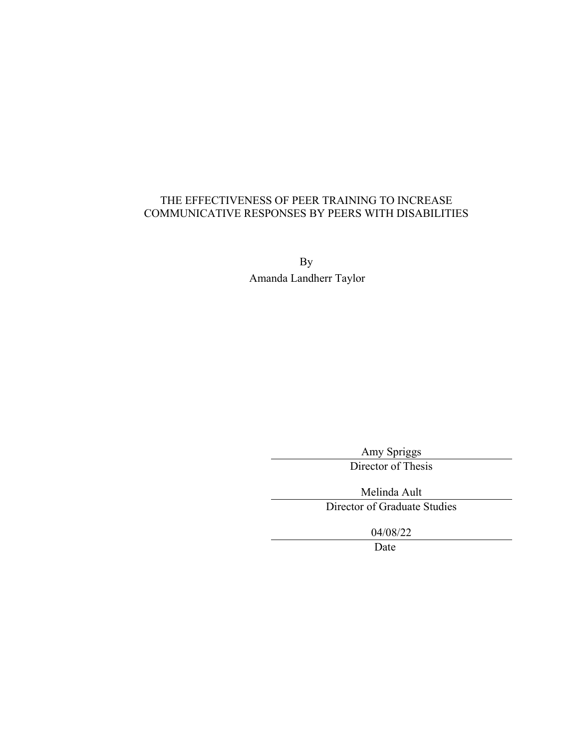THE EFFECTIVENESS OF PEER TRAINING TO INCREASE COMMUNICATIVE RESPONSES BY PEERS WITH DISABILITIES

By
Amanda Landherr Taylor

Amy Spriggs
Director of Thesis

Melinda Ault
Director of Graduate Studies

04/08/22
Date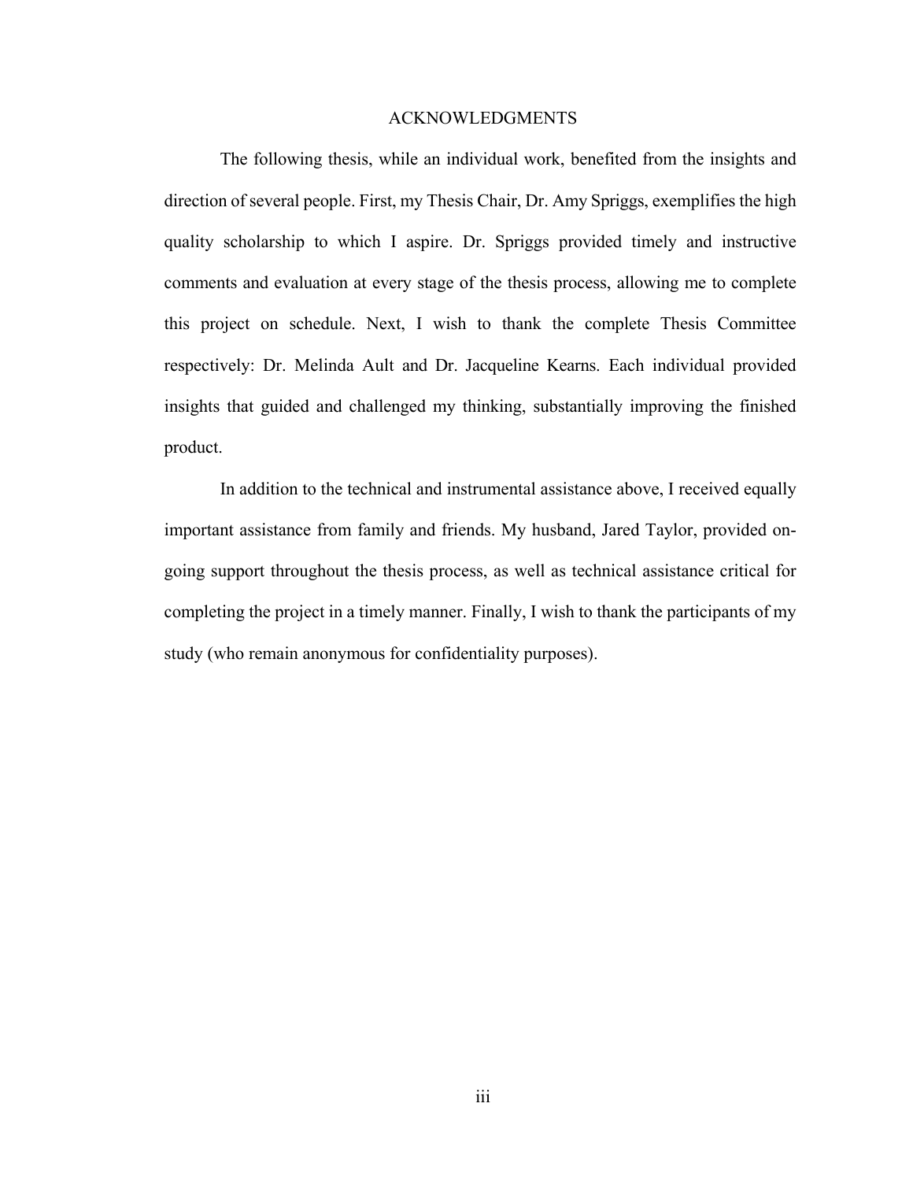# ACKNOWLEDGMENTS

The following thesis, while an individual work, benefited from the insights and direction of several people. First, my Thesis Chair, Dr. Amy Spriggs, exemplifies the high quality scholarship to which I aspire. Dr. Spriggs provided timely and instructive comments and evaluation at every stage of the thesis process, allowing me to complete this project on schedule. Next, I wish to thank the complete Thesis Committee respectively: Dr. Melinda Ault and Dr. Jacqueline Kearns. Each individual provided insights that guided and challenged my thinking, substantially improving the finished product.

In addition to the technical and instrumental assistance above, I received equally important assistance from family and friends. My husband, Jared Taylor, provided on-going support throughout the thesis process, as well as technical assistance critical for completing the project in a timely manner. Finally, I wish to thank the participants of my study (who remain anonymous for confidentiality purposes).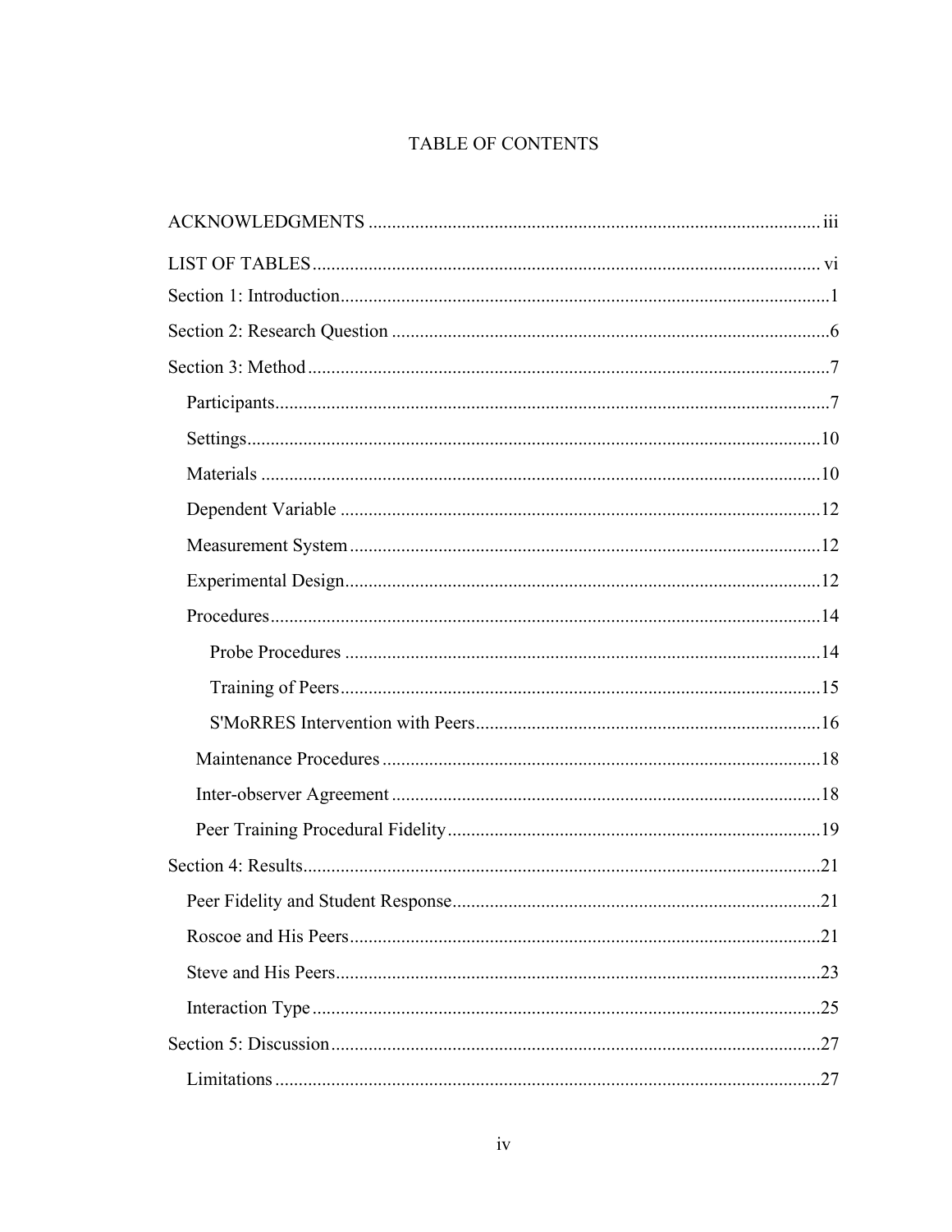# TABLE OF CONTENTS

ACKNOWLEDGMENTS .......... iii

LIST OF TABLES .......... vi

Section 1: Introduction .......... 1

Section 2: Research Question .......... 6

Section 3: Method .......... 7

- Participants .......... 7
- Settings .......... 10
- Materials .......... 10
- Dependent Variable .......... 12
- Measurement System .......... 12
- Experimental Design .......... 12
- Procedures .......... 14
  - Probe Procedures .......... 14
  - Training of Peers .......... 15
  - S'MoRRES Intervention with Peers .......... 16
- Maintenance Procedures .......... 18
- Inter-observer Agreement .......... 18
- Peer Training Procedural Fidelity .......... 19

Section 4: Results .......... 21

- Peer Fidelity and Student Response .......... 21
- Roscoe and His Peers .......... 21
- Steve and His Peers .......... 23
- Interaction Type .......... 25

Section 5: Discussion .......... 27

- Limitations .......... 27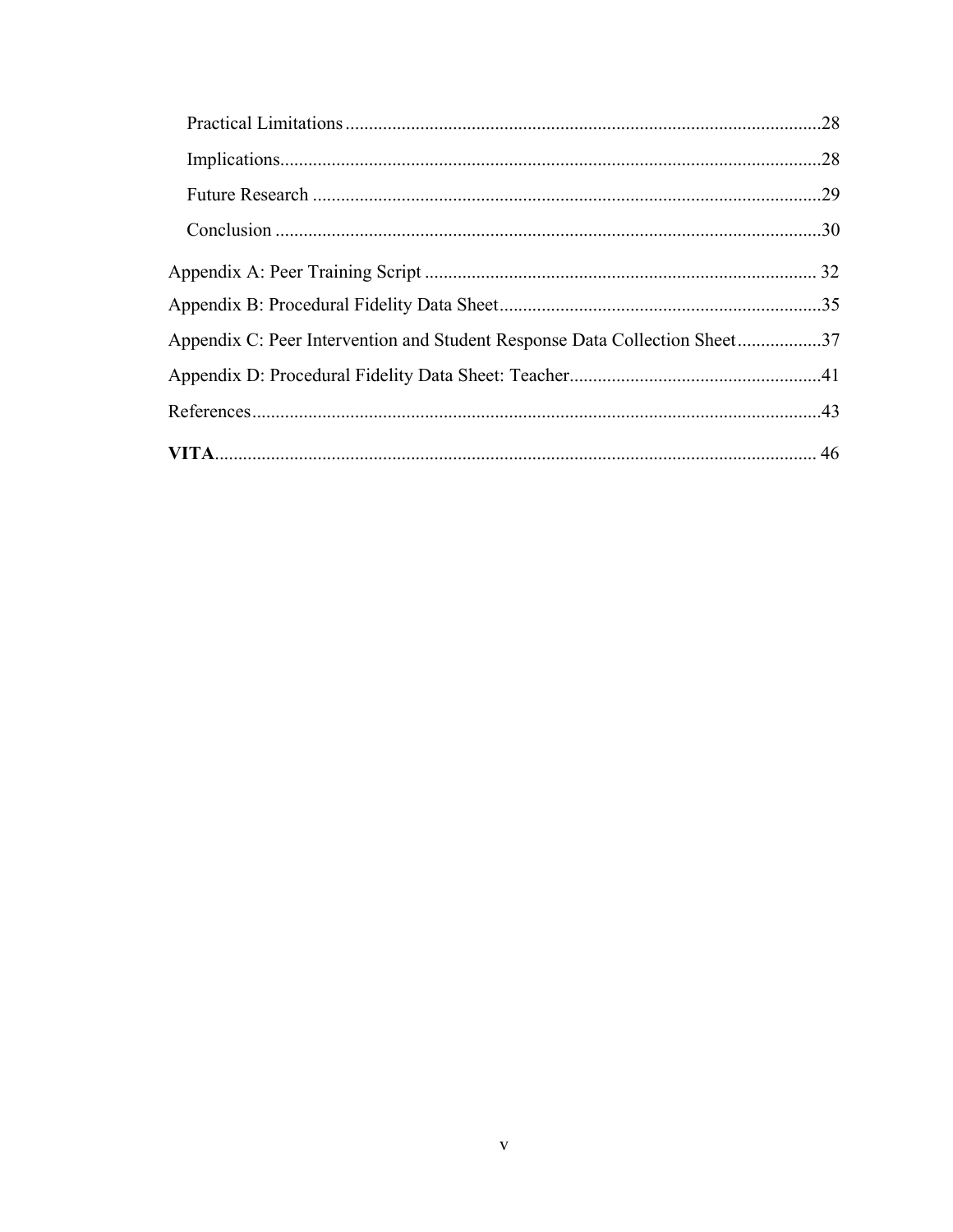Practical Limitations ..................................................................................................... 28

Implications.................................................................................................................... 28

Future Research ............................................................................................................ 29

Conclusion ..................................................................................................................... 30

Appendix A: Peer Training Script .................................................................................... 32

Appendix B: Procedural Fidelity Data Sheet..................................................................... 35

Appendix C: Peer Intervention and Student Response Data Collection Sheet .................. 37

Appendix D: Procedural Fidelity Data Sheet: Teacher...................................................... 41

References.......................................................................................................................... 43

**VITA**................................................................................................................................. 46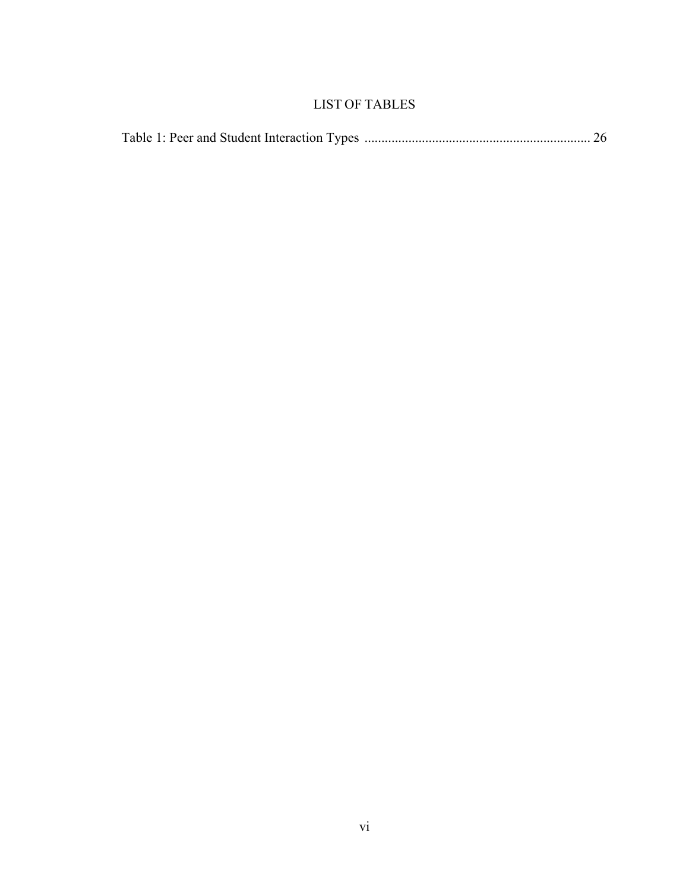# LIST OF TABLES

Table 1: Peer and Student Interaction Types .................................................................... 26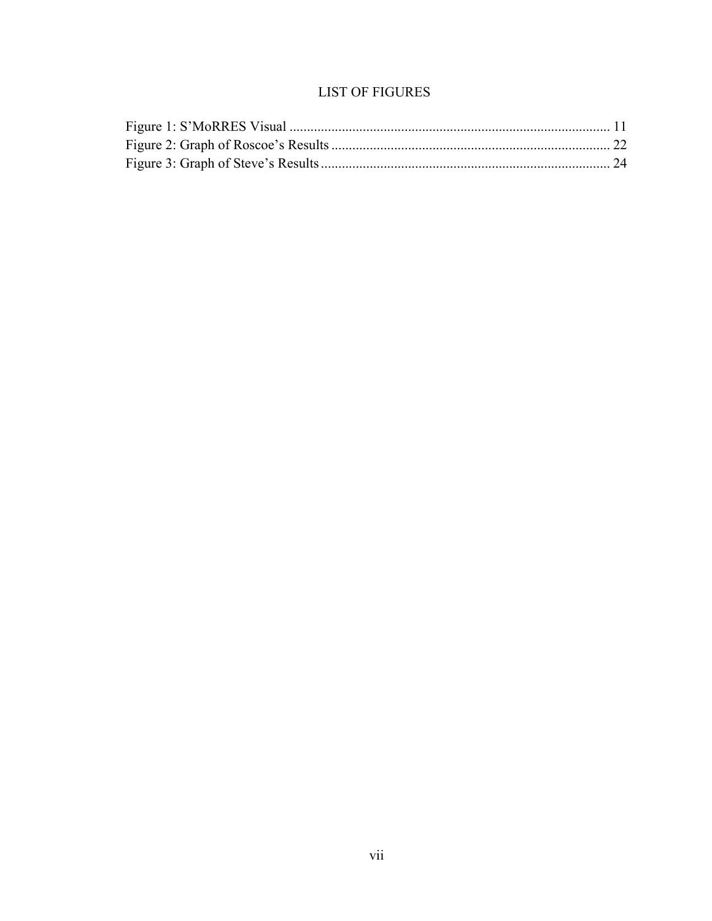# LIST OF FIGURES

Figure 1: S'MoRRES Visual ........................................................................................... 11
Figure 2: Graph of Roscoe's Results ............................................................................... 22
Figure 3: Graph of Steve's Results .................................................................................. 24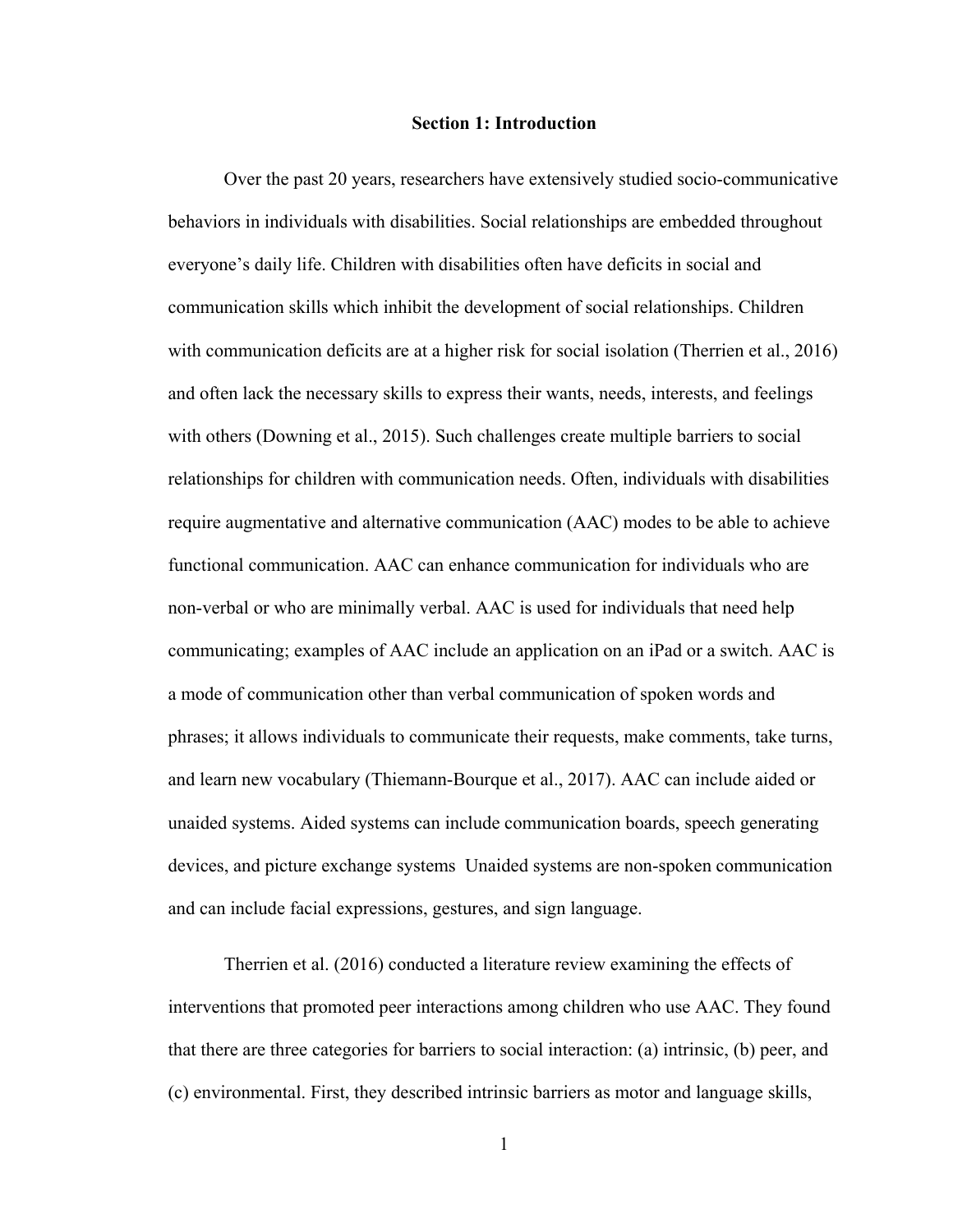## Section 1: Introduction

Over the past 20 years, researchers have extensively studied socio-communicative behaviors in individuals with disabilities. Social relationships are embedded throughout everyone's daily life. Children with disabilities often have deficits in social and communication skills which inhibit the development of social relationships. Children with communication deficits are at a higher risk for social isolation (Therrien et al., 2016) and often lack the necessary skills to express their wants, needs, interests, and feelings with others (Downing et al., 2015). Such challenges create multiple barriers to social relationships for children with communication needs. Often, individuals with disabilities require augmentative and alternative communication (AAC) modes to be able to achieve functional communication. AAC can enhance communication for individuals who are non-verbal or who are minimally verbal. AAC is used for individuals that need help communicating; examples of AAC include an application on an iPad or a switch. AAC is a mode of communication other than verbal communication of spoken words and phrases; it allows individuals to communicate their requests, make comments, take turns, and learn new vocabulary (Thiemann-Bourque et al., 2017). AAC can include aided or unaided systems. Aided systems can include communication boards, speech generating devices, and picture exchange systems  Unaided systems are non-spoken communication and can include facial expressions, gestures, and sign language.

Therrien et al. (2016) conducted a literature review examining the effects of interventions that promoted peer interactions among children who use AAC. They found that there are three categories for barriers to social interaction: (a) intrinsic, (b) peer, and (c) environmental. First, they described intrinsic barriers as motor and language skills,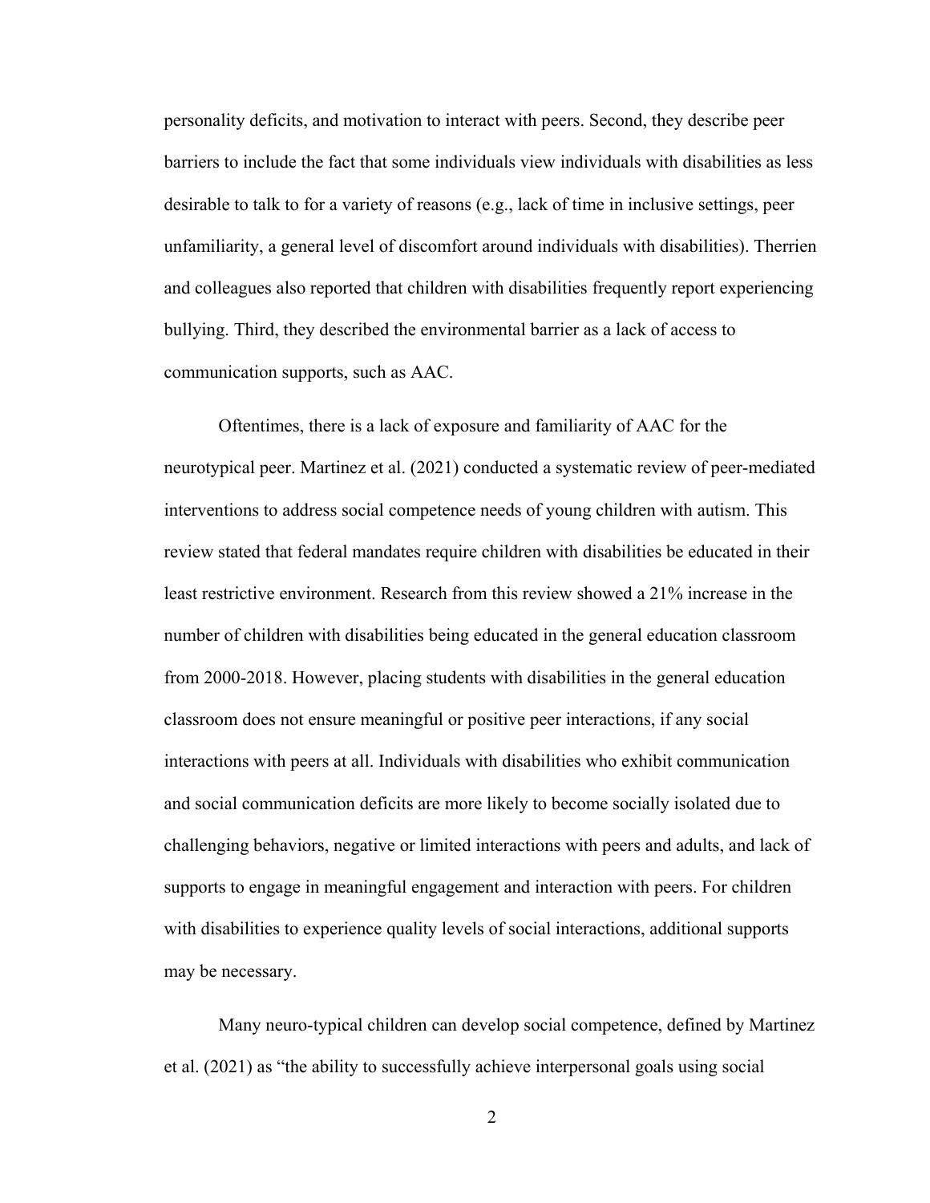personality deficits, and motivation to interact with peers. Second, they describe peer barriers to include the fact that some individuals view individuals with disabilities as less desirable to talk to for a variety of reasons (e.g., lack of time in inclusive settings, peer unfamiliarity, a general level of discomfort around individuals with disabilities). Therrien and colleagues also reported that children with disabilities frequently report experiencing bullying. Third, they described the environmental barrier as a lack of access to communication supports, such as AAC.

Oftentimes, there is a lack of exposure and familiarity of AAC for the neurotypical peer. Martinez et al. (2021) conducted a systematic review of peer-mediated interventions to address social competence needs of young children with autism. This review stated that federal mandates require children with disabilities be educated in their least restrictive environment. Research from this review showed a 21% increase in the number of children with disabilities being educated in the general education classroom from 2000-2018. However, placing students with disabilities in the general education classroom does not ensure meaningful or positive peer interactions, if any social interactions with peers at all. Individuals with disabilities who exhibit communication and social communication deficits are more likely to become socially isolated due to challenging behaviors, negative or limited interactions with peers and adults, and lack of supports to engage in meaningful engagement and interaction with peers. For children with disabilities to experience quality levels of social interactions, additional supports may be necessary.

Many neuro-typical children can develop social competence, defined by Martinez et al. (2021) as "the ability to successfully achieve interpersonal goals using social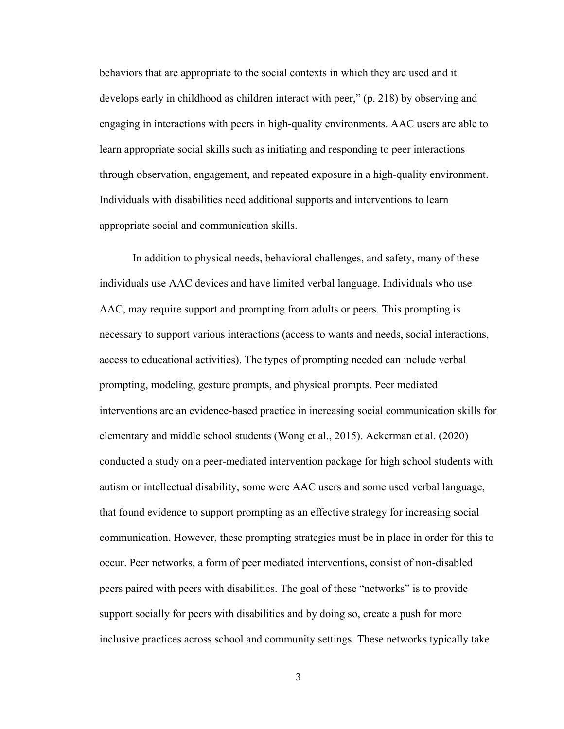behaviors that are appropriate to the social contexts in which they are used and it develops early in childhood as children interact with peer," (p. 218) by observing and engaging in interactions with peers in high-quality environments. AAC users are able to learn appropriate social skills such as initiating and responding to peer interactions through observation, engagement, and repeated exposure in a high-quality environment. Individuals with disabilities need additional supports and interventions to learn appropriate social and communication skills.

In addition to physical needs, behavioral challenges, and safety, many of these individuals use AAC devices and have limited verbal language. Individuals who use AAC, may require support and prompting from adults or peers. This prompting is necessary to support various interactions (access to wants and needs, social interactions, access to educational activities). The types of prompting needed can include verbal prompting, modeling, gesture prompts, and physical prompts. Peer mediated interventions are an evidence-based practice in increasing social communication skills for elementary and middle school students (Wong et al., 2015). Ackerman et al. (2020) conducted a study on a peer-mediated intervention package for high school students with autism or intellectual disability, some were AAC users and some used verbal language, that found evidence to support prompting as an effective strategy for increasing social communication. However, these prompting strategies must be in place in order for this to occur. Peer networks, a form of peer mediated interventions, consist of non-disabled peers paired with peers with disabilities. The goal of these "networks" is to provide support socially for peers with disabilities and by doing so, create a push for more inclusive practices across school and community settings. These networks typically take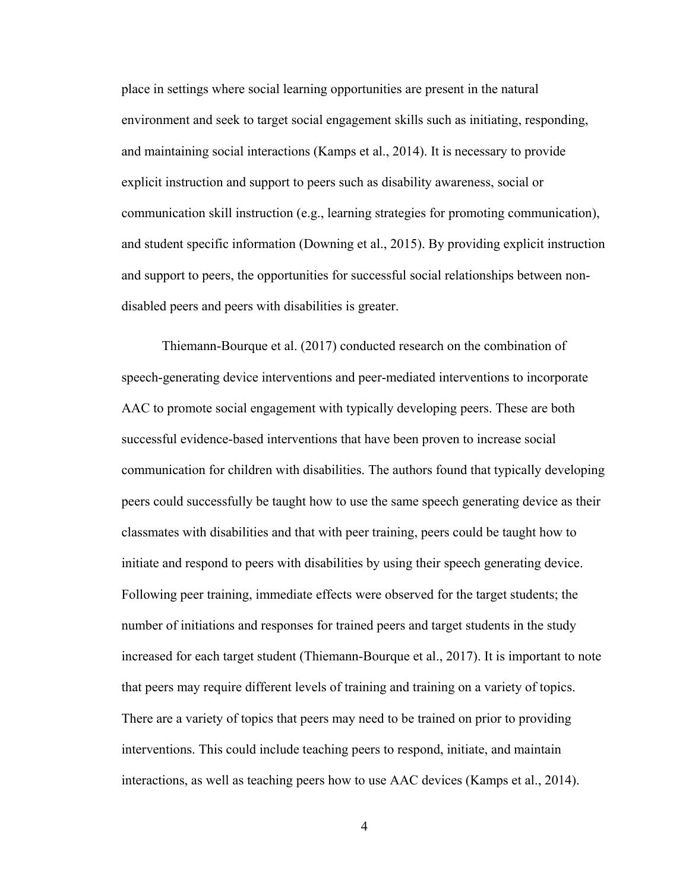place in settings where social learning opportunities are present in the natural environment and seek to target social engagement skills such as initiating, responding, and maintaining social interactions (Kamps et al., 2014). It is necessary to provide explicit instruction and support to peers such as disability awareness, social or communication skill instruction (e.g., learning strategies for promoting communication), and student specific information (Downing et al., 2015). By providing explicit instruction and support to peers, the opportunities for successful social relationships between non-disabled peers and peers with disabilities is greater.

Thiemann-Bourque et al. (2017) conducted research on the combination of speech-generating device interventions and peer-mediated interventions to incorporate AAC to promote social engagement with typically developing peers. These are both successful evidence-based interventions that have been proven to increase social communication for children with disabilities. The authors found that typically developing peers could successfully be taught how to use the same speech generating device as their classmates with disabilities and that with peer training, peers could be taught how to initiate and respond to peers with disabilities by using their speech generating device. Following peer training, immediate effects were observed for the target students; the number of initiations and responses for trained peers and target students in the study increased for each target student (Thiemann-Bourque et al., 2017). It is important to note that peers may require different levels of training and training on a variety of topics. There are a variety of topics that peers may need to be trained on prior to providing interventions. This could include teaching peers to respond, initiate, and maintain interactions, as well as teaching peers how to use AAC devices (Kamps et al., 2014).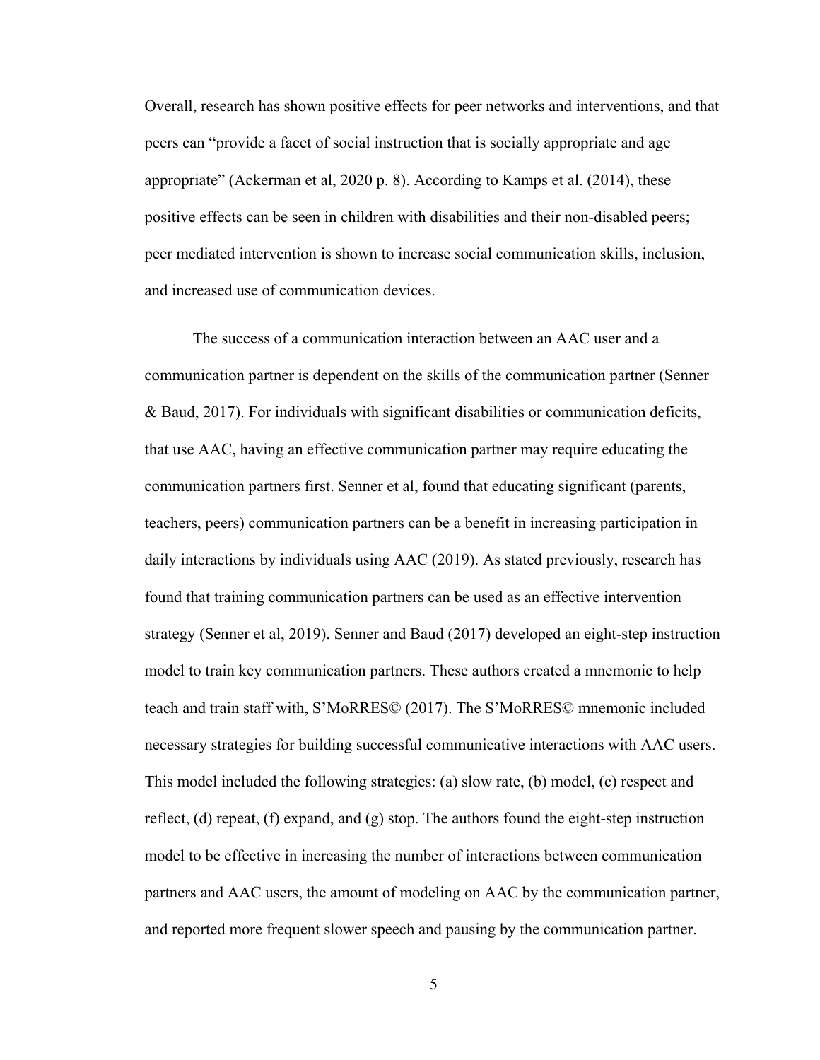Overall, research has shown positive effects for peer networks and interventions, and that peers can "provide a facet of social instruction that is socially appropriate and age appropriate" (Ackerman et al, 2020 p. 8). According to Kamps et al. (2014), these positive effects can be seen in children with disabilities and their non-disabled peers; peer mediated intervention is shown to increase social communication skills, inclusion, and increased use of communication devices.

The success of a communication interaction between an AAC user and a communication partner is dependent on the skills of the communication partner (Senner & Baud, 2017). For individuals with significant disabilities or communication deficits, that use AAC, having an effective communication partner may require educating the communication partners first. Senner et al, found that educating significant (parents, teachers, peers) communication partners can be a benefit in increasing participation in daily interactions by individuals using AAC (2019). As stated previously, research has found that training communication partners can be used as an effective intervention strategy (Senner et al, 2019). Senner and Baud (2017) developed an eight-step instruction model to train key communication partners. These authors created a mnemonic to help teach and train staff with, S'MoRRES© (2017). The S'MoRRES© mnemonic included necessary strategies for building successful communicative interactions with AAC users. This model included the following strategies: (a) slow rate, (b) model, (c) respect and reflect, (d) repeat, (f) expand, and (g) stop. The authors found the eight-step instruction model to be effective in increasing the number of interactions between communication partners and AAC users, the amount of modeling on AAC by the communication partner, and reported more frequent slower speech and pausing by the communication partner.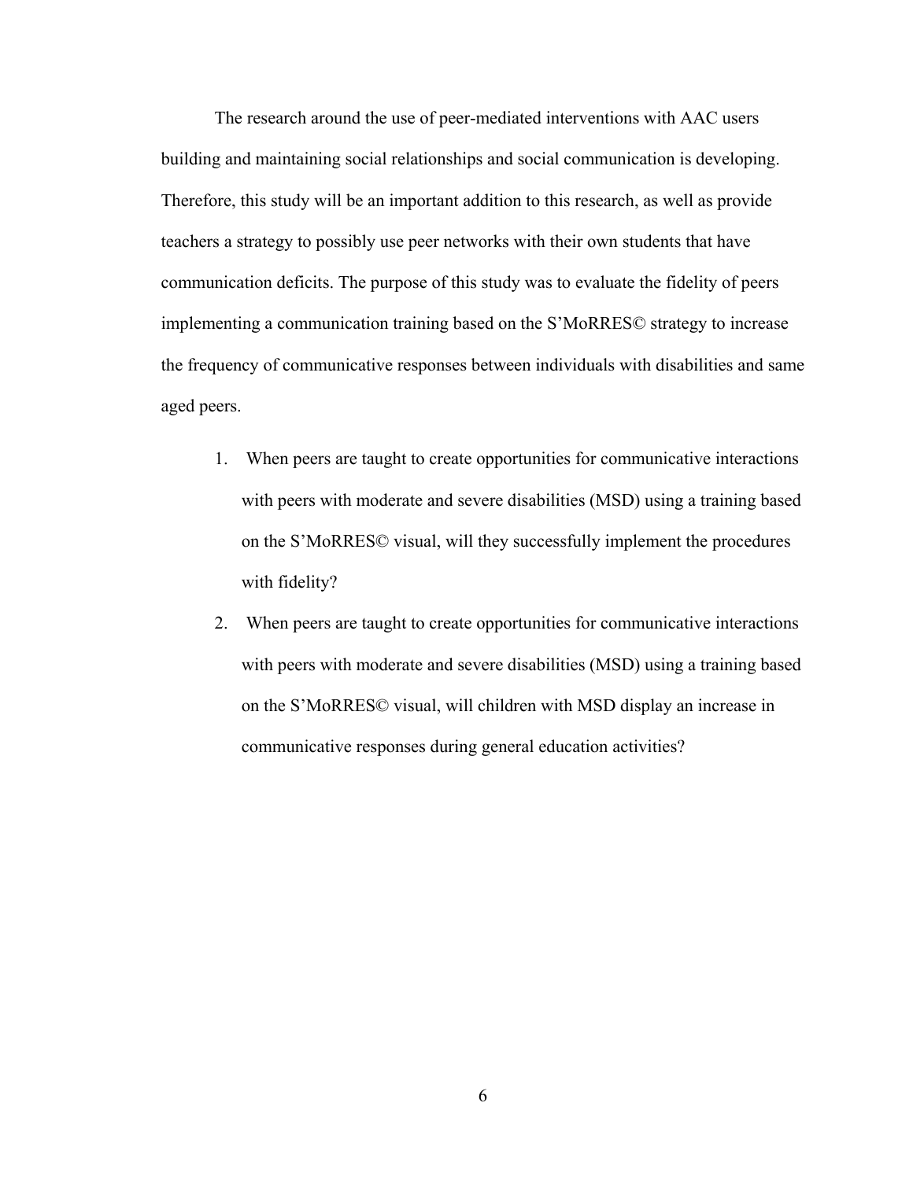The research around the use of peer-mediated interventions with AAC users building and maintaining social relationships and social communication is developing. Therefore, this study will be an important addition to this research, as well as provide teachers a strategy to possibly use peer networks with their own students that have communication deficits. The purpose of this study was to evaluate the fidelity of peers implementing a communication training based on the S'MoRRES© strategy to increase the frequency of communicative responses between individuals with disabilities and same aged peers.

1. When peers are taught to create opportunities for communicative interactions with peers with moderate and severe disabilities (MSD) using a training based on the S'MoRRES© visual, will they successfully implement the procedures with fidelity?
2. When peers are taught to create opportunities for communicative interactions with peers with moderate and severe disabilities (MSD) using a training based on the S'MoRRES© visual, will children with MSD display an increase in communicative responses during general education activities?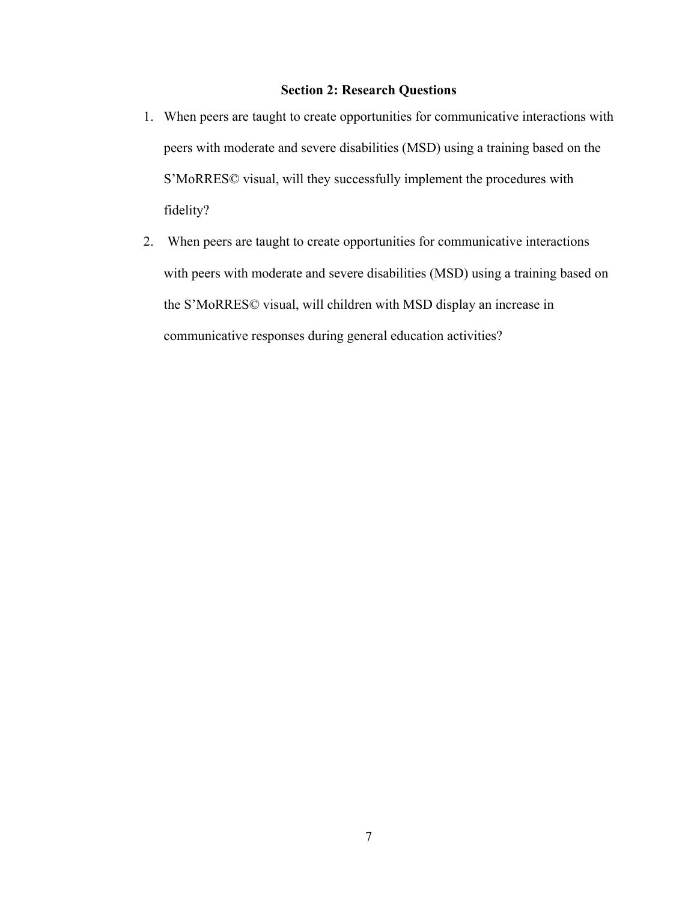## Section 2: Research Questions

1. When peers are taught to create opportunities for communicative interactions with peers with moderate and severe disabilities (MSD) using a training based on the S'MoRRES© visual, will they successfully implement the procedures with fidelity?
2. When peers are taught to create opportunities for communicative interactions with peers with moderate and severe disabilities (MSD) using a training based on the S'MoRRES© visual, will children with MSD display an increase in communicative responses during general education activities?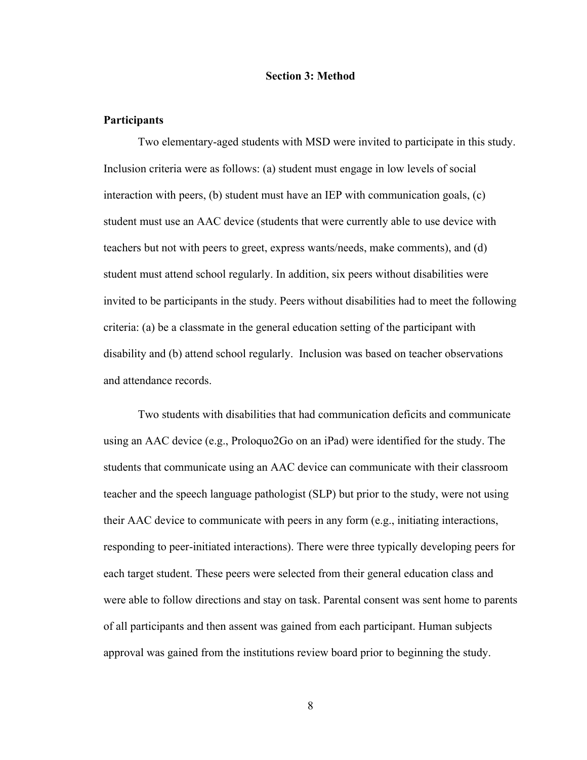## Section 3: Method

### Participants

Two elementary-aged students with MSD were invited to participate in this study. Inclusion criteria were as follows: (a) student must engage in low levels of social interaction with peers, (b) student must have an IEP with communication goals, (c) student must use an AAC device (students that were currently able to use device with teachers but not with peers to greet, express wants/needs, make comments), and (d) student must attend school regularly. In addition, six peers without disabilities were invited to be participants in the study. Peers without disabilities had to meet the following criteria: (a) be a classmate in the general education setting of the participant with disability and (b) attend school regularly. Inclusion was based on teacher observations and attendance records.

Two students with disabilities that had communication deficits and communicate using an AAC device (e.g., Proloquo2Go on an iPad) were identified for the study. The students that communicate using an AAC device can communicate with their classroom teacher and the speech language pathologist (SLP) but prior to the study, were not using their AAC device to communicate with peers in any form (e.g., initiating interactions, responding to peer-initiated interactions). There were three typically developing peers for each target student. These peers were selected from their general education class and were able to follow directions and stay on task. Parental consent was sent home to parents of all participants and then assent was gained from each participant. Human subjects approval was gained from the institutions review board prior to beginning the study.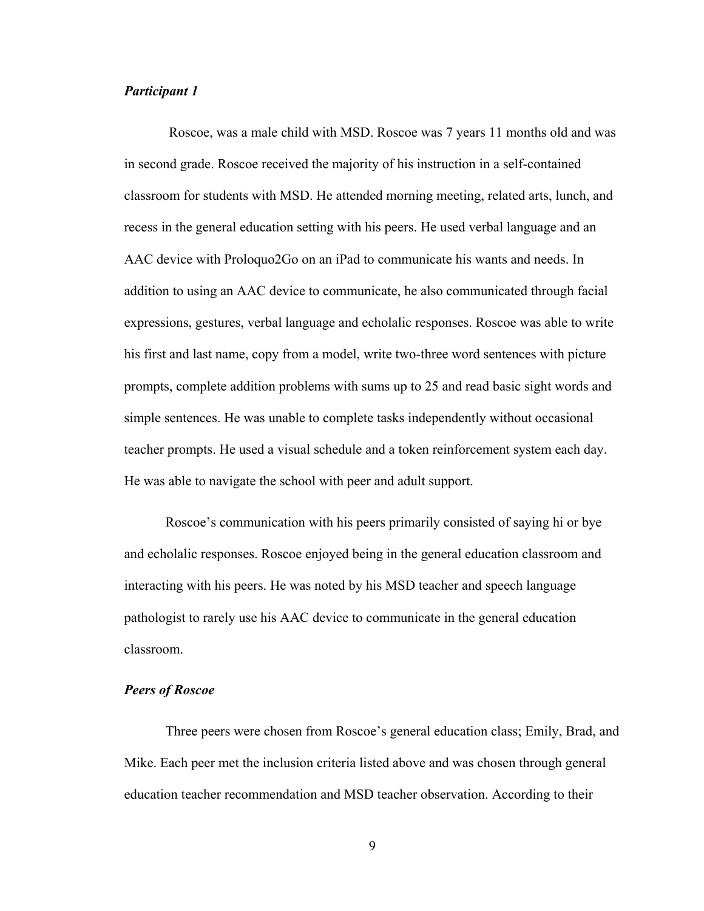***Participant 1***

Roscoe, was a male child with MSD. Roscoe was 7 years 11 months old and was in second grade. Roscoe received the majority of his instruction in a self-contained classroom for students with MSD. He attended morning meeting, related arts, lunch, and recess in the general education setting with his peers. He used verbal language and an AAC device with Proloquo2Go on an iPad to communicate his wants and needs. In addition to using an AAC device to communicate, he also communicated through facial expressions, gestures, verbal language and echolalic responses. Roscoe was able to write his first and last name, copy from a model, write two-three word sentences with picture prompts, complete addition problems with sums up to 25 and read basic sight words and simple sentences. He was unable to complete tasks independently without occasional teacher prompts. He used a visual schedule and a token reinforcement system each day. He was able to navigate the school with peer and adult support.

Roscoe's communication with his peers primarily consisted of saying hi or bye and echolalic responses. Roscoe enjoyed being in the general education classroom and interacting with his peers. He was noted by his MSD teacher and speech language pathologist to rarely use his AAC device to communicate in the general education classroom.

***Peers of Roscoe***

Three peers were chosen from Roscoe's general education class; Emily, Brad, and Mike. Each peer met the inclusion criteria listed above and was chosen through general education teacher recommendation and MSD teacher observation. According to their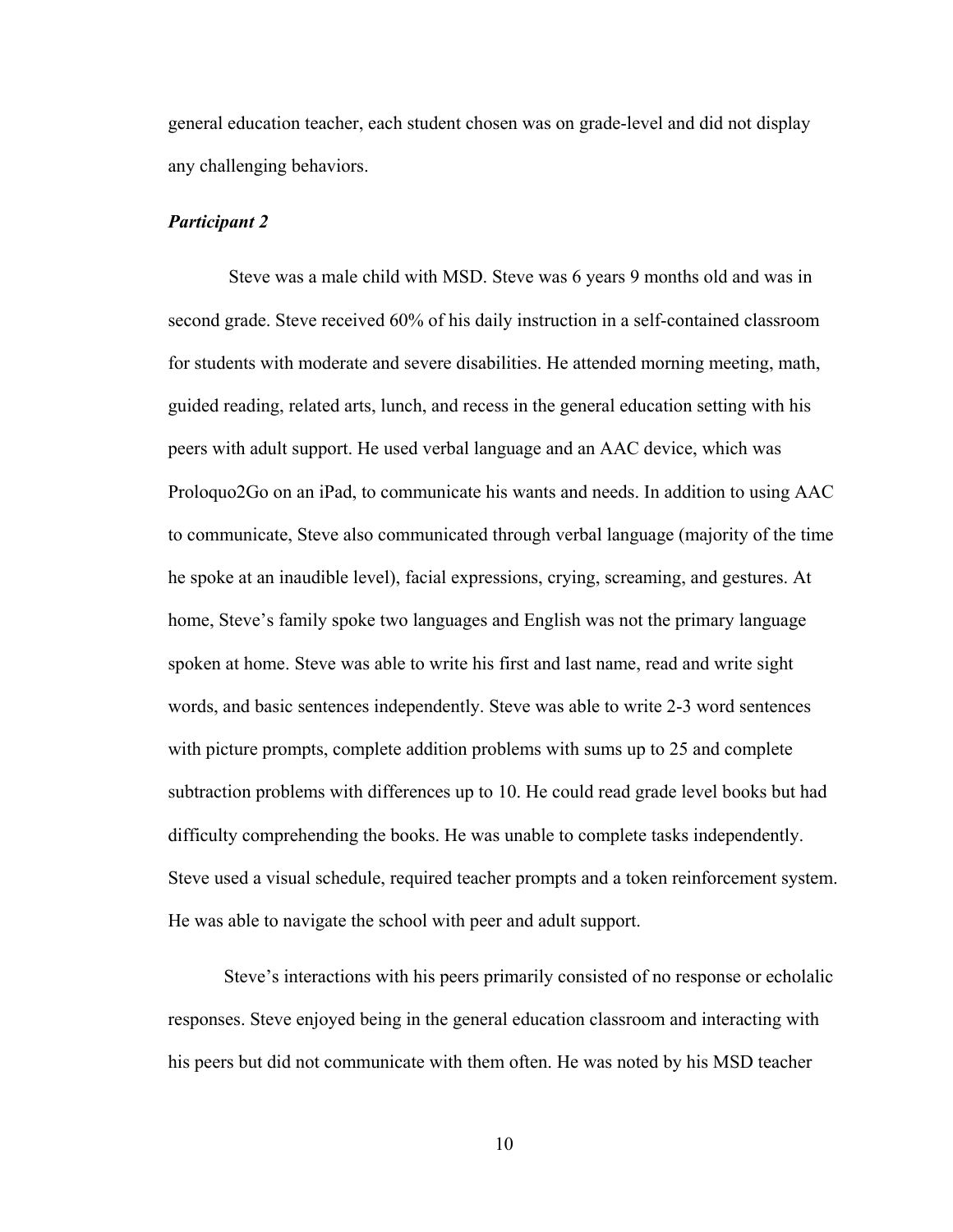general education teacher, each student chosen was on grade-level and did not display any challenging behaviors.

### ***Participant 2***

Steve was a male child with MSD. Steve was 6 years 9 months old and was in second grade. Steve received 60% of his daily instruction in a self-contained classroom for students with moderate and severe disabilities. He attended morning meeting, math, guided reading, related arts, lunch, and recess in the general education setting with his peers with adult support. He used verbal language and an AAC device, which was Proloquo2Go on an iPad, to communicate his wants and needs. In addition to using AAC to communicate, Steve also communicated through verbal language (majority of the time he spoke at an inaudible level), facial expressions, crying, screaming, and gestures. At home, Steve's family spoke two languages and English was not the primary language spoken at home. Steve was able to write his first and last name, read and write sight words, and basic sentences independently. Steve was able to write 2-3 word sentences with picture prompts, complete addition problems with sums up to 25 and complete subtraction problems with differences up to 10. He could read grade level books but had difficulty comprehending the books. He was unable to complete tasks independently. Steve used a visual schedule, required teacher prompts and a token reinforcement system. He was able to navigate the school with peer and adult support.

Steve's interactions with his peers primarily consisted of no response or echolalic responses. Steve enjoyed being in the general education classroom and interacting with his peers but did not communicate with them often. He was noted by his MSD teacher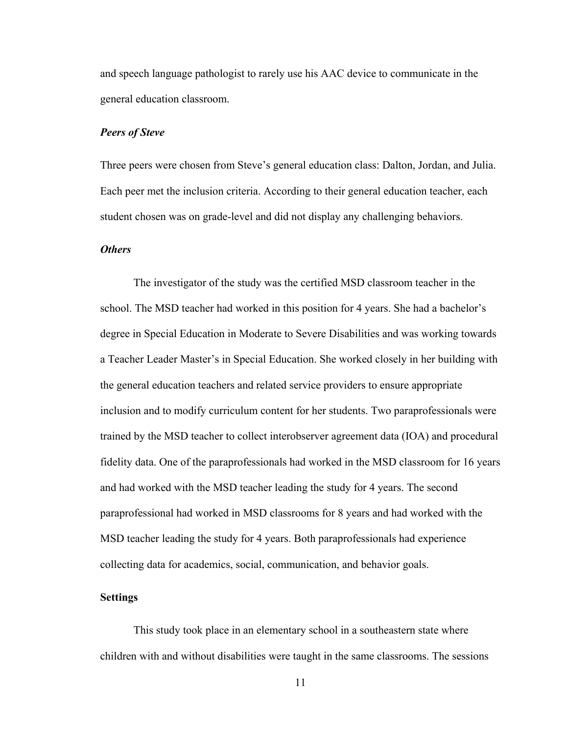and speech language pathologist to rarely use his AAC device to communicate in the general education classroom.

### *Peers of Steve*

Three peers were chosen from Steve's general education class: Dalton, Jordan, and Julia. Each peer met the inclusion criteria. According to their general education teacher, each student chosen was on grade-level and did not display any challenging behaviors.

### *Others*

The investigator of the study was the certified MSD classroom teacher in the school. The MSD teacher had worked in this position for 4 years. She had a bachelor's degree in Special Education in Moderate to Severe Disabilities and was working towards a Teacher Leader Master's in Special Education. She worked closely in her building with the general education teachers and related service providers to ensure appropriate inclusion and to modify curriculum content for her students. Two paraprofessionals were trained by the MSD teacher to collect interobserver agreement data (IOA) and procedural fidelity data. One of the paraprofessionals had worked in the MSD classroom for 16 years and had worked with the MSD teacher leading the study for 4 years. The second paraprofessional had worked in MSD classrooms for 8 years and had worked with the MSD teacher leading the study for 4 years. Both paraprofessionals had experience collecting data for academics, social, communication, and behavior goals.

## Settings

This study took place in an elementary school in a southeastern state where children with and without disabilities were taught in the same classrooms. The sessions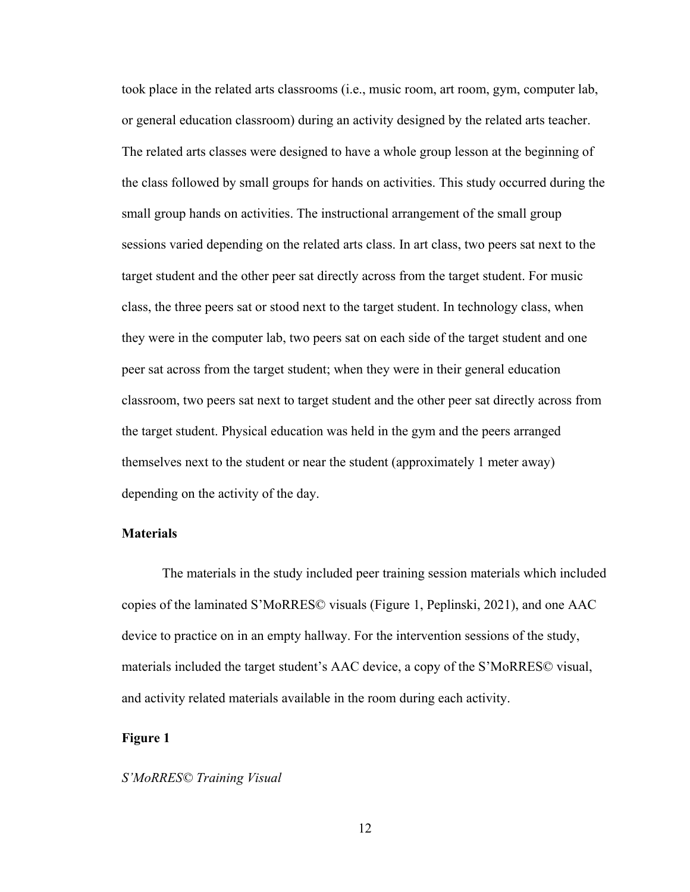took place in the related arts classrooms (i.e., music room, art room, gym, computer lab, or general education classroom) during an activity designed by the related arts teacher. The related arts classes were designed to have a whole group lesson at the beginning of the class followed by small groups for hands on activities. This study occurred during the small group hands on activities. The instructional arrangement of the small group sessions varied depending on the related arts class. In art class, two peers sat next to the target student and the other peer sat directly across from the target student. For music class, the three peers sat or stood next to the target student. In technology class, when they were in the computer lab, two peers sat on each side of the target student and one peer sat across from the target student; when they were in their general education classroom, two peers sat next to target student and the other peer sat directly across from the target student. Physical education was held in the gym and the peers arranged themselves next to the student or near the student (approximately 1 meter away) depending on the activity of the day.

### Materials

The materials in the study included peer training session materials which included copies of the laminated S'MoRRES© visuals (Figure 1, Peplinski, 2021), and one AAC device to practice on in an empty hallway. For the intervention sessions of the study, materials included the target student's AAC device, a copy of the S'MoRRES© visual, and activity related materials available in the room during each activity.

**Figure 1**

*S'MoRRES© Training Visual*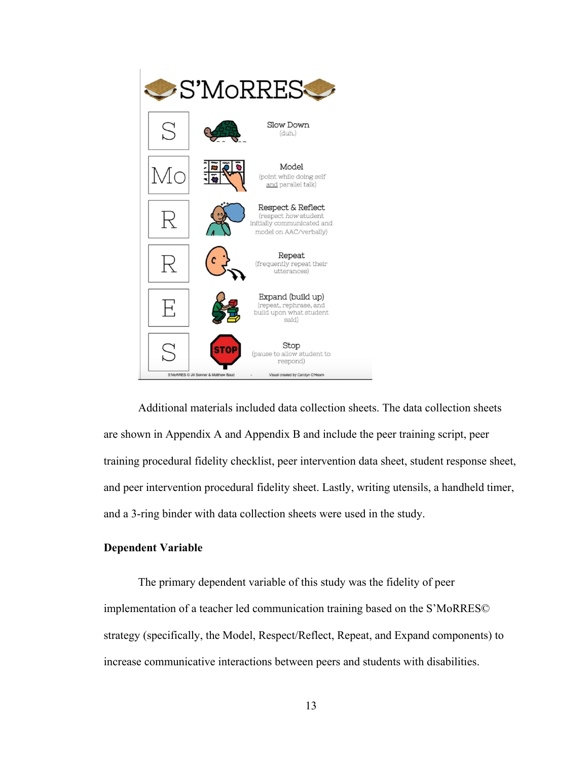# S'MoRRES

| | | |
|---|---|---|
| S | | Slow Down (duh.) |
| Mo | | Model (point while doing self and parallel talk) |
| R | | Respect & Reflect (respect *how* student initially communicated and model on AAC/verbally) |
| R | | Repeat (frequently repeat their utterances) |
| E | | Expand (build up) (repeat, rephrase, and build upon what student said) |
| S | | Stop (pause to allow student to respond) |

S'MoRRES © Jill Senner & Matthew Baud - Visual created by Carolyn O'Hearn

Additional materials included data collection sheets. The data collection sheets are shown in Appendix A and Appendix B and include the peer training script, peer training procedural fidelity checklist, peer intervention data sheet, student response sheet, and peer intervention procedural fidelity sheet. Lastly, writing utensils, a handheld timer, and a 3-ring binder with data collection sheets were used in the study.

**Dependent Variable**

The primary dependent variable of this study was the fidelity of peer implementation of a teacher led communication training based on the S'MoRRES© strategy (specifically, the Model, Respect/Reflect, Repeat, and Expand components) to increase communicative interactions between peers and students with disabilities.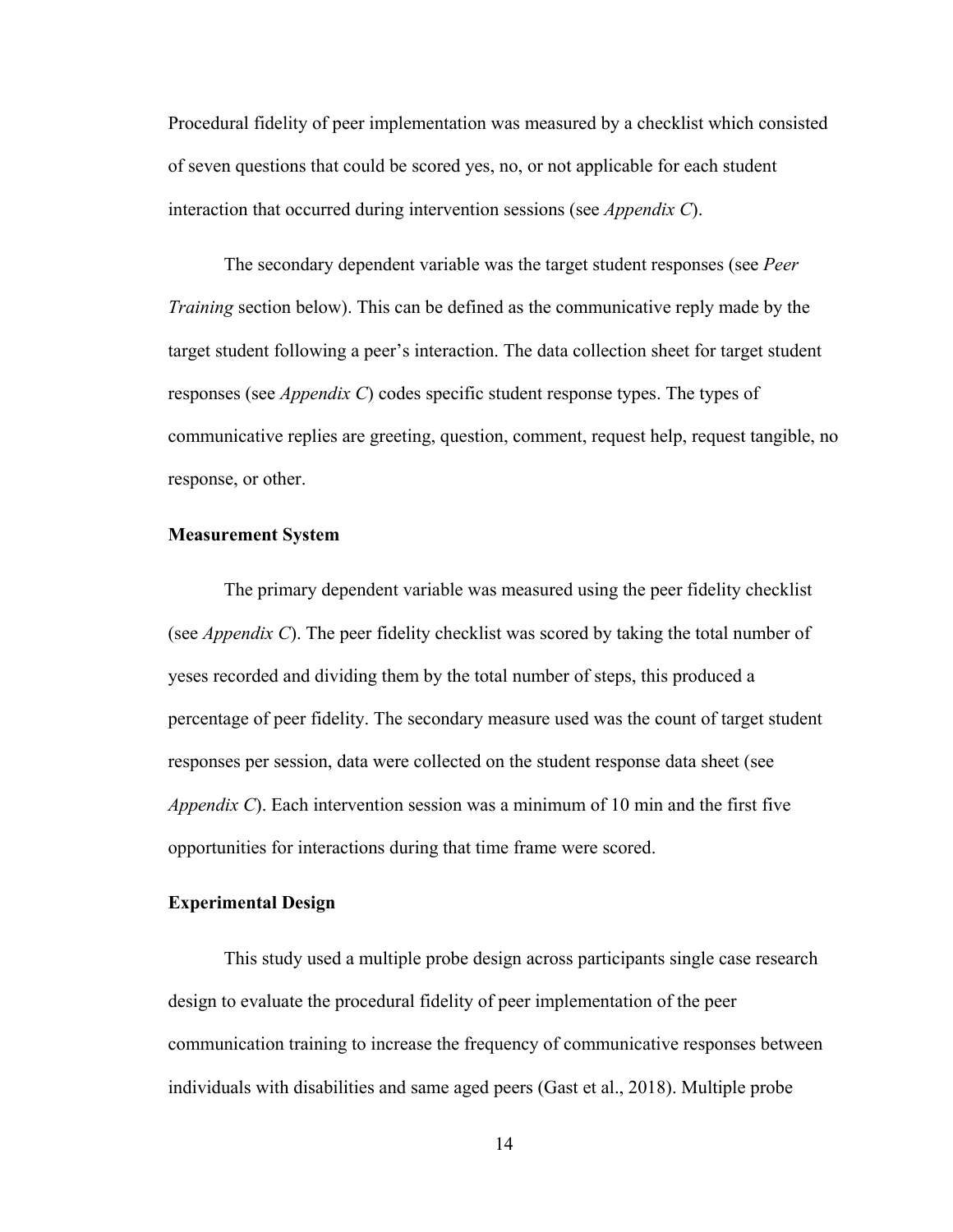Procedural fidelity of peer implementation was measured by a checklist which consisted of seven questions that could be scored yes, no, or not applicable for each student interaction that occurred during intervention sessions (see *Appendix C*).

The secondary dependent variable was the target student responses (see *Peer Training* section below). This can be defined as the communicative reply made by the target student following a peer's interaction. The data collection sheet for target student responses (see *Appendix C*) codes specific student response types. The types of communicative replies are greeting, question, comment, request help, request tangible, no response, or other.

### Measurement System

The primary dependent variable was measured using the peer fidelity checklist (see *Appendix C*). The peer fidelity checklist was scored by taking the total number of yeses recorded and dividing them by the total number of steps, this produced a percentage of peer fidelity. The secondary measure used was the count of target student responses per session, data were collected on the student response data sheet (see *Appendix C*). Each intervention session was a minimum of 10 min and the first five opportunities for interactions during that time frame were scored.

### Experimental Design

This study used a multiple probe design across participants single case research design to evaluate the procedural fidelity of peer implementation of the peer communication training to increase the frequency of communicative responses between individuals with disabilities and same aged peers (Gast et al., 2018). Multiple probe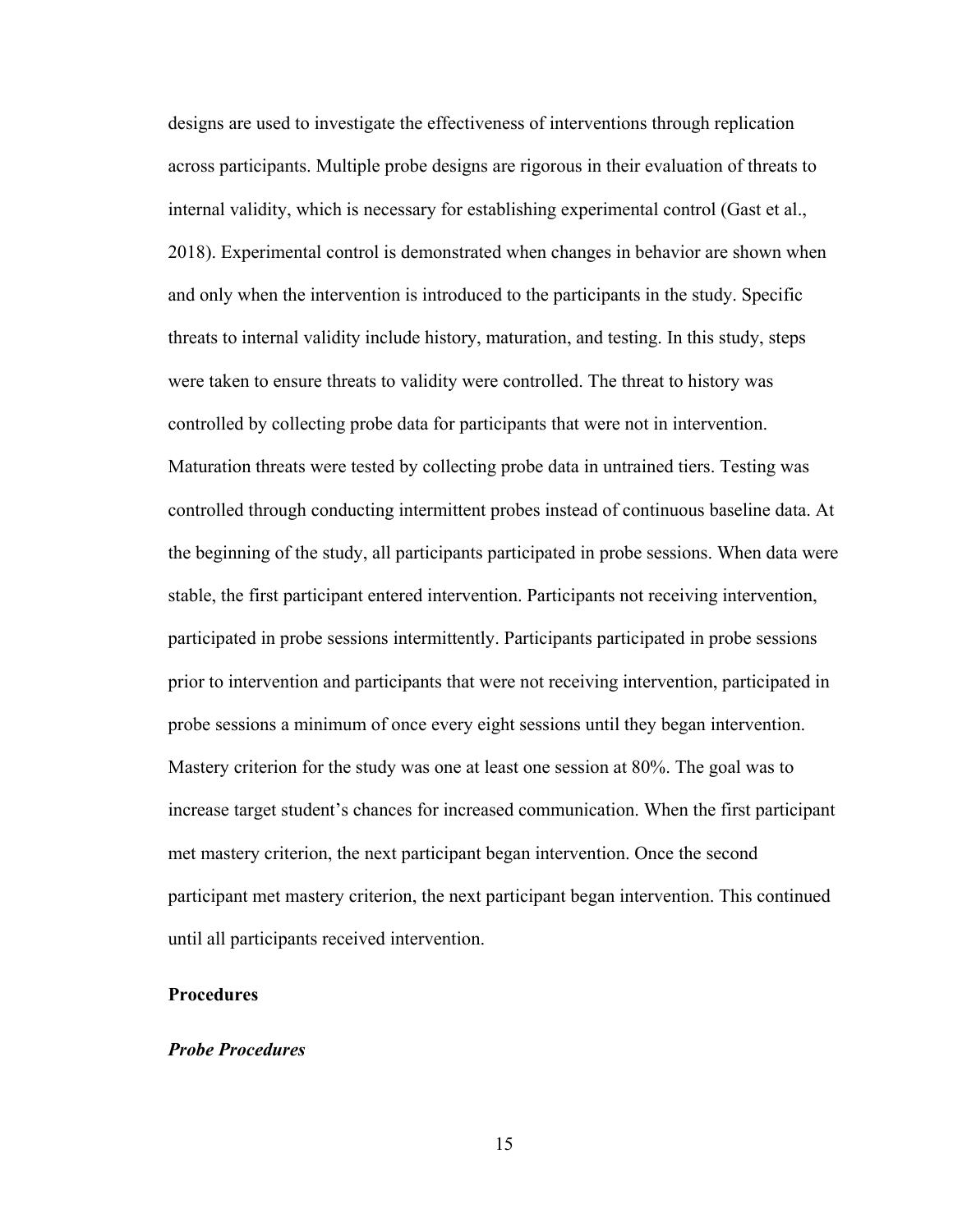designs are used to investigate the effectiveness of interventions through replication across participants. Multiple probe designs are rigorous in their evaluation of threats to internal validity, which is necessary for establishing experimental control (Gast et al., 2018). Experimental control is demonstrated when changes in behavior are shown when and only when the intervention is introduced to the participants in the study. Specific threats to internal validity include history, maturation, and testing. In this study, steps were taken to ensure threats to validity were controlled. The threat to history was controlled by collecting probe data for participants that were not in intervention. Maturation threats were tested by collecting probe data in untrained tiers. Testing was controlled through conducting intermittent probes instead of continuous baseline data. At the beginning of the study, all participants participated in probe sessions. When data were stable, the first participant entered intervention. Participants not receiving intervention, participated in probe sessions intermittently. Participants participated in probe sessions prior to intervention and participants that were not receiving intervention, participated in probe sessions a minimum of once every eight sessions until they began intervention. Mastery criterion for the study was one at least one session at 80%. The goal was to increase target student's chances for increased communication. When the first participant met mastery criterion, the next participant began intervention. Once the second participant met mastery criterion, the next participant began intervention. This continued until all participants received intervention.

## Procedures

### *Probe Procedures*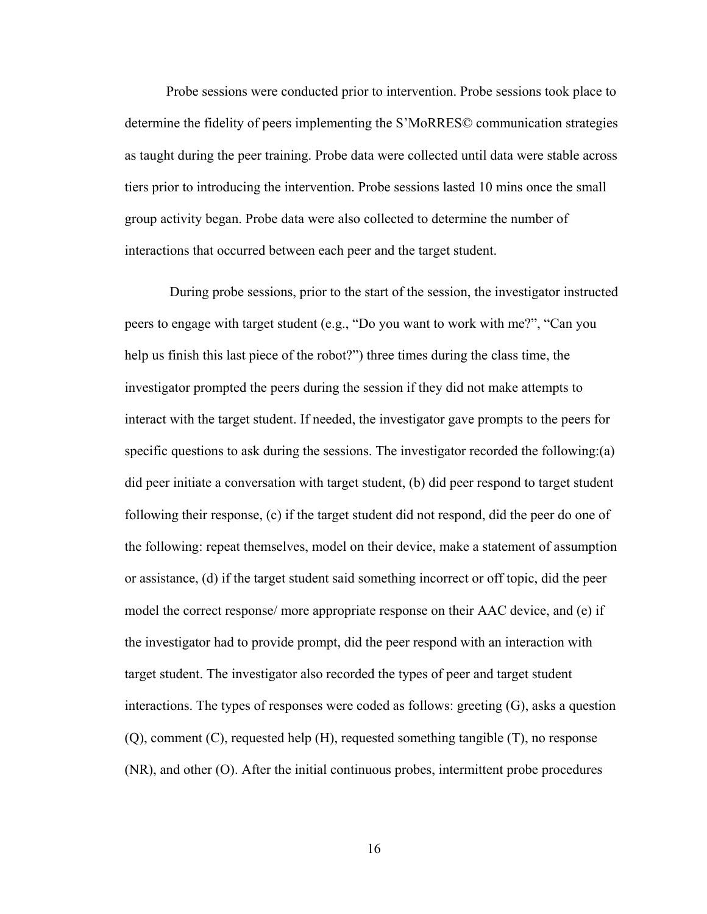Probe sessions were conducted prior to intervention. Probe sessions took place to determine the fidelity of peers implementing the S'MoRRES© communication strategies as taught during the peer training. Probe data were collected until data were stable across tiers prior to introducing the intervention. Probe sessions lasted 10 mins once the small group activity began. Probe data were also collected to determine the number of interactions that occurred between each peer and the target student.

During probe sessions, prior to the start of the session, the investigator instructed peers to engage with target student (e.g., "Do you want to work with me?", "Can you help us finish this last piece of the robot?") three times during the class time, the investigator prompted the peers during the session if they did not make attempts to interact with the target student. If needed, the investigator gave prompts to the peers for specific questions to ask during the sessions. The investigator recorded the following:(a) did peer initiate a conversation with target student, (b) did peer respond to target student following their response, (c) if the target student did not respond, did the peer do one of the following: repeat themselves, model on their device, make a statement of assumption or assistance, (d) if the target student said something incorrect or off topic, did the peer model the correct response/ more appropriate response on their AAC device, and (e) if the investigator had to provide prompt, did the peer respond with an interaction with target student. The investigator also recorded the types of peer and target student interactions. The types of responses were coded as follows: greeting (G), asks a question (Q), comment (C), requested help (H), requested something tangible (T), no response (NR), and other (O). After the initial continuous probes, intermittent probe procedures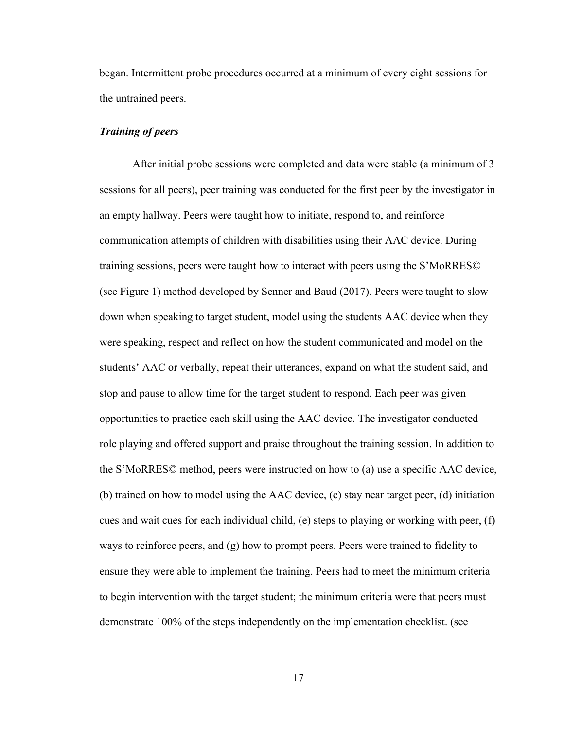began. Intermittent probe procedures occurred at a minimum of every eight sessions for the untrained peers.

### *Training of peers*

After initial probe sessions were completed and data were stable (a minimum of 3 sessions for all peers), peer training was conducted for the first peer by the investigator in an empty hallway. Peers were taught how to initiate, respond to, and reinforce communication attempts of children with disabilities using their AAC device. During training sessions, peers were taught how to interact with peers using the S'MoRRES© (see Figure 1) method developed by Senner and Baud (2017). Peers were taught to slow down when speaking to target student, model using the students AAC device when they were speaking, respect and reflect on how the student communicated and model on the students' AAC or verbally, repeat their utterances, expand on what the student said, and stop and pause to allow time for the target student to respond. Each peer was given opportunities to practice each skill using the AAC device. The investigator conducted role playing and offered support and praise throughout the training session. In addition to the S'MoRRES© method, peers were instructed on how to (a) use a specific AAC device, (b) trained on how to model using the AAC device, (c) stay near target peer, (d) initiation cues and wait cues for each individual child, (e) steps to playing or working with peer, (f) ways to reinforce peers, and (g) how to prompt peers. Peers were trained to fidelity to ensure they were able to implement the training. Peers had to meet the minimum criteria to begin intervention with the target student; the minimum criteria were that peers must demonstrate 100% of the steps independently on the implementation checklist. (see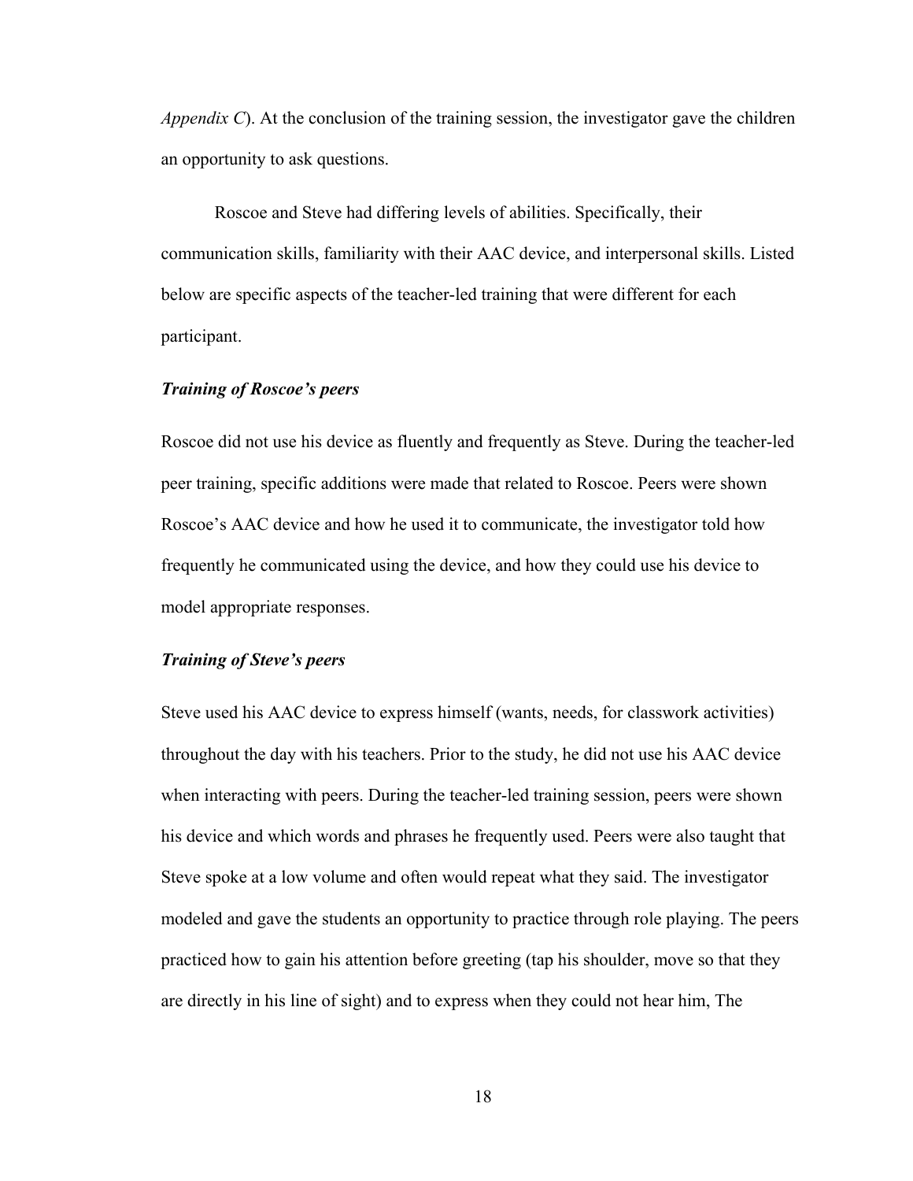*Appendix C*). At the conclusion of the training session, the investigator gave the children an opportunity to ask questions.

Roscoe and Steve had differing levels of abilities. Specifically, their communication skills, familiarity with their AAC device, and interpersonal skills. Listed below are specific aspects of the teacher-led training that were different for each participant.

### *Training of Roscoe's peers*

Roscoe did not use his device as fluently and frequently as Steve. During the teacher-led peer training, specific additions were made that related to Roscoe. Peers were shown Roscoe's AAC device and how he used it to communicate, the investigator told how frequently he communicated using the device, and how they could use his device to model appropriate responses.

### *Training of Steve's peers*

Steve used his AAC device to express himself (wants, needs, for classwork activities) throughout the day with his teachers. Prior to the study, he did not use his AAC device when interacting with peers. During the teacher-led training session, peers were shown his device and which words and phrases he frequently used. Peers were also taught that Steve spoke at a low volume and often would repeat what they said. The investigator modeled and gave the students an opportunity to practice through role playing. The peers practiced how to gain his attention before greeting (tap his shoulder, move so that they are directly in his line of sight) and to express when they could not hear him, The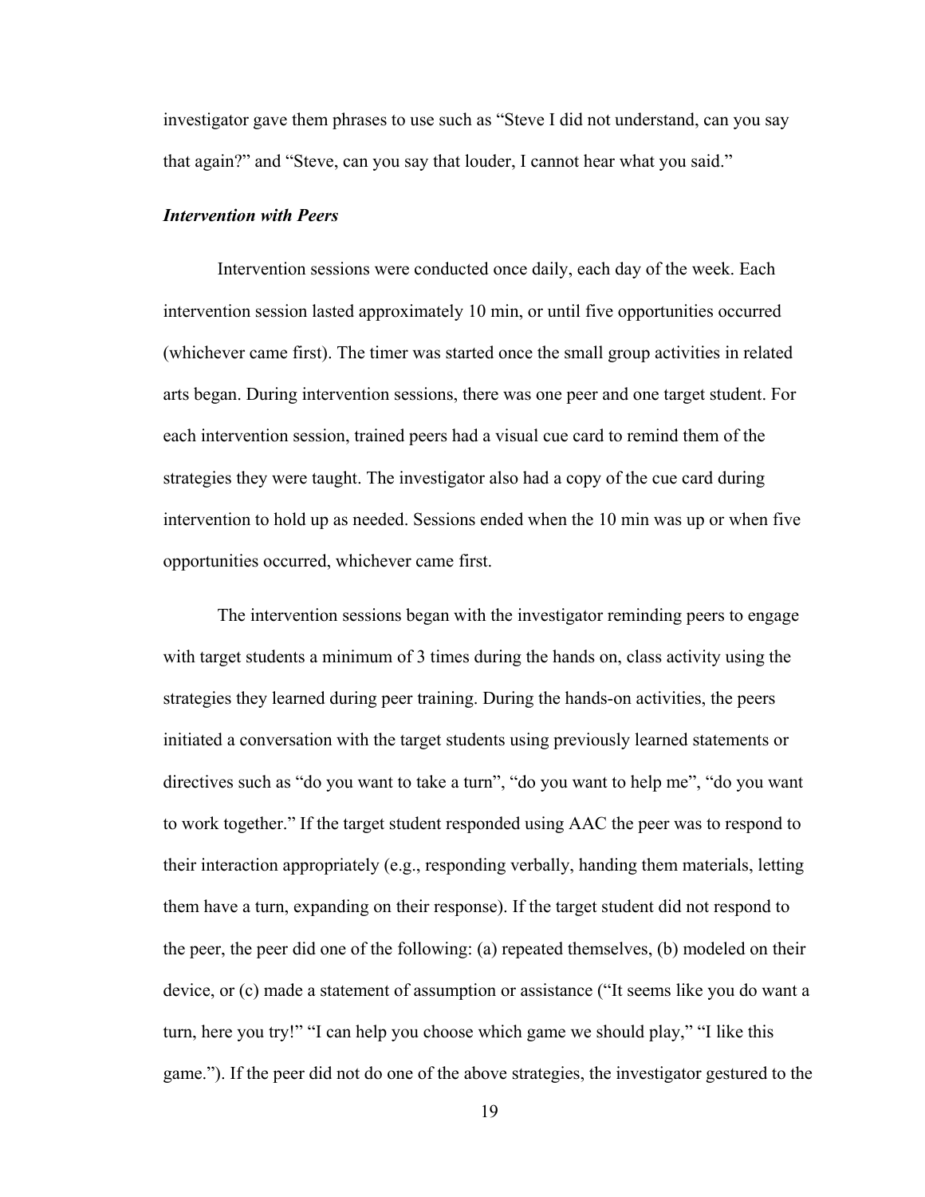investigator gave them phrases to use such as "Steve I did not understand, can you say that again?" and "Steve, can you say that louder, I cannot hear what you said."

### *Intervention with Peers*

Intervention sessions were conducted once daily, each day of the week. Each intervention session lasted approximately 10 min, or until five opportunities occurred (whichever came first). The timer was started once the small group activities in related arts began. During intervention sessions, there was one peer and one target student. For each intervention session, trained peers had a visual cue card to remind them of the strategies they were taught. The investigator also had a copy of the cue card during intervention to hold up as needed. Sessions ended when the 10 min was up or when five opportunities occurred, whichever came first.

The intervention sessions began with the investigator reminding peers to engage with target students a minimum of 3 times during the hands on, class activity using the strategies they learned during peer training. During the hands-on activities, the peers initiated a conversation with the target students using previously learned statements or directives such as "do you want to take a turn", "do you want to help me", "do you want to work together." If the target student responded using AAC the peer was to respond to their interaction appropriately (e.g., responding verbally, handing them materials, letting them have a turn, expanding on their response). If the target student did not respond to the peer, the peer did one of the following: (a) repeated themselves, (b) modeled on their device, or (c) made a statement of assumption or assistance ("It seems like you do want a turn, here you try!" "I can help you choose which game we should play," "I like this game."). If the peer did not do one of the above strategies, the investigator gestured to the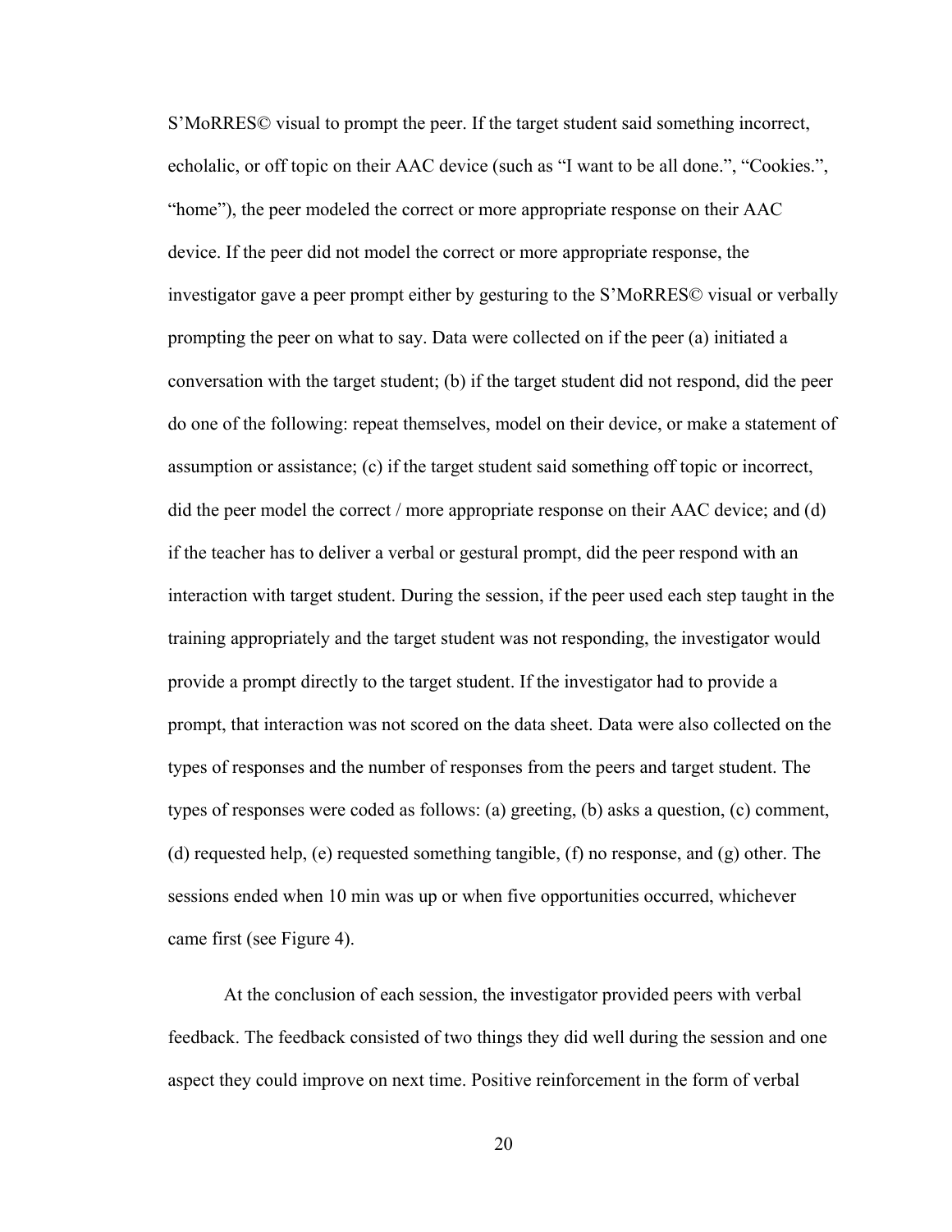S'MoRRES© visual to prompt the peer. If the target student said something incorrect, echolalic, or off topic on their AAC device (such as "I want to be all done.", "Cookies.", "home"), the peer modeled the correct or more appropriate response on their AAC device. If the peer did not model the correct or more appropriate response, the investigator gave a peer prompt either by gesturing to the S'MoRRES© visual or verbally prompting the peer on what to say. Data were collected on if the peer (a) initiated a conversation with the target student; (b) if the target student did not respond, did the peer do one of the following: repeat themselves, model on their device, or make a statement of assumption or assistance; (c) if the target student said something off topic or incorrect, did the peer model the correct / more appropriate response on their AAC device; and (d) if the teacher has to deliver a verbal or gestural prompt, did the peer respond with an interaction with target student. During the session, if the peer used each step taught in the training appropriately and the target student was not responding, the investigator would provide a prompt directly to the target student. If the investigator had to provide a prompt, that interaction was not scored on the data sheet. Data were also collected on the types of responses and the number of responses from the peers and target student. The types of responses were coded as follows: (a) greeting, (b) asks a question, (c) comment, (d) requested help, (e) requested something tangible, (f) no response, and (g) other. The sessions ended when 10 min was up or when five opportunities occurred, whichever came first (see Figure 4).

At the conclusion of each session, the investigator provided peers with verbal feedback. The feedback consisted of two things they did well during the session and one aspect they could improve on next time. Positive reinforcement in the form of verbal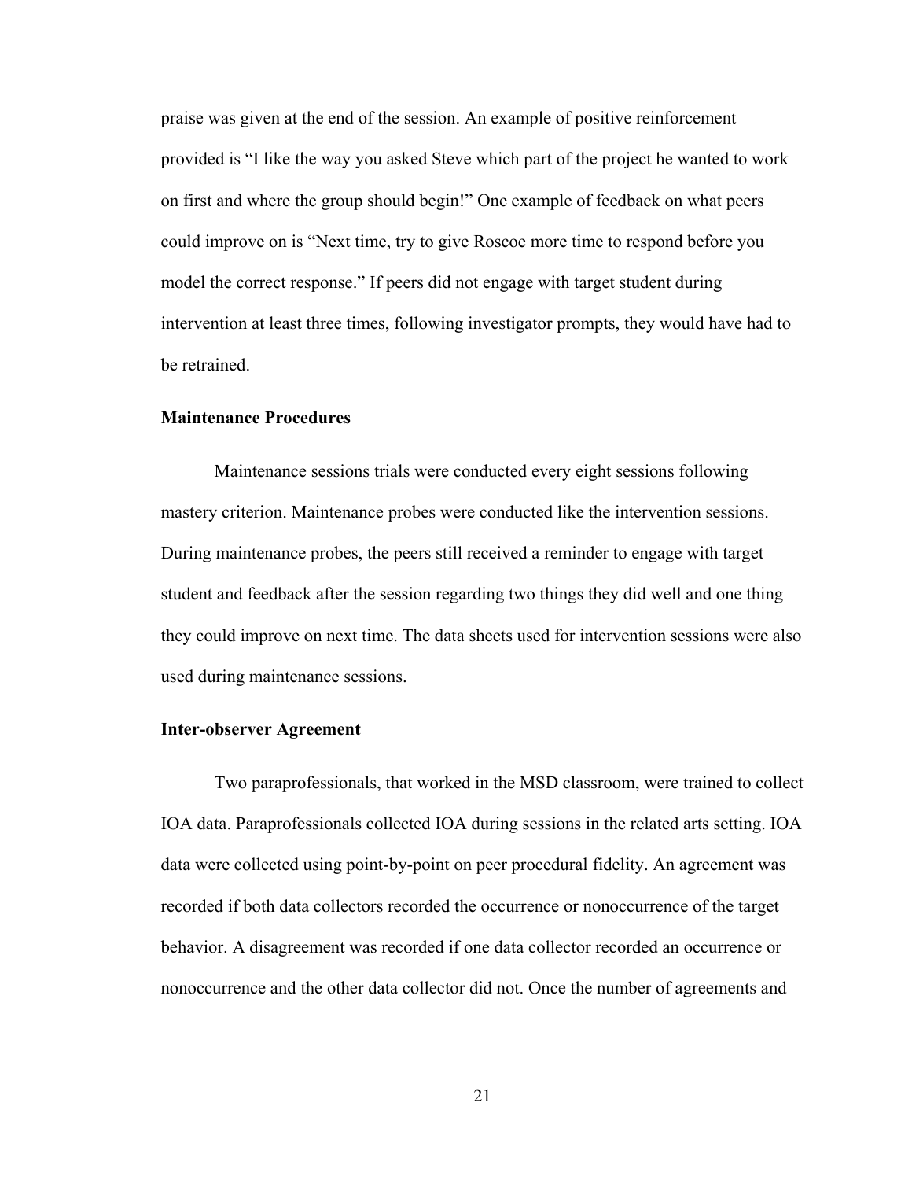praise was given at the end of the session. An example of positive reinforcement provided is "I like the way you asked Steve which part of the project he wanted to work on first and where the group should begin!" One example of feedback on what peers could improve on is "Next time, try to give Roscoe more time to respond before you model the correct response." If peers did not engage with target student during intervention at least three times, following investigator prompts, they would have had to be retrained.

### Maintenance Procedures

Maintenance sessions trials were conducted every eight sessions following mastery criterion. Maintenance probes were conducted like the intervention sessions. During maintenance probes, the peers still received a reminder to engage with target student and feedback after the session regarding two things they did well and one thing they could improve on next time. The data sheets used for intervention sessions were also used during maintenance sessions.

### Inter-observer Agreement

Two paraprofessionals, that worked in the MSD classroom, were trained to collect IOA data. Paraprofessionals collected IOA during sessions in the related arts setting. IOA data were collected using point-by-point on peer procedural fidelity. An agreement was recorded if both data collectors recorded the occurrence or nonoccurrence of the target behavior. A disagreement was recorded if one data collector recorded an occurrence or nonoccurrence and the other data collector did not. Once the number of agreements and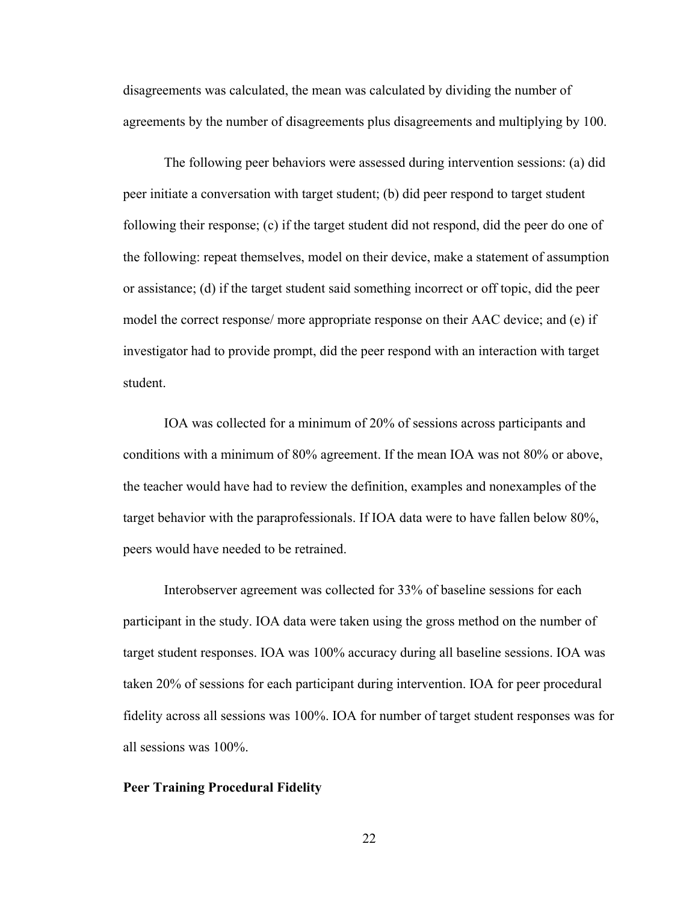disagreements was calculated, the mean was calculated by dividing the number of agreements by the number of disagreements plus disagreements and multiplying by 100.

The following peer behaviors were assessed during intervention sessions: (a) did peer initiate a conversation with target student; (b) did peer respond to target student following their response; (c) if the target student did not respond, did the peer do one of the following: repeat themselves, model on their device, make a statement of assumption or assistance; (d) if the target student said something incorrect or off topic, did the peer model the correct response/ more appropriate response on their AAC device; and (e) if investigator had to provide prompt, did the peer respond with an interaction with target student.

IOA was collected for a minimum of 20% of sessions across participants and conditions with a minimum of 80% agreement. If the mean IOA was not 80% or above, the teacher would have had to review the definition, examples and nonexamples of the target behavior with the paraprofessionals. If IOA data were to have fallen below 80%, peers would have needed to be retrained.

Interobserver agreement was collected for 33% of baseline sessions for each participant in the study. IOA data were taken using the gross method on the number of target student responses. IOA was 100% accuracy during all baseline sessions. IOA was taken 20% of sessions for each participant during intervention. IOA for peer procedural fidelity across all sessions was 100%. IOA for number of target student responses was for all sessions was 100%.

**Peer Training Procedural Fidelity**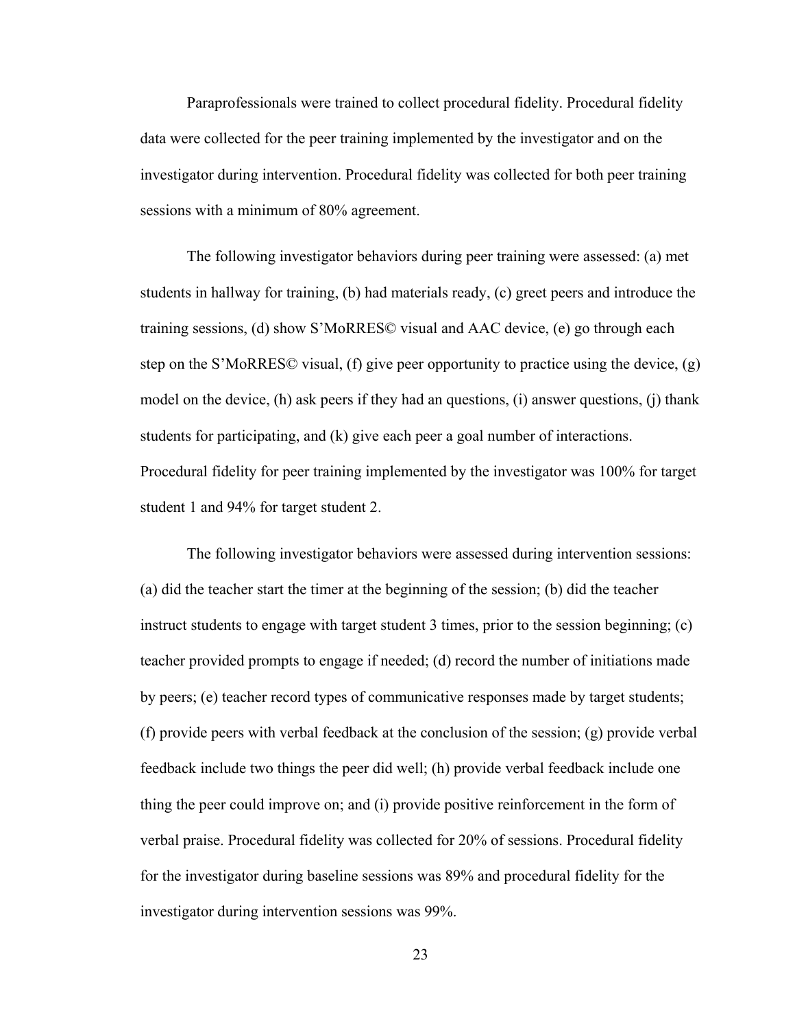Paraprofessionals were trained to collect procedural fidelity. Procedural fidelity data were collected for the peer training implemented by the investigator and on the investigator during intervention. Procedural fidelity was collected for both peer training sessions with a minimum of 80% agreement.

The following investigator behaviors during peer training were assessed: (a) met students in hallway for training, (b) had materials ready, (c) greet peers and introduce the training sessions, (d) show S'MoRRES© visual and AAC device, (e) go through each step on the S'MoRRES© visual, (f) give peer opportunity to practice using the device, (g) model on the device, (h) ask peers if they had an questions, (i) answer questions, (j) thank students for participating, and (k) give each peer a goal number of interactions. Procedural fidelity for peer training implemented by the investigator was 100% for target student 1 and 94% for target student 2.

The following investigator behaviors were assessed during intervention sessions: (a) did the teacher start the timer at the beginning of the session; (b) did the teacher instruct students to engage with target student 3 times, prior to the session beginning; (c) teacher provided prompts to engage if needed; (d) record the number of initiations made by peers; (e) teacher record types of communicative responses made by target students; (f) provide peers with verbal feedback at the conclusion of the session; (g) provide verbal feedback include two things the peer did well; (h) provide verbal feedback include one thing the peer could improve on; and (i) provide positive reinforcement in the form of verbal praise. Procedural fidelity was collected for 20% of sessions. Procedural fidelity for the investigator during baseline sessions was 89% and procedural fidelity for the investigator during intervention sessions was 99%.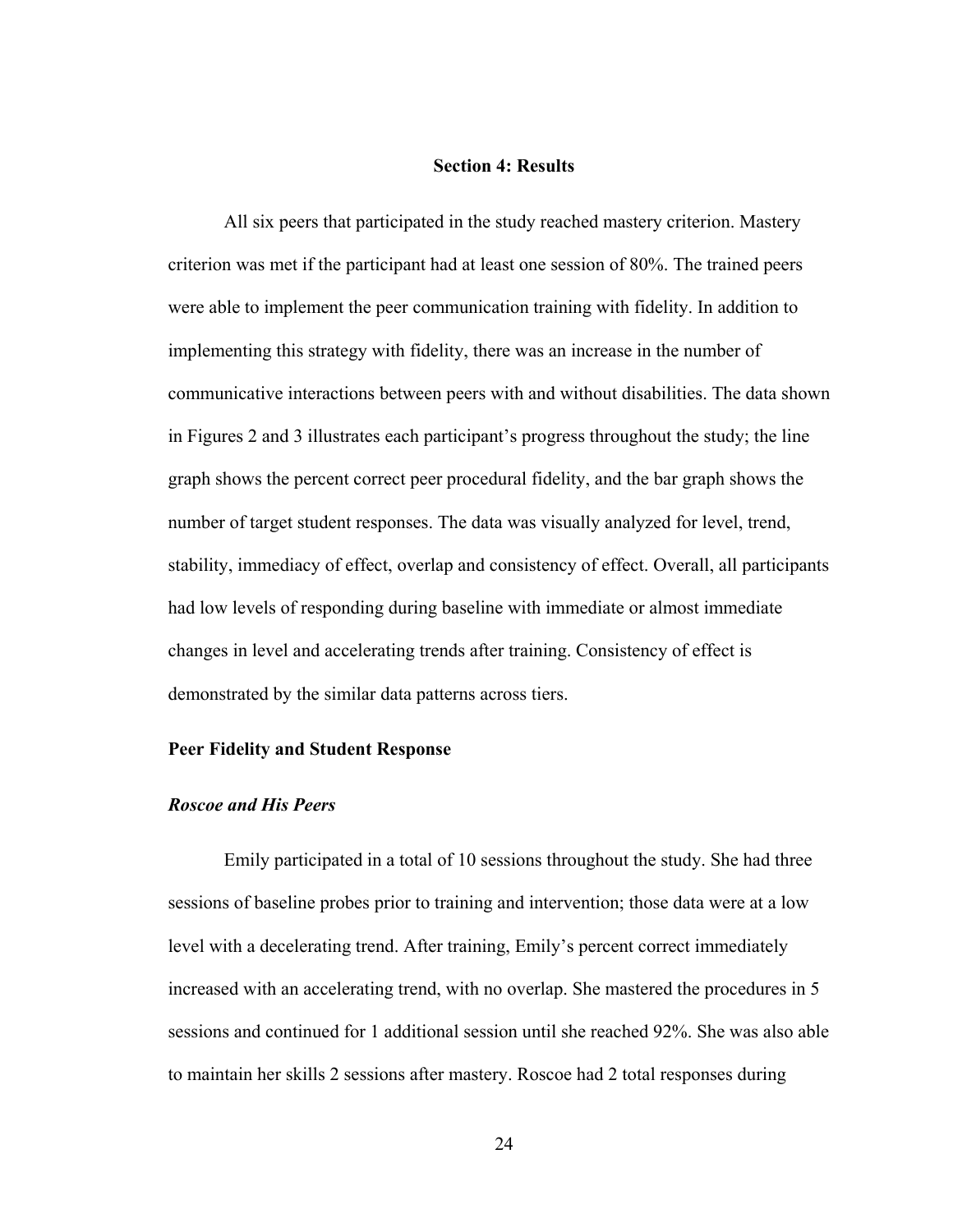## Section 4: Results

All six peers that participated in the study reached mastery criterion. Mastery criterion was met if the participant had at least one session of 80%. The trained peers were able to implement the peer communication training with fidelity. In addition to implementing this strategy with fidelity, there was an increase in the number of communicative interactions between peers with and without disabilities. The data shown in Figures 2 and 3 illustrates each participant's progress throughout the study; the line graph shows the percent correct peer procedural fidelity, and the bar graph shows the number of target student responses. The data was visually analyzed for level, trend, stability, immediacy of effect, overlap and consistency of effect. Overall, all participants had low levels of responding during baseline with immediate or almost immediate changes in level and accelerating trends after training. Consistency of effect is demonstrated by the similar data patterns across tiers.

### Peer Fidelity and Student Response

#### *Roscoe and His Peers*

Emily participated in a total of 10 sessions throughout the study. She had three sessions of baseline probes prior to training and intervention; those data were at a low level with a decelerating trend. After training, Emily's percent correct immediately increased with an accelerating trend, with no overlap. She mastered the procedures in 5 sessions and continued for 1 additional session until she reached 92%. She was also able to maintain her skills 2 sessions after mastery. Roscoe had 2 total responses during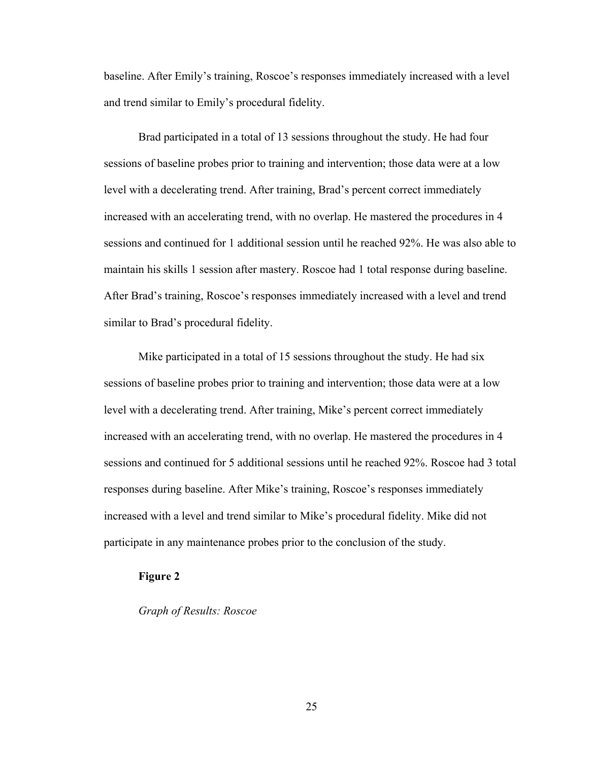baseline. After Emily's training, Roscoe's responses immediately increased with a level and trend similar to Emily's procedural fidelity.

Brad participated in a total of 13 sessions throughout the study. He had four sessions of baseline probes prior to training and intervention; those data were at a low level with a decelerating trend. After training, Brad's percent correct immediately increased with an accelerating trend, with no overlap. He mastered the procedures in 4 sessions and continued for 1 additional session until he reached 92%. He was also able to maintain his skills 1 session after mastery. Roscoe had 1 total response during baseline. After Brad's training, Roscoe's responses immediately increased with a level and trend similar to Brad's procedural fidelity.

Mike participated in a total of 15 sessions throughout the study. He had six sessions of baseline probes prior to training and intervention; those data were at a low level with a decelerating trend. After training, Mike's percent correct immediately increased with an accelerating trend, with no overlap. He mastered the procedures in 4 sessions and continued for 5 additional sessions until he reached 92%. Roscoe had 3 total responses during baseline. After Mike's training, Roscoe's responses immediately increased with a level and trend similar to Mike's procedural fidelity. Mike did not participate in any maintenance probes prior to the conclusion of the study.

**Figure 2**

*Graph of Results: Roscoe*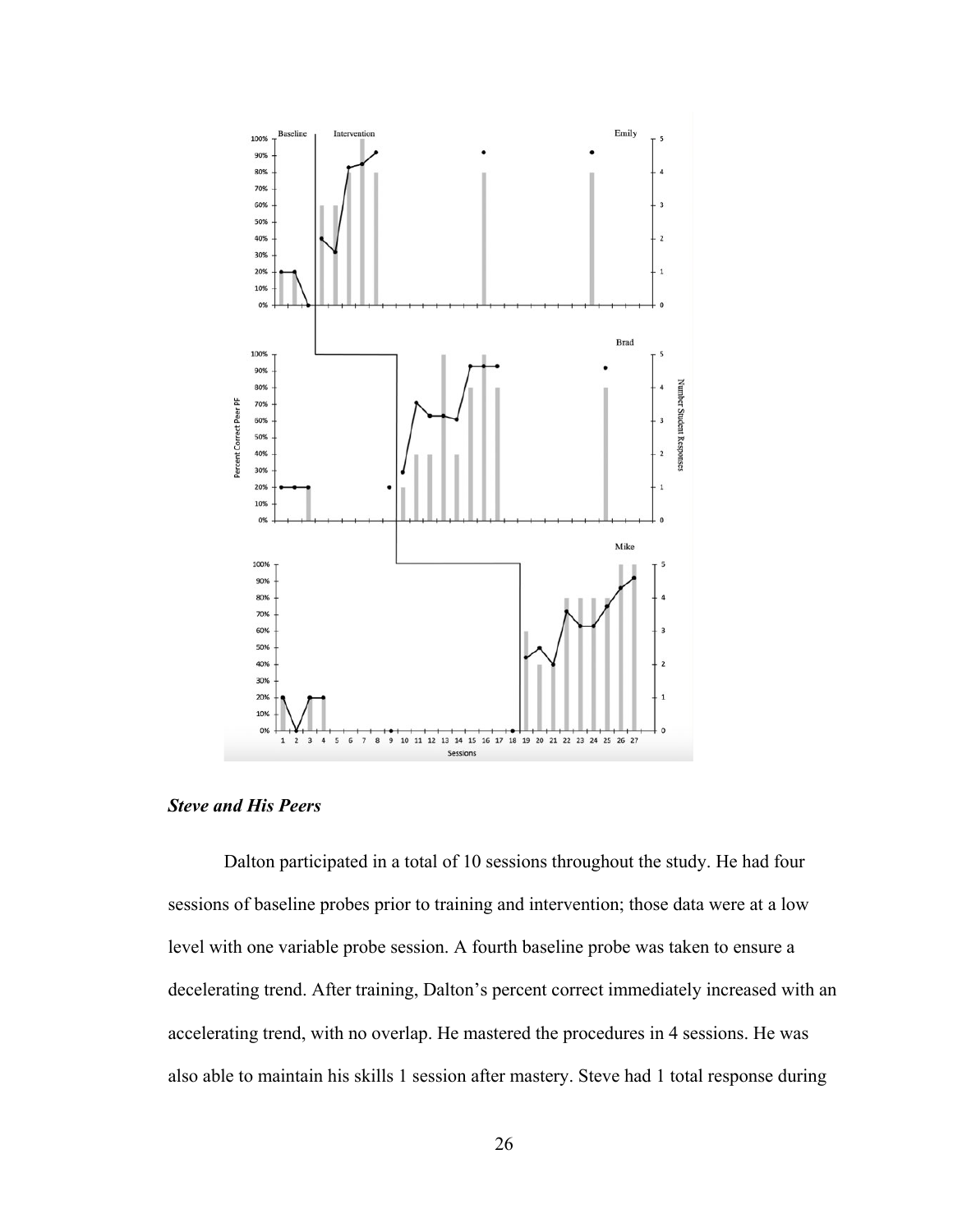### *Steve and His Peers*

Dalton participated in a total of 10 sessions throughout the study. He had four sessions of baseline probes prior to training and intervention; those data were at a low level with one variable probe session. A fourth baseline probe was taken to ensure a decelerating trend. After training, Dalton's percent correct immediately increased with an accelerating trend, with no overlap. He mastered the procedures in 4 sessions. He was also able to maintain his skills 1 session after mastery. Steve had 1 total response during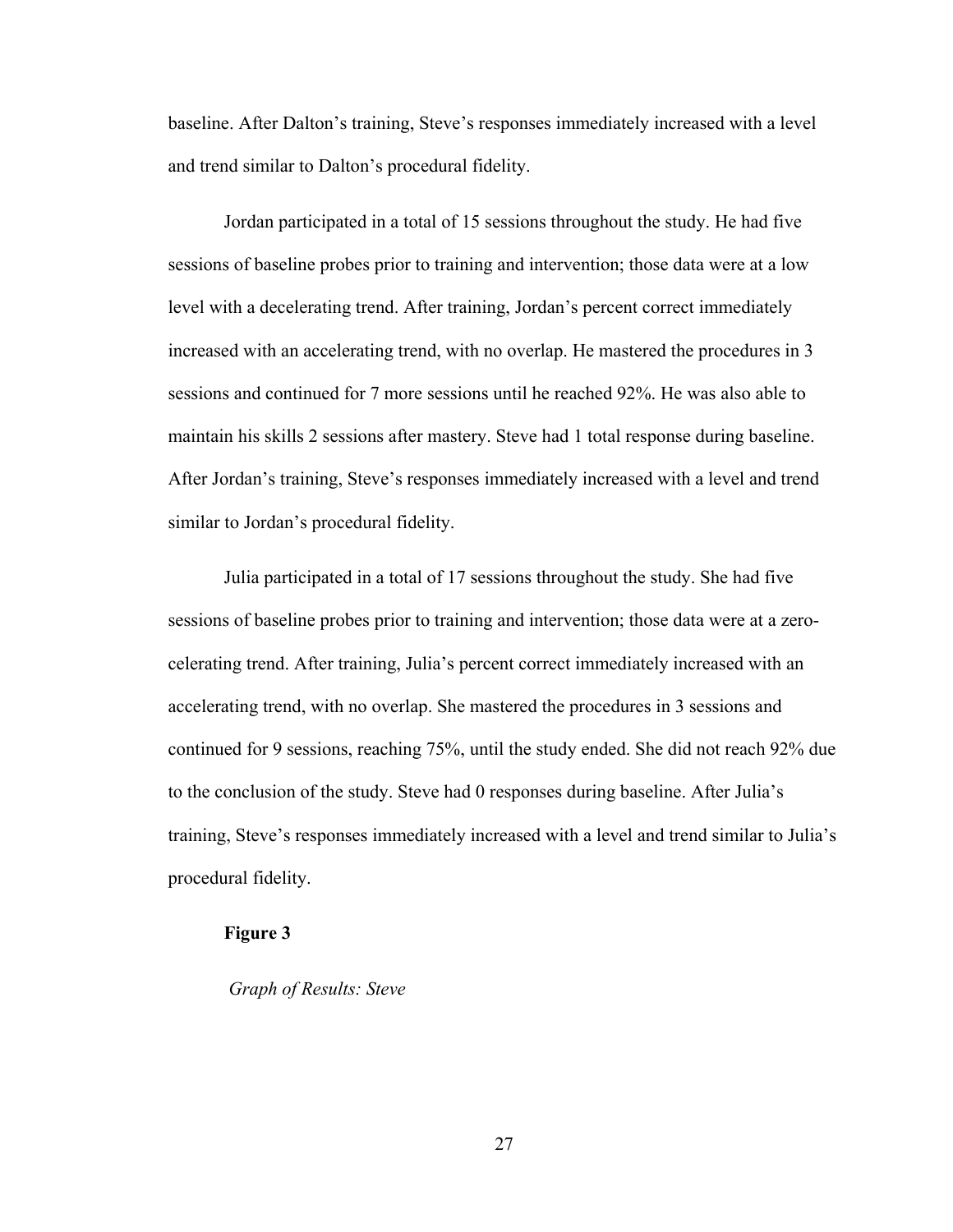baseline. After Dalton's training, Steve's responses immediately increased with a level and trend similar to Dalton's procedural fidelity.

Jordan participated in a total of 15 sessions throughout the study. He had five sessions of baseline probes prior to training and intervention; those data were at a low level with a decelerating trend. After training, Jordan's percent correct immediately increased with an accelerating trend, with no overlap. He mastered the procedures in 3 sessions and continued for 7 more sessions until he reached 92%. He was also able to maintain his skills 2 sessions after mastery. Steve had 1 total response during baseline. After Jordan's training, Steve's responses immediately increased with a level and trend similar to Jordan's procedural fidelity.

Julia participated in a total of 17 sessions throughout the study. She had five sessions of baseline probes prior to training and intervention; those data were at a zero-celerating trend. After training, Julia's percent correct immediately increased with an accelerating trend, with no overlap. She mastered the procedures in 3 sessions and continued for 9 sessions, reaching 75%, until the study ended. She did not reach 92% due to the conclusion of the study. Steve had 0 responses during baseline. After Julia's training, Steve's responses immediately increased with a level and trend similar to Julia's procedural fidelity.

**Figure 3**

*Graph of Results: Steve*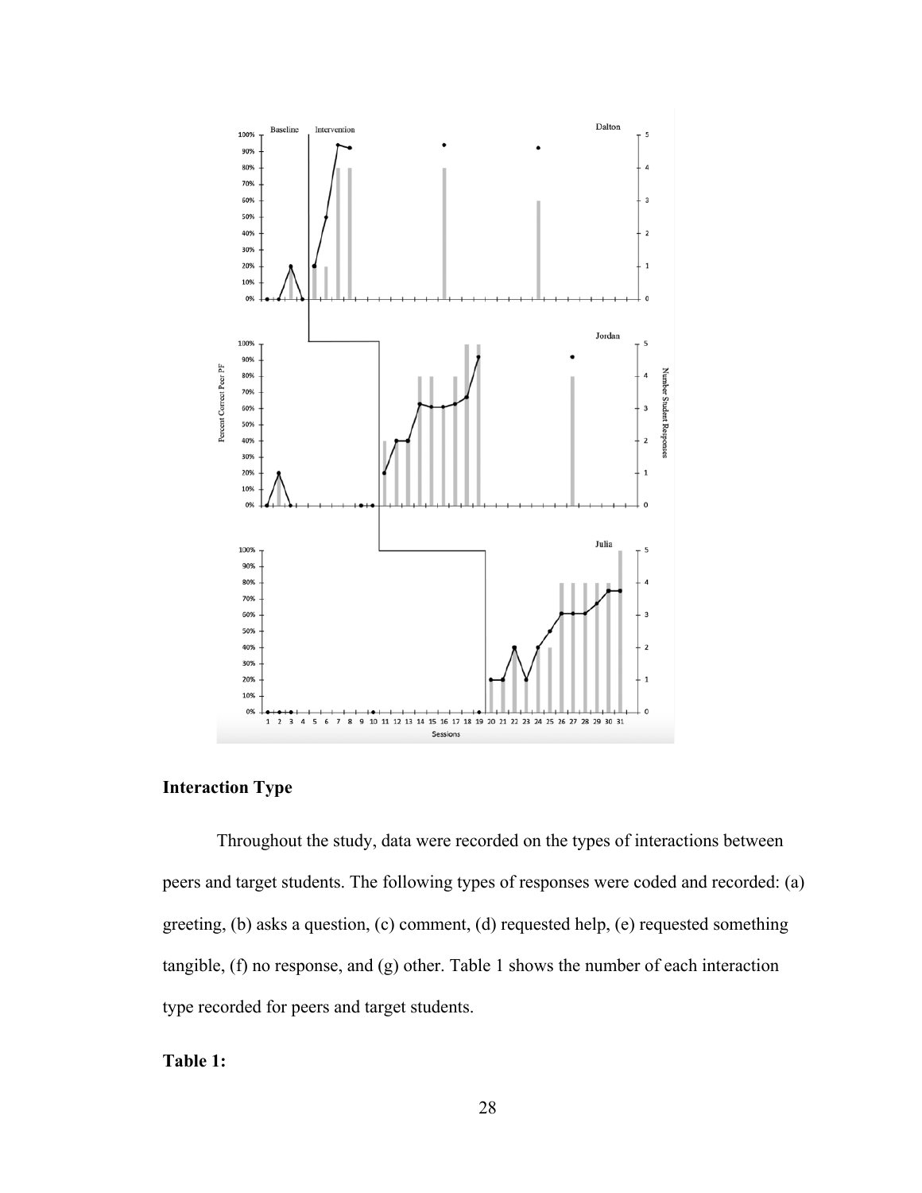## Interaction Type

Throughout the study, data were recorded on the types of interactions between peers and target students. The following types of responses were coded and recorded: (a) greeting, (b) asks a question, (c) comment, (d) requested help, (e) requested something tangible, (f) no response, and (g) other. Table 1 shows the number of each interaction type recorded for peers and target students.

**Table 1:**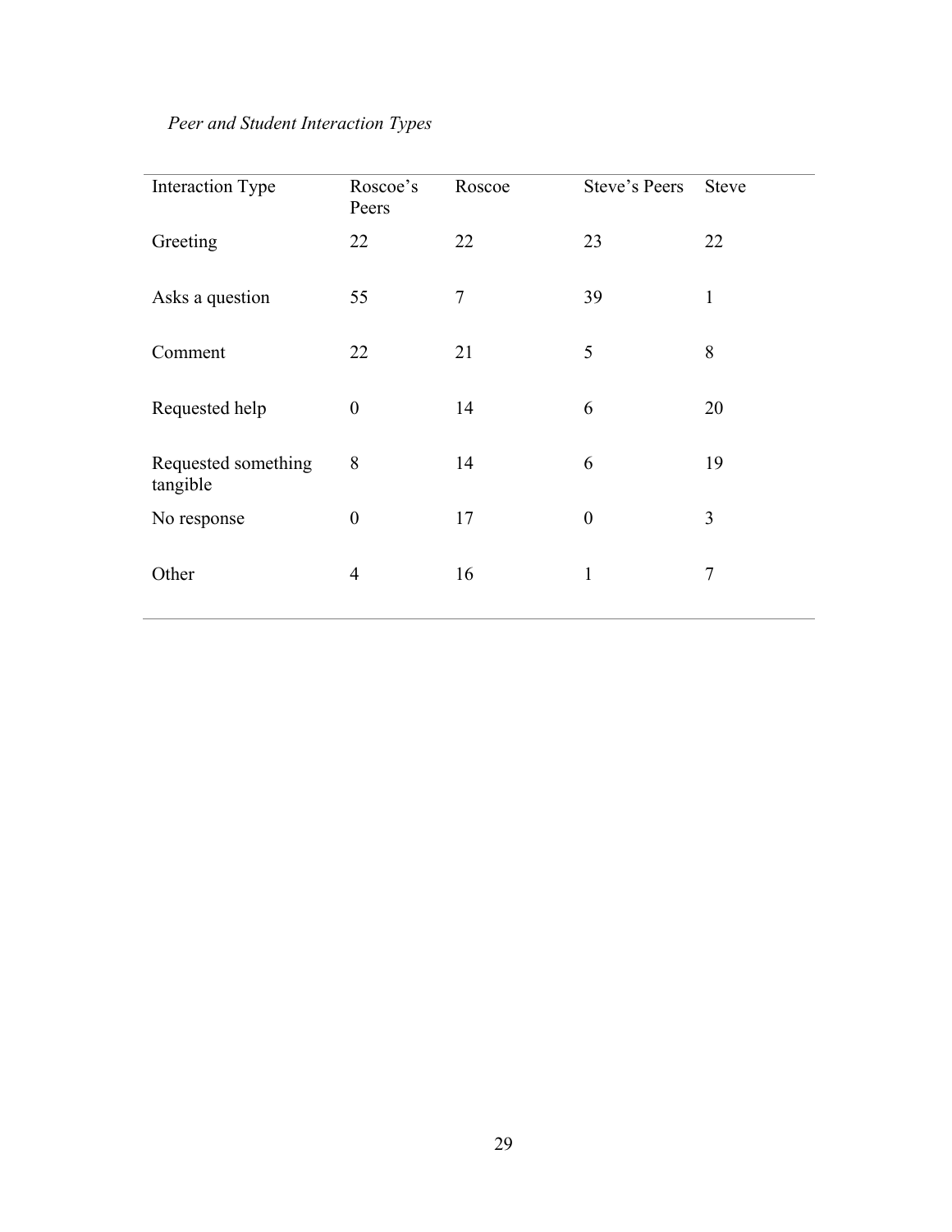*Peer and Student Interaction Types*

| Interaction Type | Roscoe's Peers | Roscoe | Steve's Peers | Steve |
|---|---|---|---|---|
| Greeting | 22 | 22 | 23 | 22 |
| Asks a question | 55 | 7 | 39 | 1 |
| Comment | 22 | 21 | 5 | 8 |
| Requested help | 0 | 14 | 6 | 20 |
| Requested something tangible | 8 | 14 | 6 | 19 |
| No response | 0 | 17 | 0 | 3 |
| Other | 4 | 16 | 1 | 7 |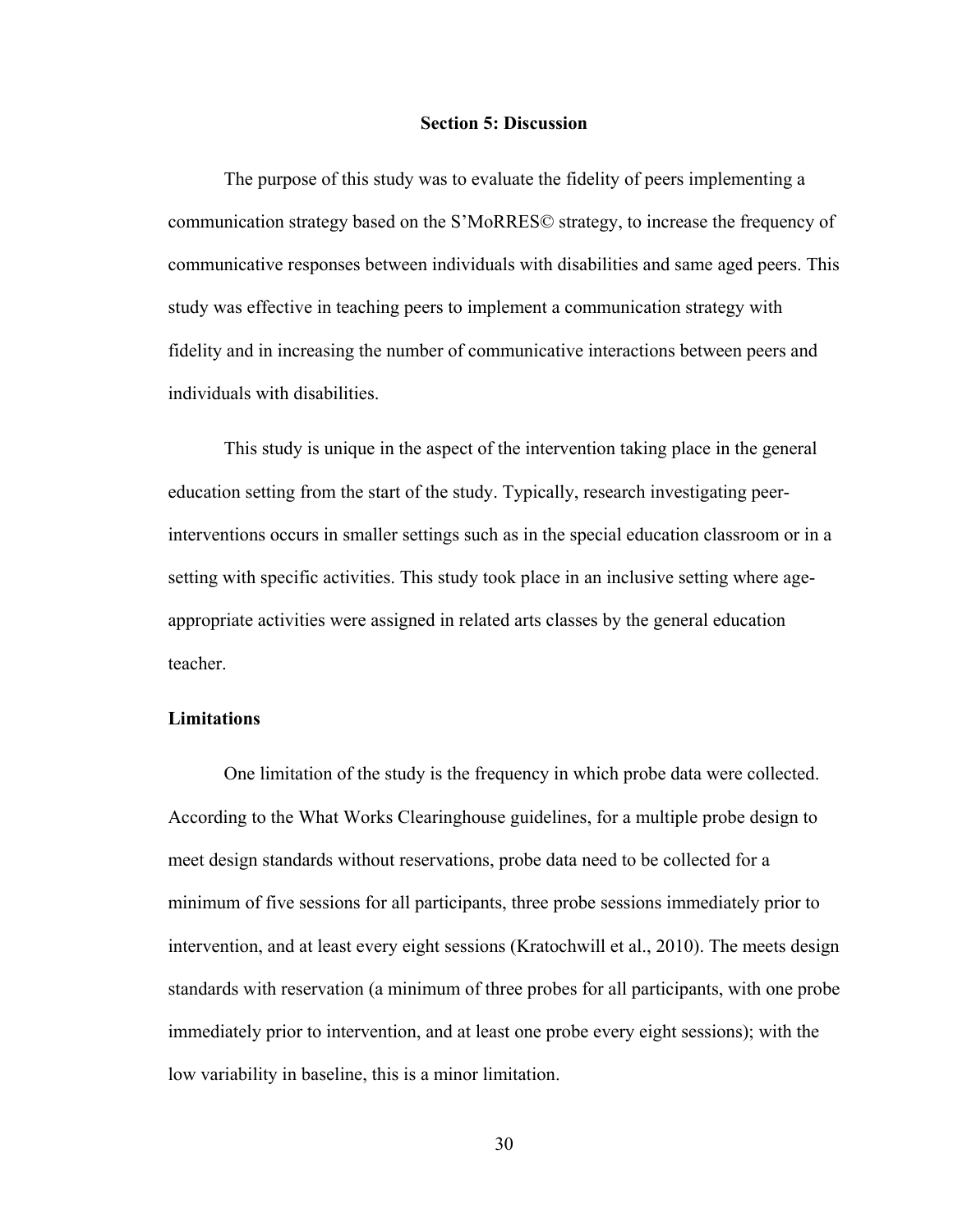# Section 5: Discussion

The purpose of this study was to evaluate the fidelity of peers implementing a communication strategy based on the S'MoRRES© strategy, to increase the frequency of communicative responses between individuals with disabilities and same aged peers. This study was effective in teaching peers to implement a communication strategy with fidelity and in increasing the number of communicative interactions between peers and individuals with disabilities.

This study is unique in the aspect of the intervention taking place in the general education setting from the start of the study. Typically, research investigating peer-interventions occurs in smaller settings such as in the special education classroom or in a setting with specific activities. This study took place in an inclusive setting where age-appropriate activities were assigned in related arts classes by the general education teacher.

## Limitations

One limitation of the study is the frequency in which probe data were collected. According to the What Works Clearinghouse guidelines, for a multiple probe design to meet design standards without reservations, probe data need to be collected for a minimum of five sessions for all participants, three probe sessions immediately prior to intervention, and at least every eight sessions (Kratochwill et al., 2010). The meets design standards with reservation (a minimum of three probes for all participants, with one probe immediately prior to intervention, and at least one probe every eight sessions); with the low variability in baseline, this is a minor limitation.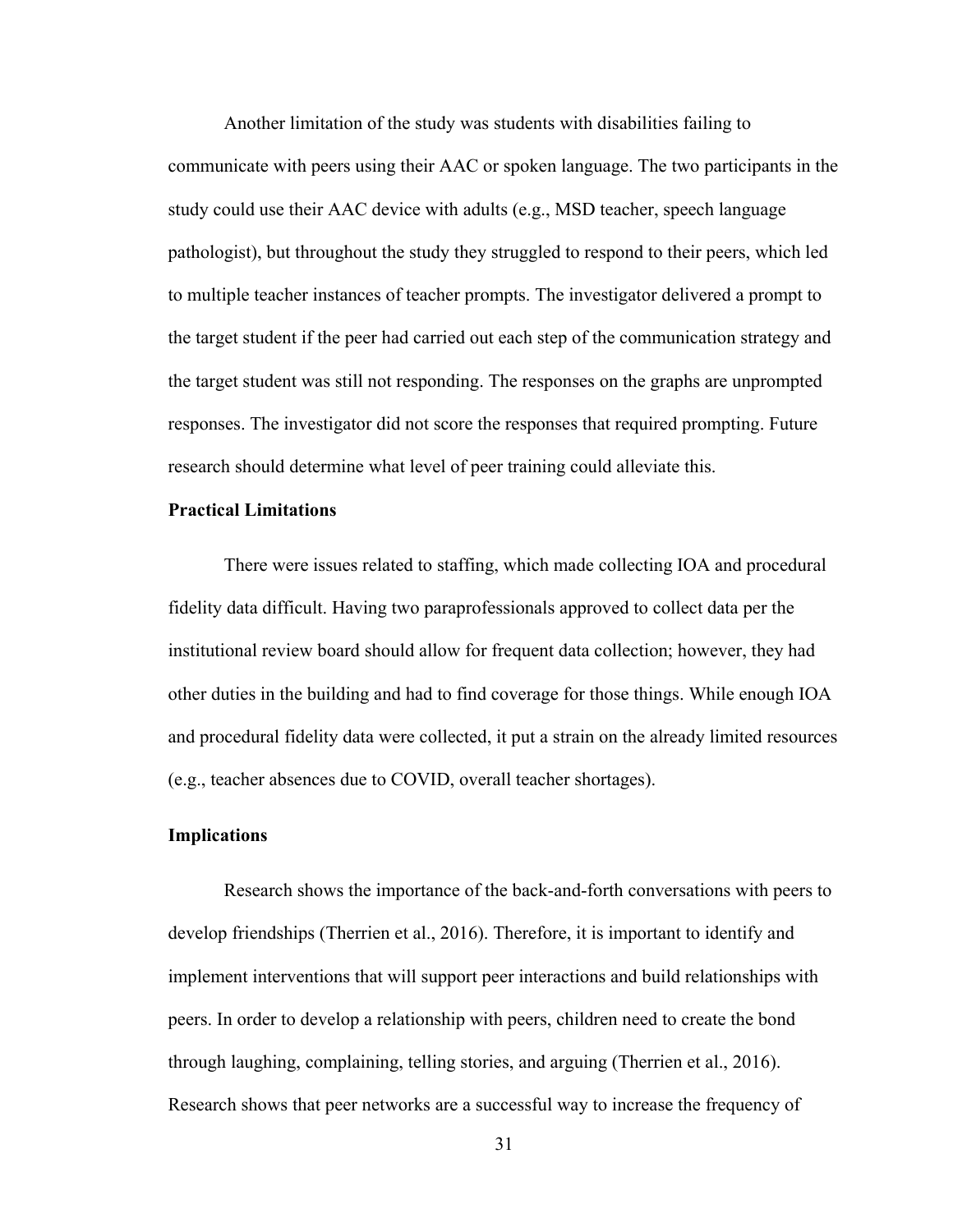Another limitation of the study was students with disabilities failing to communicate with peers using their AAC or spoken language. The two participants in the study could use their AAC device with adults (e.g., MSD teacher, speech language pathologist), but throughout the study they struggled to respond to their peers, which led to multiple teacher instances of teacher prompts. The investigator delivered a prompt to the target student if the peer had carried out each step of the communication strategy and the target student was still not responding. The responses on the graphs are unprompted responses. The investigator did not score the responses that required prompting. Future research should determine what level of peer training could alleviate this.

**Practical Limitations**

There were issues related to staffing, which made collecting IOA and procedural fidelity data difficult. Having two paraprofessionals approved to collect data per the institutional review board should allow for frequent data collection; however, they had other duties in the building and had to find coverage for those things. While enough IOA and procedural fidelity data were collected, it put a strain on the already limited resources (e.g., teacher absences due to COVID, overall teacher shortages).

**Implications**

Research shows the importance of the back-and-forth conversations with peers to develop friendships (Therrien et al., 2016). Therefore, it is important to identify and implement interventions that will support peer interactions and build relationships with peers. In order to develop a relationship with peers, children need to create the bond through laughing, complaining, telling stories, and arguing (Therrien et al., 2016). Research shows that peer networks are a successful way to increase the frequency of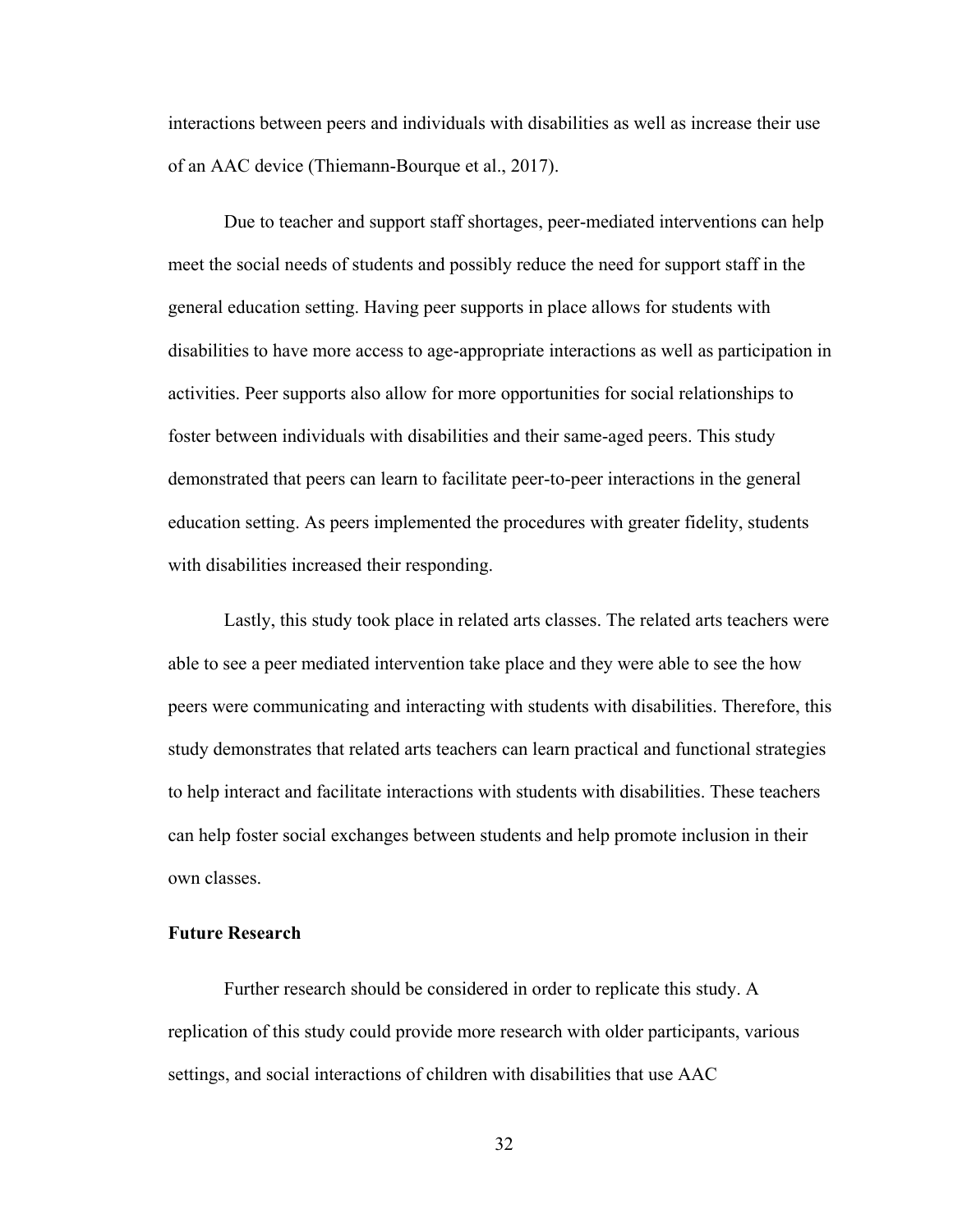interactions between peers and individuals with disabilities as well as increase their use of an AAC device (Thiemann-Bourque et al., 2017).

Due to teacher and support staff shortages, peer-mediated interventions can help meet the social needs of students and possibly reduce the need for support staff in the general education setting. Having peer supports in place allows for students with disabilities to have more access to age-appropriate interactions as well as participation in activities. Peer supports also allow for more opportunities for social relationships to foster between individuals with disabilities and their same-aged peers. This study demonstrated that peers can learn to facilitate peer-to-peer interactions in the general education setting. As peers implemented the procedures with greater fidelity, students with disabilities increased their responding.

Lastly, this study took place in related arts classes. The related arts teachers were able to see a peer mediated intervention take place and they were able to see the how peers were communicating and interacting with students with disabilities. Therefore, this study demonstrates that related arts teachers can learn practical and functional strategies to help interact and facilitate interactions with students with disabilities. These teachers can help foster social exchanges between students and help promote inclusion in their own classes.

**Future Research**

Further research should be considered in order to replicate this study. A replication of this study could provide more research with older participants, various settings, and social interactions of children with disabilities that use AAC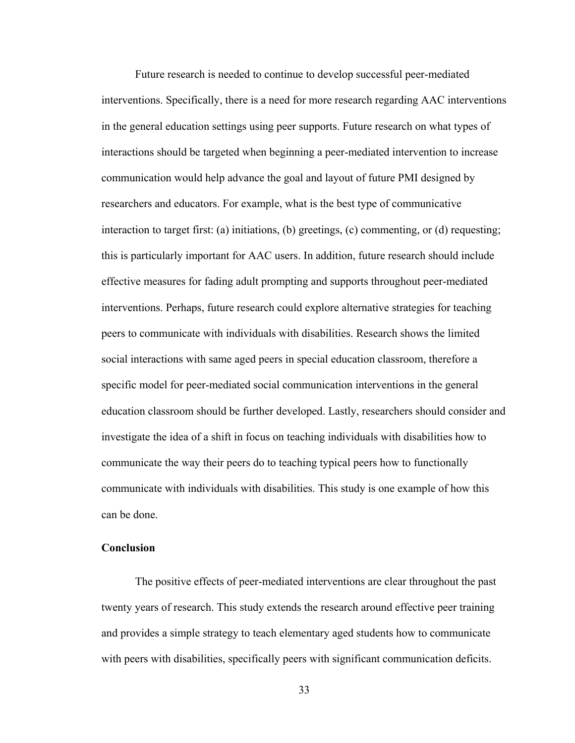Future research is needed to continue to develop successful peer-mediated interventions. Specifically, there is a need for more research regarding AAC interventions in the general education settings using peer supports. Future research on what types of interactions should be targeted when beginning a peer-mediated intervention to increase communication would help advance the goal and layout of future PMI designed by researchers and educators. For example, what is the best type of communicative interaction to target first: (a) initiations, (b) greetings, (c) commenting, or (d) requesting; this is particularly important for AAC users. In addition, future research should include effective measures for fading adult prompting and supports throughout peer-mediated interventions. Perhaps, future research could explore alternative strategies for teaching peers to communicate with individuals with disabilities. Research shows the limited social interactions with same aged peers in special education classroom, therefore a specific model for peer-mediated social communication interventions in the general education classroom should be further developed. Lastly, researchers should consider and investigate the idea of a shift in focus on teaching individuals with disabilities how to communicate the way their peers do to teaching typical peers how to functionally communicate with individuals with disabilities. This study is one example of how this can be done.

## Conclusion

The positive effects of peer-mediated interventions are clear throughout the past twenty years of research. This study extends the research around effective peer training and provides a simple strategy to teach elementary aged students how to communicate with peers with disabilities, specifically peers with significant communication deficits.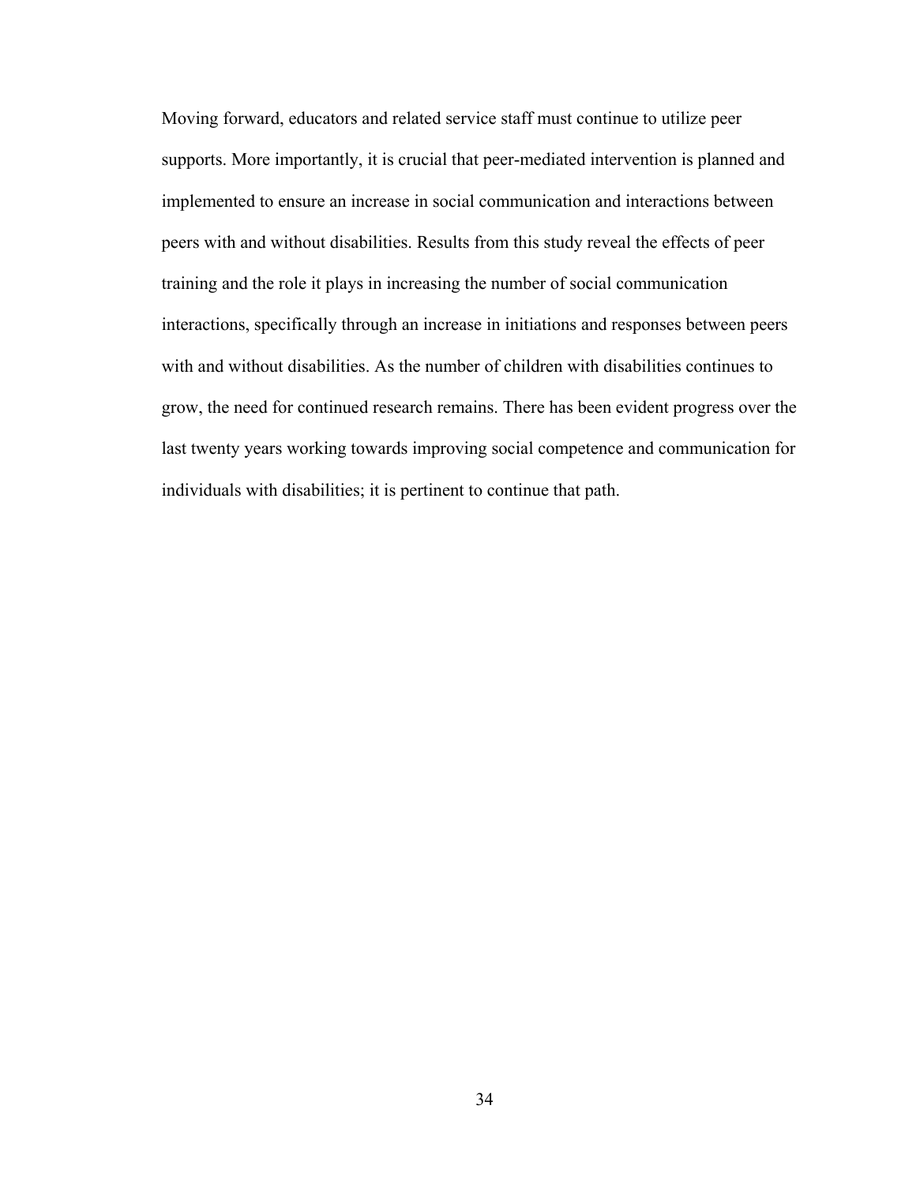Moving forward, educators and related service staff must continue to utilize peer supports. More importantly, it is crucial that peer-mediated intervention is planned and implemented to ensure an increase in social communication and interactions between peers with and without disabilities. Results from this study reveal the effects of peer training and the role it plays in increasing the number of social communication interactions, specifically through an increase in initiations and responses between peers with and without disabilities. As the number of children with disabilities continues to grow, the need for continued research remains. There has been evident progress over the last twenty years working towards improving social competence and communication for individuals with disabilities; it is pertinent to continue that path.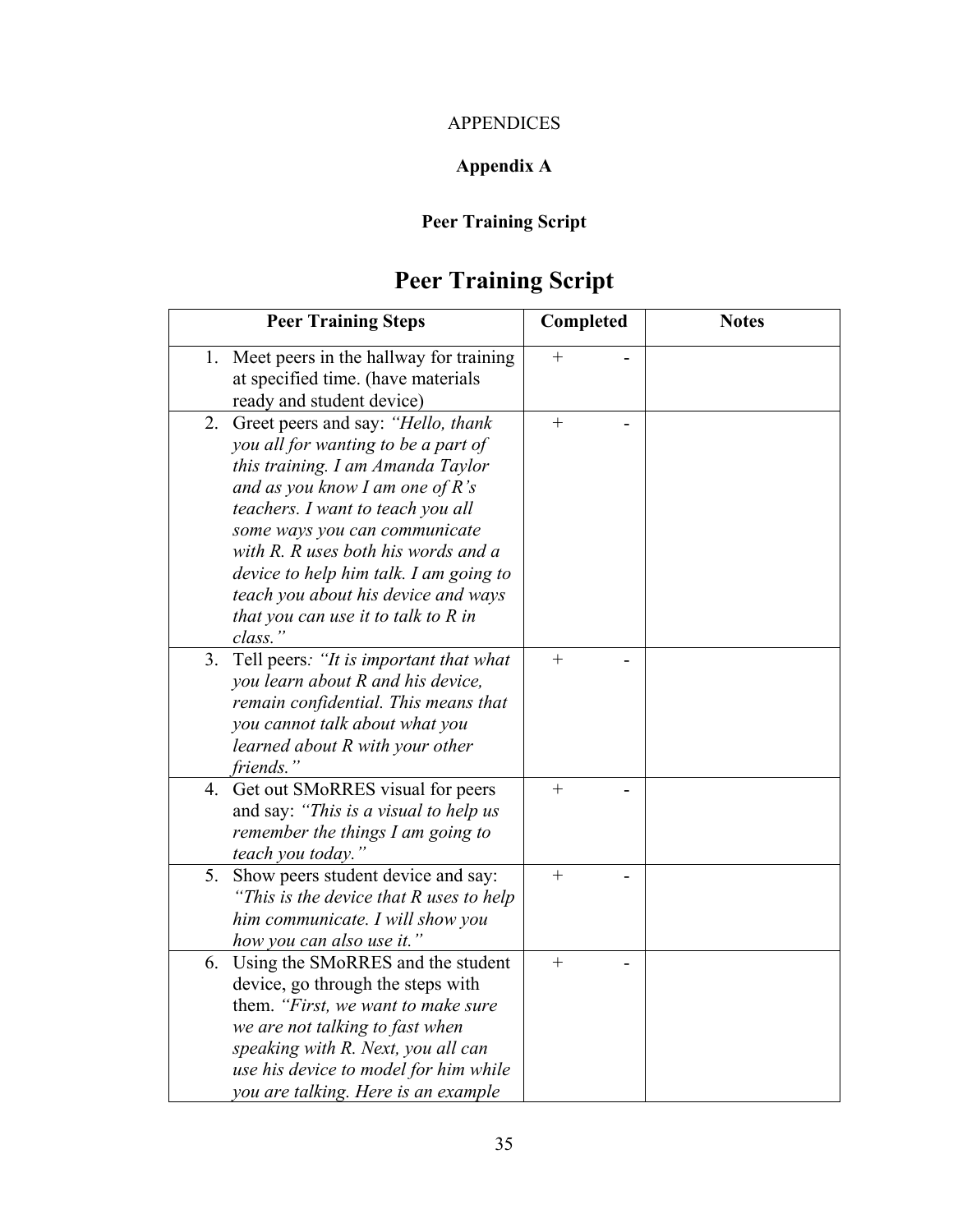APPENDICES

# Appendix A

## Peer Training Script

# Peer Training Script

| Peer Training Steps | Completed | Notes |
|---|---|---|
| 1. Meet peers in the hallway for training at specified time. (have materials ready and student device) | + - | |
| 2. Greet peers and say: *"Hello, thank you all for wanting to be a part of this training. I am Amanda Taylor and as you know I am one of R's teachers. I want to teach you all some ways you can communicate with R. R uses both his words and a device to help him talk. I am going to teach you about his device and ways that you can use it to talk to R in class."* | + - | |
| 3. Tell peers*: "It is important that what you learn about R and his device, remain confidential. This means that you cannot talk about what you learned about R with your other friends."* | + - | |
| 4. Get out SMoRRES visual for peers and say: *"This is a visual to help us remember the things I am going to teach you today."* | + - | |
| 5. Show peers student device and say: *"This is the device that R uses to help him communicate. I will show you how you can also use it."* | + - | |
| 6. Using the SMoRRES and the student device, go through the steps with them. *"First, we want to make sure we are not talking to fast when speaking with R. Next, you all can use his device to model for him while you are talking. Here is an example* | + - | |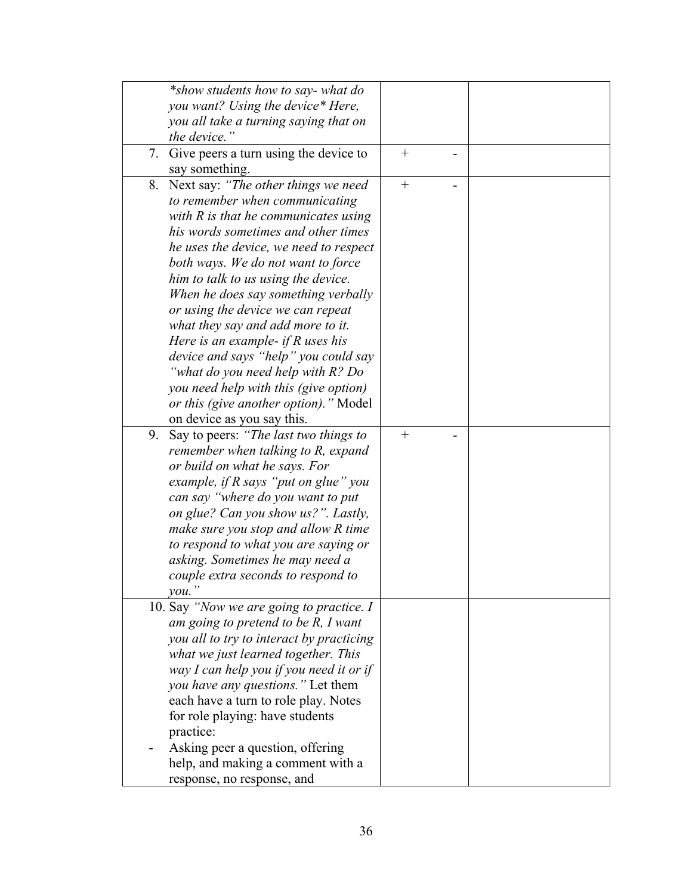| | | |
|---|---|---|
| *\*show students how to say- what do you want? Using the device\* Here, you all take a turning saying that on the device."* | | |
| 7. Give peers a turn using the device to say something. | + - | |
| 8. Next say: *"The other things we need to remember when communicating with R is that he communicates using his words sometimes and other times he uses the device, we need to respect both ways. We do not want to force him to talk to us using the device. When he does say something verbally or using the device we can repeat what they say and add more to it. Here is an example- if R uses his device and says "help" you could say "what do you need help with R? Do you need help with this (give option) or this (give another option)."* Model on device as you say this. | + - | |
| 9. Say to peers: *"The last two things to remember when talking to R, expand or build on what he says. For example, if R says "put on glue" you can say "where do you want to put on glue? Can you show us?". Lastly, make sure you stop and allow R time to respond to what you are saying or asking. Sometimes he may need a couple extra seconds to respond to you."* | + - | |
| 10. Say *"Now we are going to practice. I am going to pretend to be R, I want you all to try to interact by practicing what we just learned together. This way I can help you if you need it or if you have any questions."* Let them each have a turn to role play. Notes for role playing: have students practice:<br>- Asking peer a question, offering help, and making a comment with a response, no response, and | | |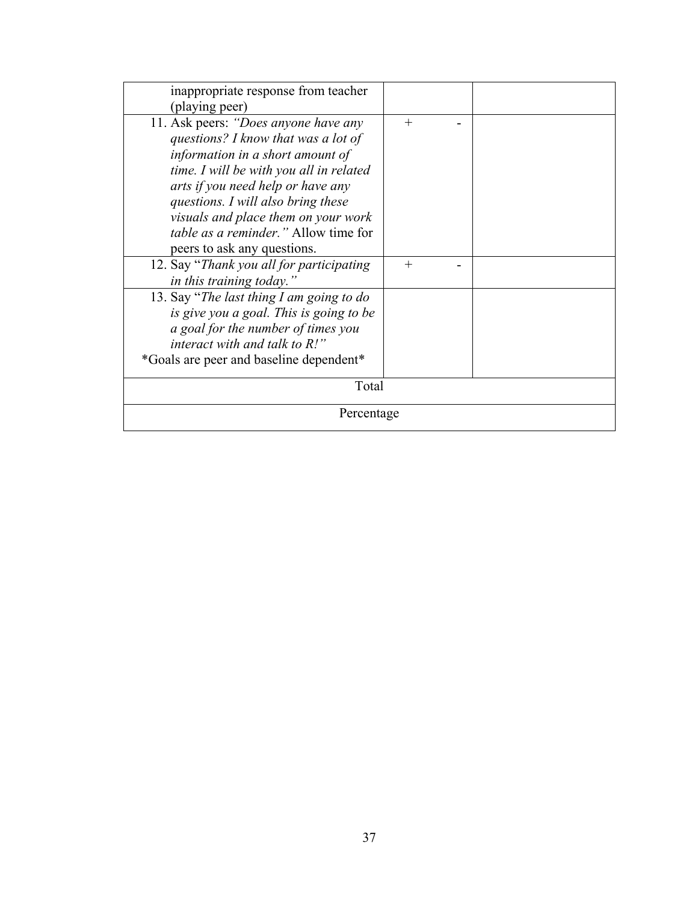| | | |
|---|---|---|
| inappropriate response from teacher (playing peer) | | |
| 11. Ask peers: *"Does anyone have any questions? I know that was a lot of information in a short amount of time. I will be with you all in related arts if you need help or have any questions. I will also bring these visuals and place them on your work table as a reminder."* Allow time for peers to ask any questions. | + - | |
| 12. Say "*Thank you all for participating in this training today."* | + - | |
| 13. Say "*The last thing I am going to do is give you a goal. This is going to be a goal for the number of times you interact with and talk to R!"* *Goals are peer and baseline dependent* | | |
| Total | | |
| Percentage | | |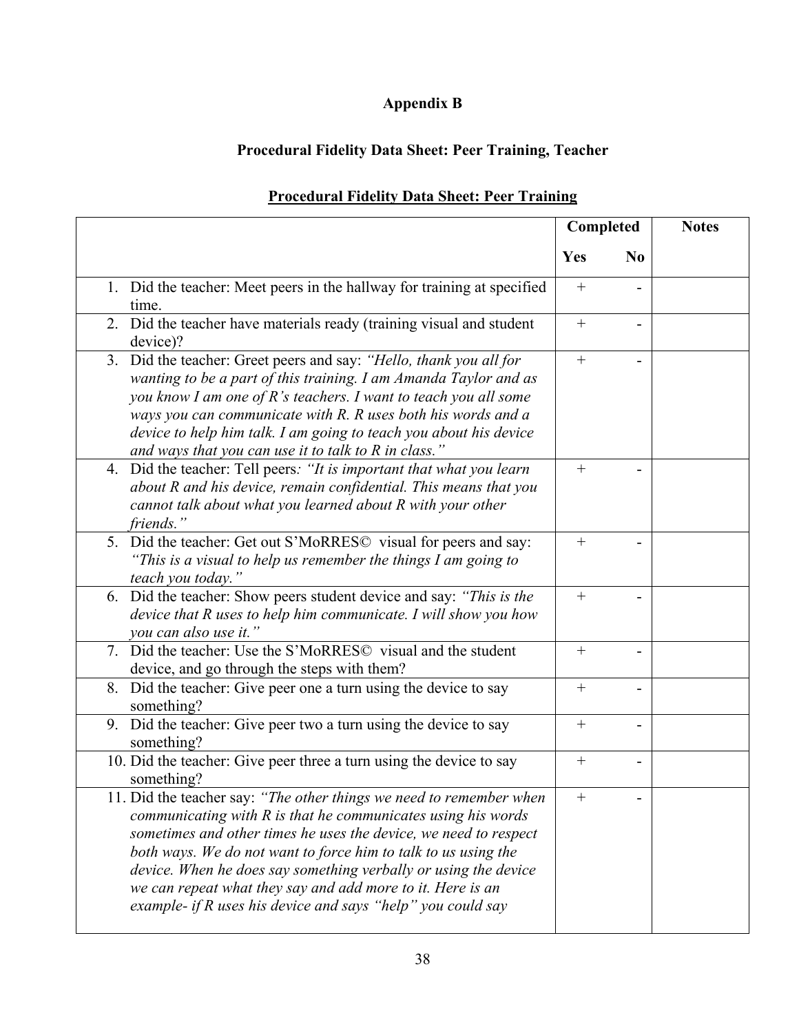## Appendix B

### Procedural Fidelity Data Sheet: Peer Training, Teacher

**Procedural Fidelity Data Sheet: Peer Training**

| | Completed | | Notes |
|---|---|---|---|
| | Yes | No | |
| 1. Did the teacher: Meet peers in the hallway for training at specified time. | + | - | |
| 2. Did the teacher have materials ready (training visual and student device)? | + | - | |
| 3. Did the teacher: Greet peers and say: *"Hello, thank you all for wanting to be a part of this training. I am Amanda Taylor and as you know I am one of R's teachers. I want to teach you all some ways you can communicate with R. R uses both his words and a device to help him talk. I am going to teach you about his device and ways that you can use it to talk to R in class."* | + | - | |
| 4. Did the teacher: Tell peers*: "It is important that what you learn about R and his device, remain confidential. This means that you cannot talk about what you learned about R with your other friends."* | + | - | |
| 5. Did the teacher: Get out S'MoRRES© visual for peers and say: *"This is a visual to help us remember the things I am going to teach you today."* | + | - | |
| 6. Did the teacher: Show peers student device and say: *"This is the device that R uses to help him communicate. I will show you how you can also use it."* | + | - | |
| 7. Did the teacher: Use the S'MoRRES© visual and the student device, and go through the steps with them? | + | - | |
| 8. Did the teacher: Give peer one a turn using the device to say something? | + | - | |
| 9. Did the teacher: Give peer two a turn using the device to say something? | + | - | |
| 10. Did the teacher: Give peer three a turn using the device to say something? | + | - | |
| 11. Did the teacher say: *"The other things we need to remember when communicating with R is that he communicates using his words sometimes and other times he uses the device, we need to respect both ways. We do not want to force him to talk to us using the device. When he does say something verbally or using the device we can repeat what they say and add more to it. Here is an example- if R uses his device and says "help" you could say* | + | - | |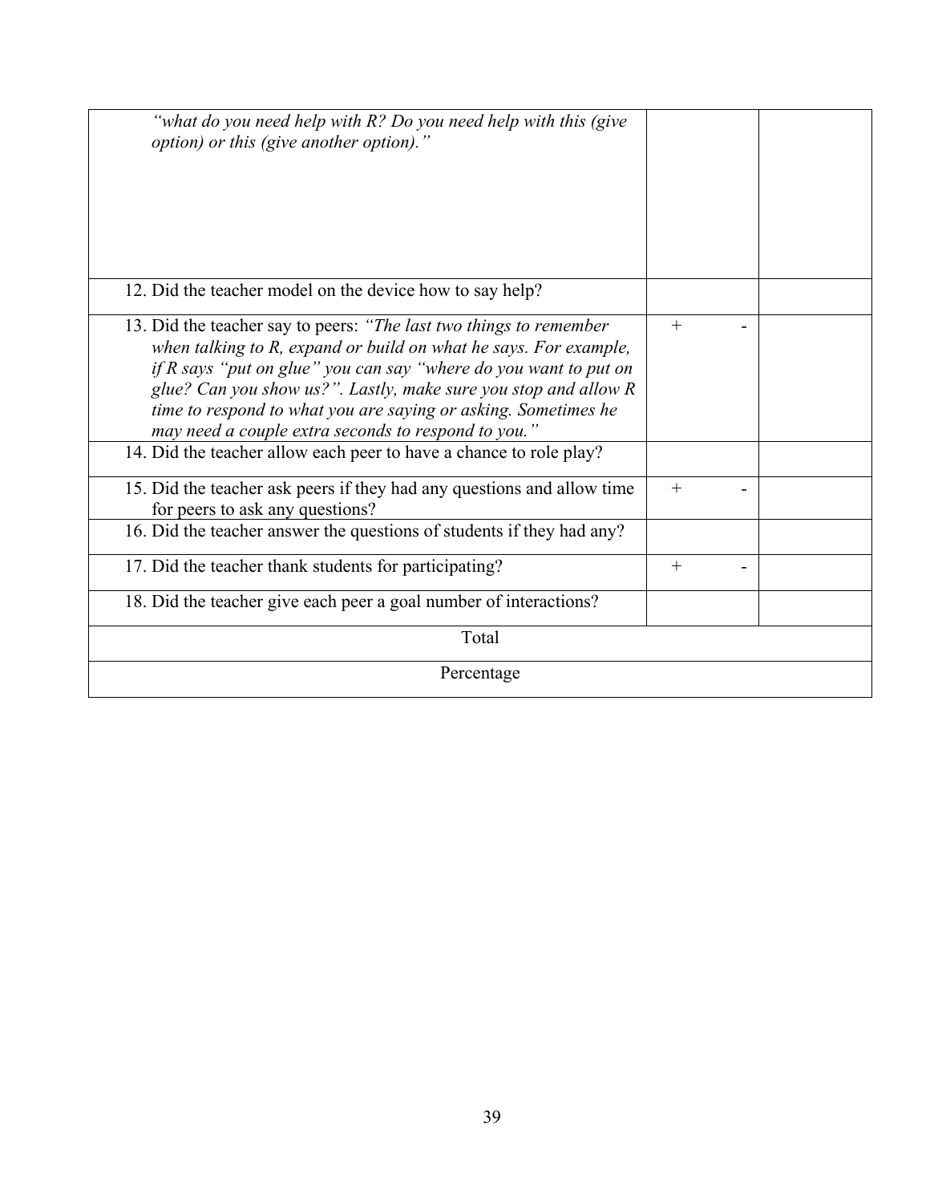| | | |
|---|---|---|
| *"what do you need help with R? Do you need help with this (give option) or this (give another option)."* | | |
| 12. Did the teacher model on the device how to say help? | | |
| 13. Did the teacher say to peers: *"The last two things to remember when talking to R, expand or build on what he says. For example, if R says "put on glue" you can say "where do you want to put on glue? Can you show us?". Lastly, make sure you stop and allow R time to respond to what you are saying or asking. Sometimes he may need a couple extra seconds to respond to you."* | + - | |
| 14. Did the teacher allow each peer to have a chance to role play? | | |
| 15. Did the teacher ask peers if they had any questions and allow time for peers to ask any questions? | + - | |
| 16. Did the teacher answer the questions of students if they had any? | | |
| 17. Did the teacher thank students for participating? | + - | |
| 18. Did the teacher give each peer a goal number of interactions? | | |
| Total | | |
| Percentage | | |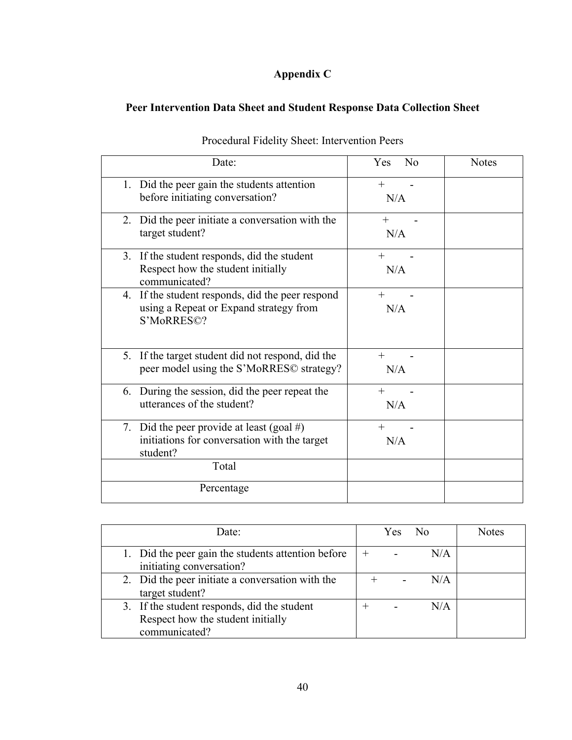# Appendix C

## Peer Intervention Data Sheet and Student Response Data Collection Sheet

Procedural Fidelity Sheet: Intervention Peers

| Date: | Yes No | Notes |
|---|---|---|
| 1. Did the peer gain the students attention before initiating conversation? | + - N/A | |
| 2. Did the peer initiate a conversation with the target student? | + - N/A | |
| 3. If the student responds, did the student Respect how the student initially communicated? | + - N/A | |
| 4. If the student responds, did the peer respond using a Repeat or Expand strategy from S'MoRRES©? | + - N/A | |
| 5. If the target student did not respond, did the peer model using the S'MoRRES© strategy? | + - N/A | |
| 6. During the session, did the peer repeat the utterances of the student? | + - N/A | |
| 7. Did the peer provide at least (goal #) initiations for conversation with the target student? | + - N/A | |
| Total | | |
| Percentage | | |

| Date: | Yes No | Notes |
|---|---|---|
| 1. Did the peer gain the students attention before initiating conversation? | + - N/A | |
| 2. Did the peer initiate a conversation with the target student? | + - N/A | |
| 3. If the student responds, did the student Respect how the student initially communicated? | + - N/A | |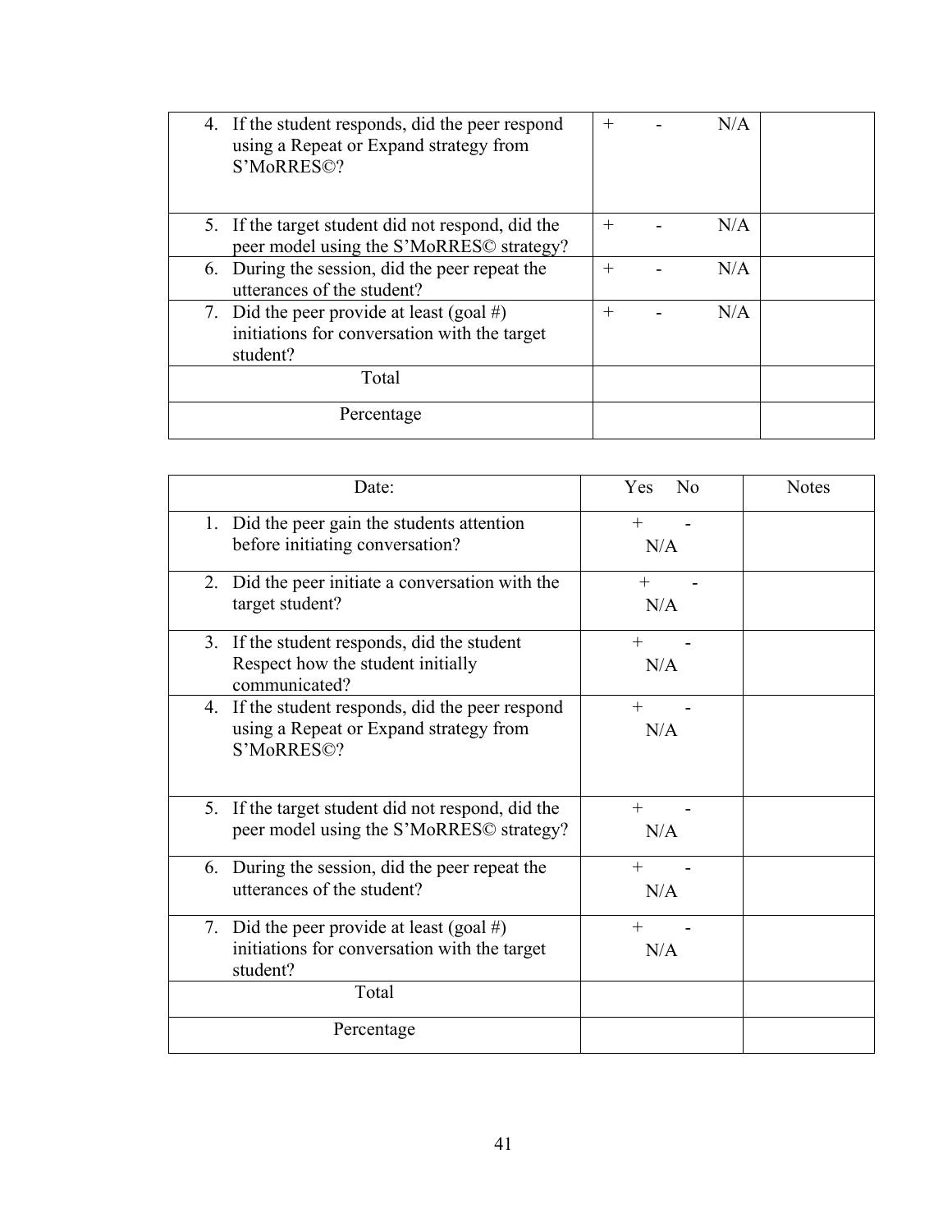| | | |
|---|---|---|
| 4. If the student responds, did the peer respond using a Repeat or Expand strategy from S'MoRRES©? | + - N/A | |
| 5. If the target student did not respond, did the peer model using the S'MoRRES© strategy? | + - N/A | |
| 6. During the session, did the peer repeat the utterances of the student? | + - N/A | |
| 7. Did the peer provide at least (goal #) initiations for conversation with the target student? | + - N/A | |
| Total | | |
| Percentage | | |

| Date: | Yes No | Notes |
|---|---|---|
| 1. Did the peer gain the students attention before initiating conversation? | + - N/A | |
| 2. Did the peer initiate a conversation with the target student? | + - N/A | |
| 3. If the student responds, did the student Respect how the student initially communicated? | + - N/A | |
| 4. If the student responds, did the peer respond using a Repeat or Expand strategy from S'MoRRES©? | + - N/A | |
| 5. If the target student did not respond, did the peer model using the S'MoRRES© strategy? | + - N/A | |
| 6. During the session, did the peer repeat the utterances of the student? | + - N/A | |
| 7. Did the peer provide at least (goal #) initiations for conversation with the target student? | + - N/A | |
| Total | | |
| Percentage | | |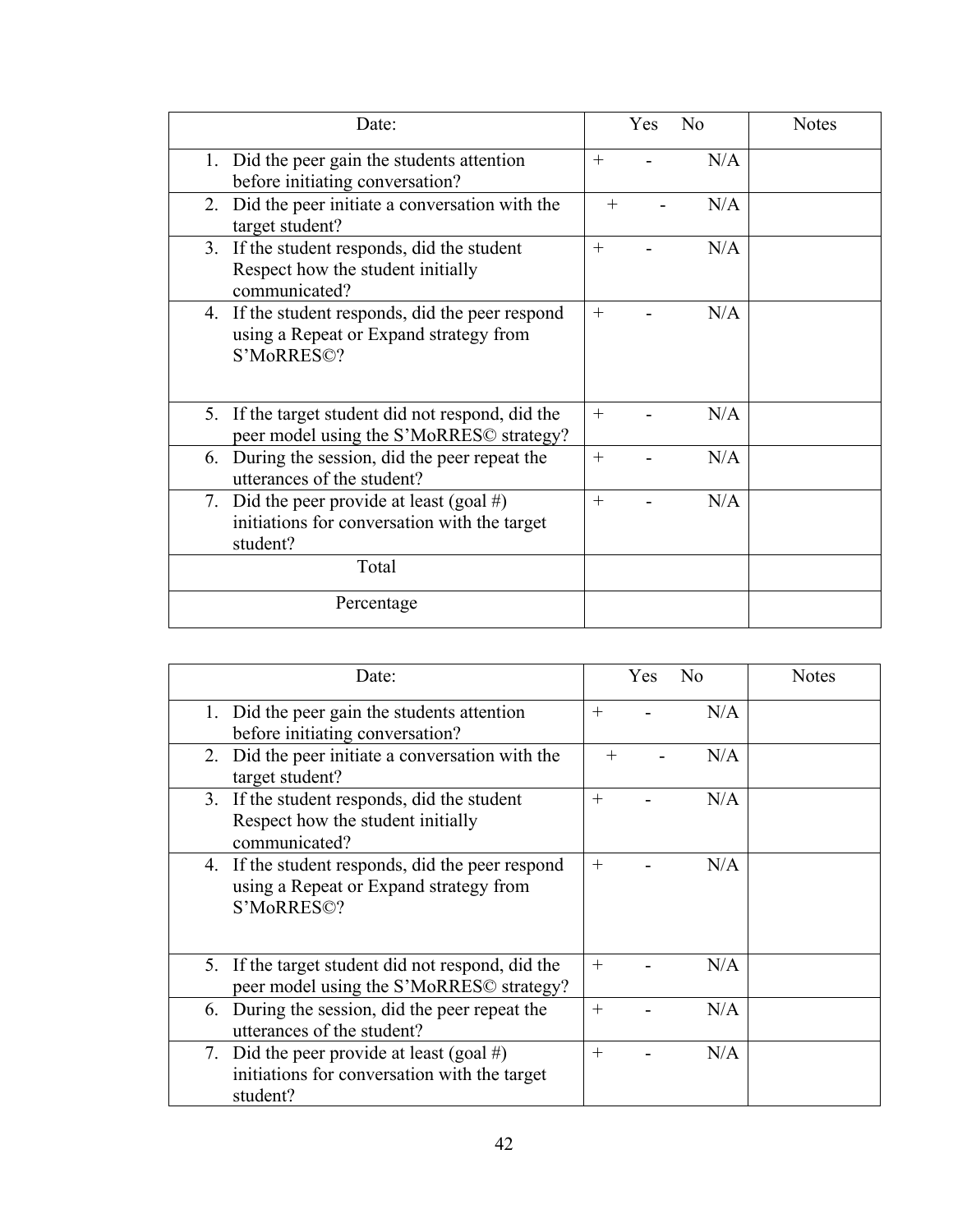| Date: | Yes No | Notes |
|---|---|---|
| 1. Did the peer gain the students attention before initiating conversation? | + - N/A | |
| 2. Did the peer initiate a conversation with the target student? | + - N/A | |
| 3. If the student responds, did the student Respect how the student initially communicated? | + - N/A | |
| 4. If the student responds, did the peer respond using a Repeat or Expand strategy from S'MoRRES©? | + - N/A | |
| 5. If the target student did not respond, did the peer model using the S'MoRRES© strategy? | + - N/A | |
| 6. During the session, did the peer repeat the utterances of the student? | + - N/A | |
| 7. Did the peer provide at least (goal #) initiations for conversation with the target student? | + - N/A | |
| Total | | |
| Percentage | | |

| Date: | Yes No | Notes |
|---|---|---|
| 1. Did the peer gain the students attention before initiating conversation? | + - N/A | |
| 2. Did the peer initiate a conversation with the target student? | + - N/A | |
| 3. If the student responds, did the student Respect how the student initially communicated? | + - N/A | |
| 4. If the student responds, did the peer respond using a Repeat or Expand strategy from S'MoRRES©? | + - N/A | |
| 5. If the target student did not respond, did the peer model using the S'MoRRES© strategy? | + - N/A | |
| 6. During the session, did the peer repeat the utterances of the student? | + - N/A | |
| 7. Did the peer provide at least (goal #) initiations for conversation with the target student? | + - N/A | |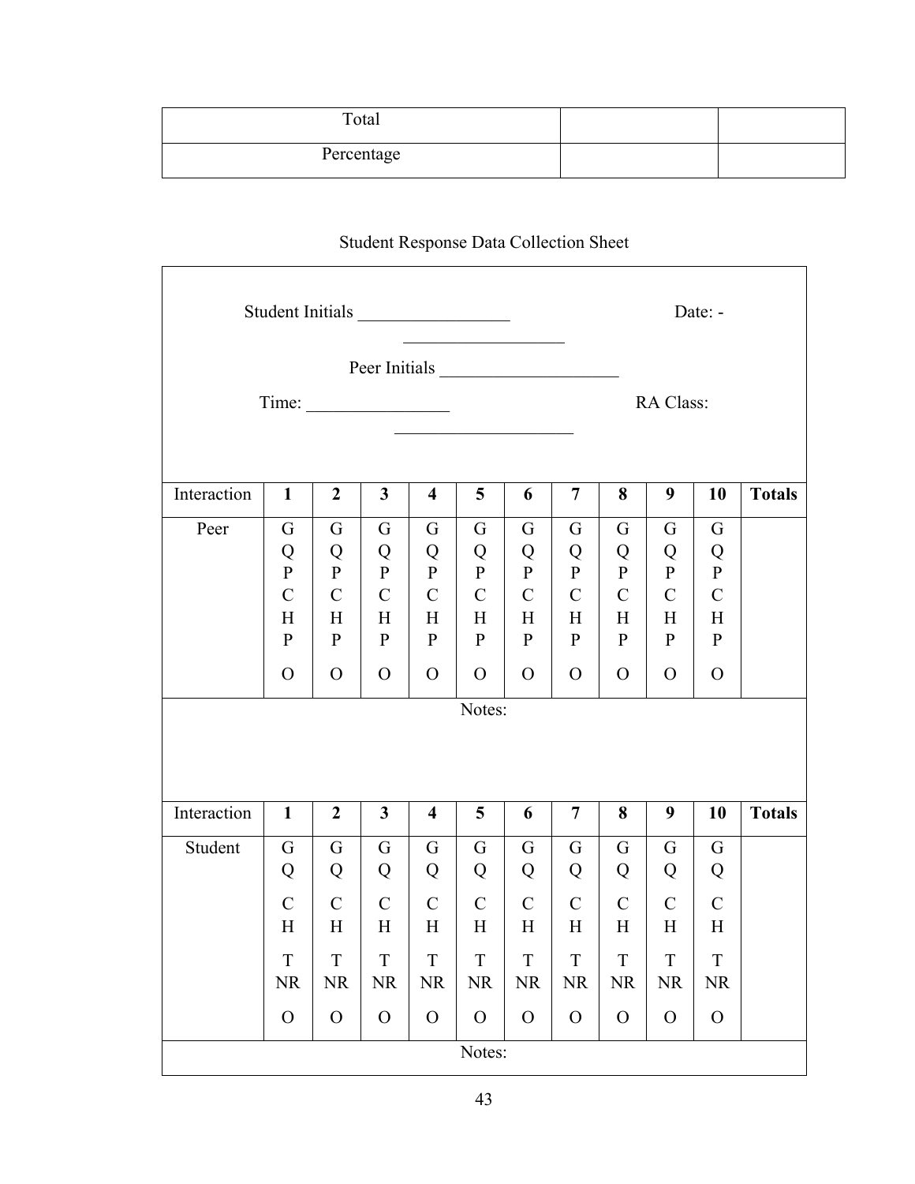| Total | | |
|---|---|---|
| Percentage | | |

Student Response Data Collection Sheet

Student Initials _________________ Date: - __________________

Peer Initials ____________________

Time: ________________ RA Class: ____________________

| Interaction | **1** | **2** | **3** | **4** | **5** | **6** | **7** | **8** | **9** | **10** | **Totals** |
|---|---|---|---|---|---|---|---|---|---|---|---|
| Peer | G Q P C H P O | G Q P C H P O | G Q P C H P O | G Q P C H P O | G Q P C H P O | G Q P C H P O | G Q P C H P O | G Q P C H P O | G Q P C H P O | G Q P C H P O | |
| Notes: | | | | | | | | | | | |

| Interaction | **1** | **2** | **3** | **4** | **5** | **6** | **7** | **8** | **9** | **10** | **Totals** |
|---|---|---|---|---|---|---|---|---|---|---|---|
| Student | G Q C H T NR O | G Q C H T NR O | G Q C H T NR O | G Q C H T NR O | G Q C H T NR O | G Q C H T NR O | G Q C H T NR O | G Q C H T NR O | G Q C H T NR O | G Q C H T NR O | |
| Notes: | | | | | | | | | | | |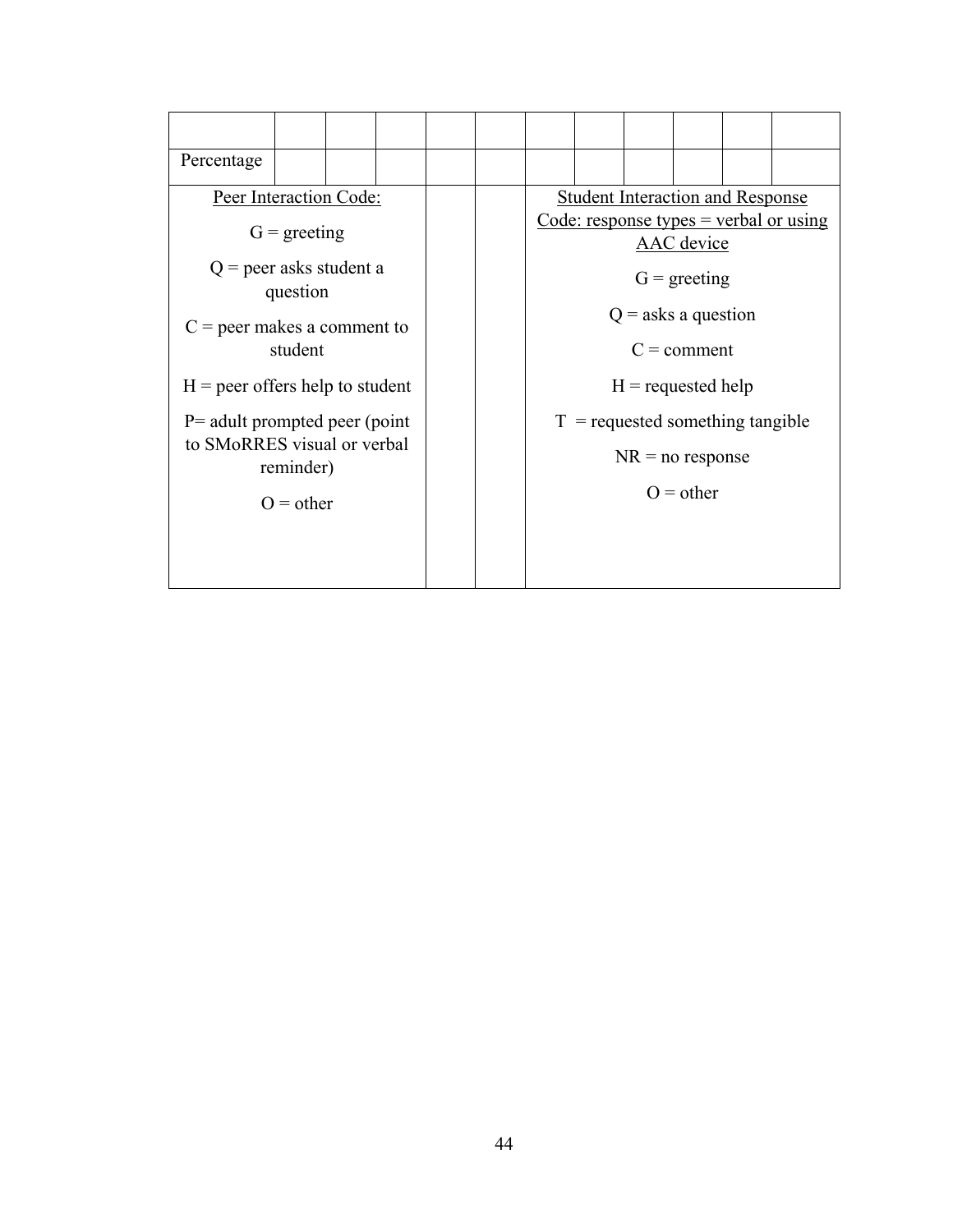| | | | | | | | | | | | |
|---|---|---|---|---|---|---|---|---|---|---|---|
| Percentage | | | | | | | | | | | |
| Peer Interaction Code:<br><br>G = greeting<br><br>Q = peer asks student a question<br><br>C = peer makes a comment to student<br><br>H = peer offers help to student<br><br>P= adult prompted peer (point to SMoRRES visual or verbal reminder)<br><br>O = other | | | | | | Student Interaction and Response Code: response types = verbal or using AAC device<br><br>G = greeting<br><br>Q = asks a question<br><br>C = comment<br><br>H = requested help<br><br>T = requested something tangible<br><br>NR = no response<br><br>O = other | | | | | |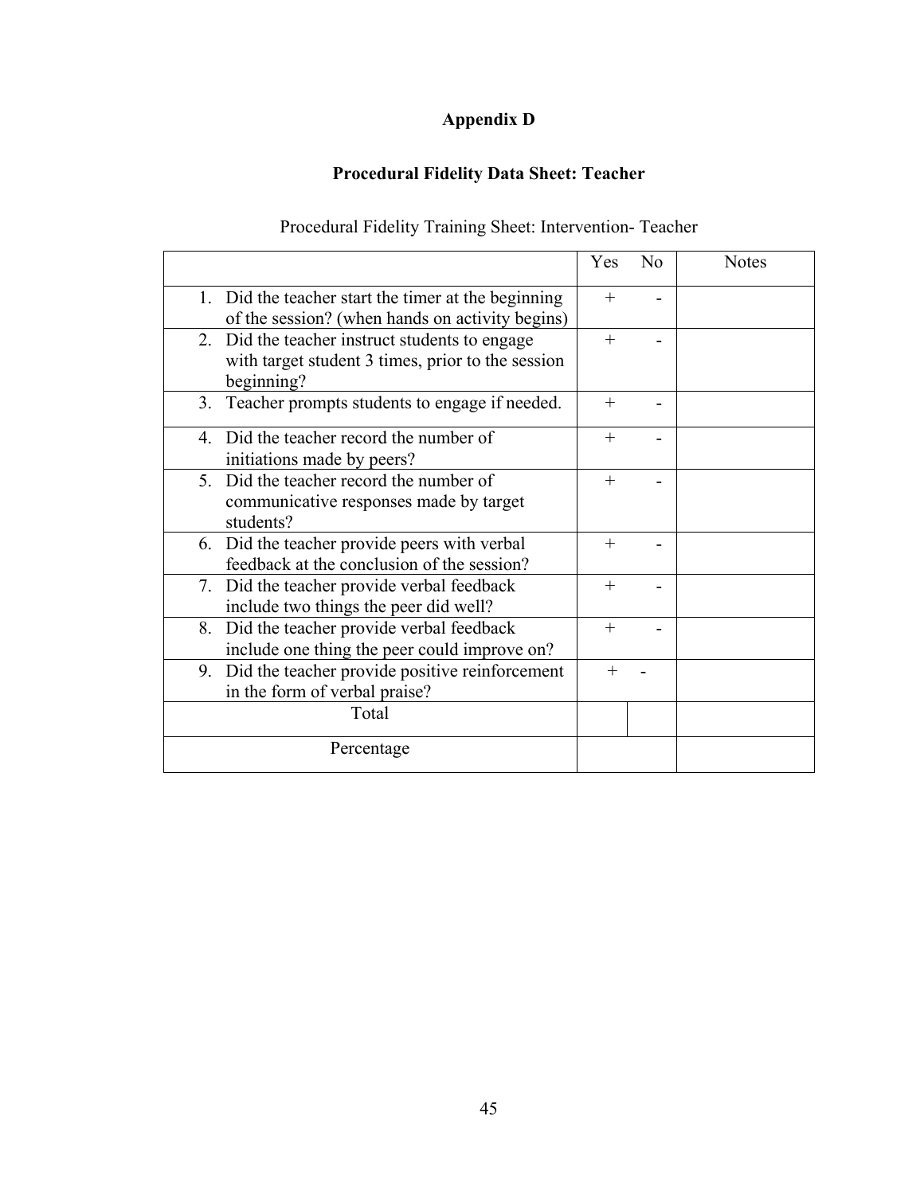## Appendix D

### Procedural Fidelity Data Sheet: Teacher

Procedural Fidelity Training Sheet: Intervention- Teacher

| | Yes | No | Notes |
|---|---|---|---|
| 1. Did the teacher start the timer at the beginning of the session? (when hands on activity begins) | + | - | |
| 2. Did the teacher instruct students to engage with target student 3 times, prior to the session beginning? | + | - | |
| 3. Teacher prompts students to engage if needed. | + | - | |
| 4. Did the teacher record the number of initiations made by peers? | + | - | |
| 5. Did the teacher record the number of communicative responses made by target students? | + | - | |
| 6. Did the teacher provide peers with verbal feedback at the conclusion of the session? | + | - | |
| 7. Did the teacher provide verbal feedback include two things the peer did well? | + | - | |
| 8. Did the teacher provide verbal feedback include one thing the peer could improve on? | + | - | |
| 9. Did the teacher provide positive reinforcement in the form of verbal praise? | + | - | |
| Total | | | |
| Percentage | | | |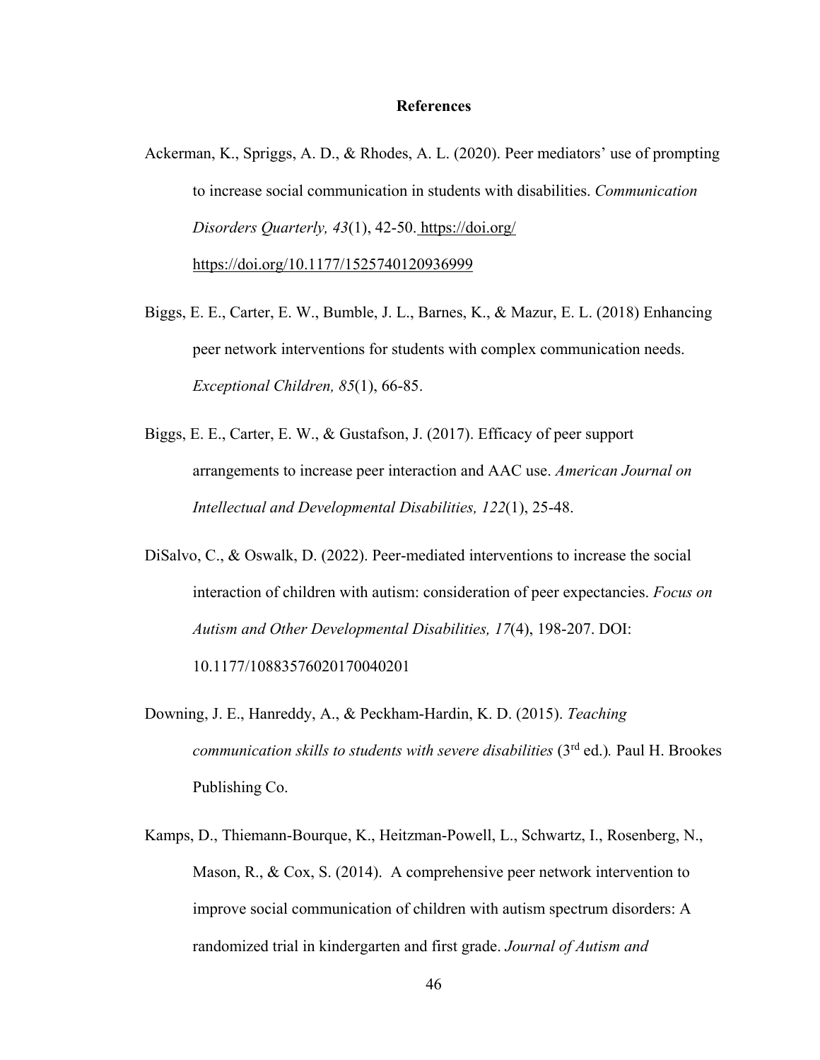## References

Ackerman, K., Spriggs, A. D., & Rhodes, A. L. (2020). Peer mediators' use of prompting to increase social communication in students with disabilities. *Communication Disorders Quarterly, 43*(1), 42-50. https://doi.org/ https://doi.org/10.1177/1525740120936999

Biggs, E. E., Carter, E. W., Bumble, J. L., Barnes, K., & Mazur, E. L. (2018) Enhancing peer network interventions for students with complex communication needs. *Exceptional Children, 85*(1), 66-85.

Biggs, E. E., Carter, E. W., & Gustafson, J. (2017). Efficacy of peer support arrangements to increase peer interaction and AAC use. *American Journal on Intellectual and Developmental Disabilities, 122*(1), 25-48.

DiSalvo, C., & Oswalk, D. (2022). Peer-mediated interventions to increase the social interaction of children with autism: consideration of peer expectancies. *Focus on Autism and Other Developmental Disabilities, 17*(4), 198-207. DOI: 10.1177/10883576020170040201

Downing, J. E., Hanreddy, A., & Peckham-Hardin, K. D. (2015). *Teaching communication skills to students with severe disabilities* (3rd ed.). Paul H. Brookes Publishing Co.

Kamps, D., Thiemann-Bourque, K., Heitzman-Powell, L., Schwartz, I., Rosenberg, N., Mason, R., & Cox, S. (2014). A comprehensive peer network intervention to improve social communication of children with autism spectrum disorders: A randomized trial in kindergarten and first grade. *Journal of Autism and*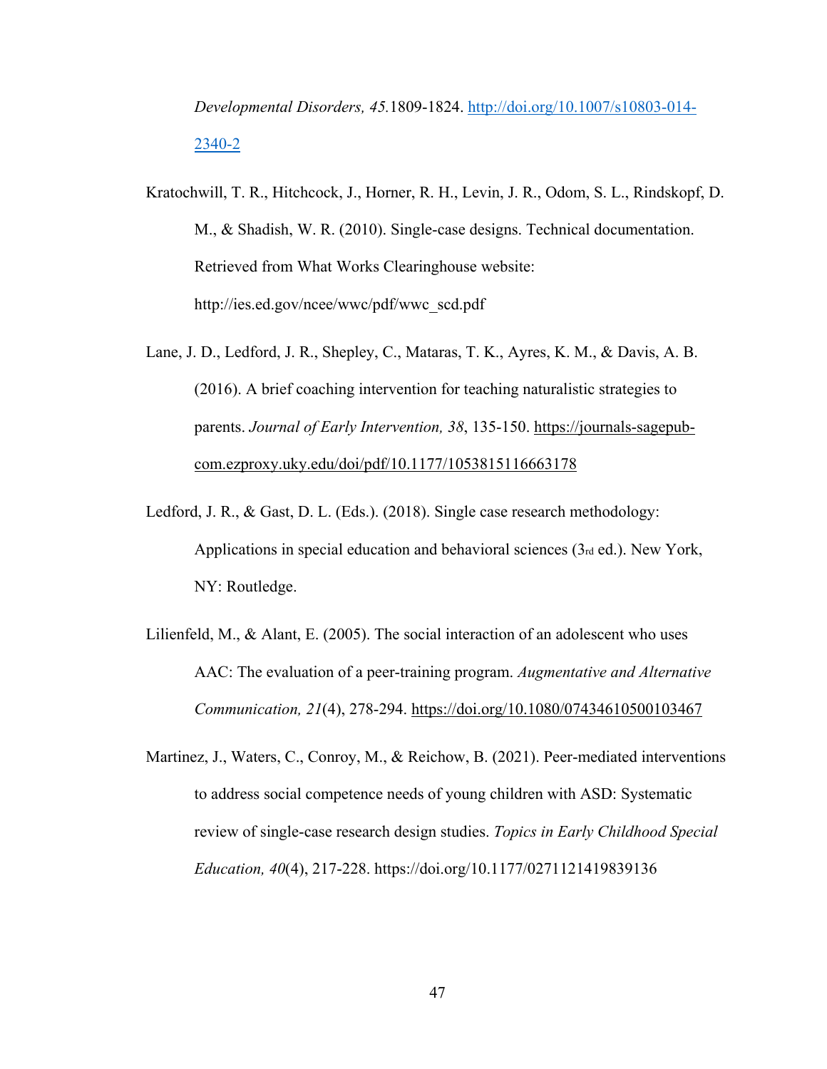*Developmental Disorders, 45*.1809-1824. http://doi.org/10.1007/s10803-014-2340-2

Kratochwill, T. R., Hitchcock, J., Horner, R. H., Levin, J. R., Odom, S. L., Rindskopf, D. M., & Shadish, W. R. (2010). Single-case designs. Technical documentation. Retrieved from What Works Clearinghouse website: http://ies.ed.gov/ncee/wwc/pdf/wwc_scd.pdf

Lane, J. D., Ledford, J. R., Shepley, C., Mataras, T. K., Ayres, K. M., & Davis, A. B. (2016). A brief coaching intervention for teaching naturalistic strategies to parents. *Journal of Early Intervention, 38*, 135-150. https://journals-sagepub-com.ezproxy.uky.edu/doi/pdf/10.1177/1053815116663178

Ledford, J. R., & Gast, D. L. (Eds.). (2018). Single case research methodology: Applications in special education and behavioral sciences (3rd ed.). New York, NY: Routledge.

Lilienfeld, M., & Alant, E. (2005). The social interaction of an adolescent who uses AAC: The evaluation of a peer-training program. *Augmentative and Alternative Communication, 21*(4), 278-294. https://doi.org/10.1080/07434610500103467

Martinez, J., Waters, C., Conroy, M., & Reichow, B. (2021). Peer-mediated interventions to address social competence needs of young children with ASD: Systematic review of single-case research design studies. *Topics in Early Childhood Special Education, 40*(4), 217-228. https://doi.org/10.1177/0271121419839136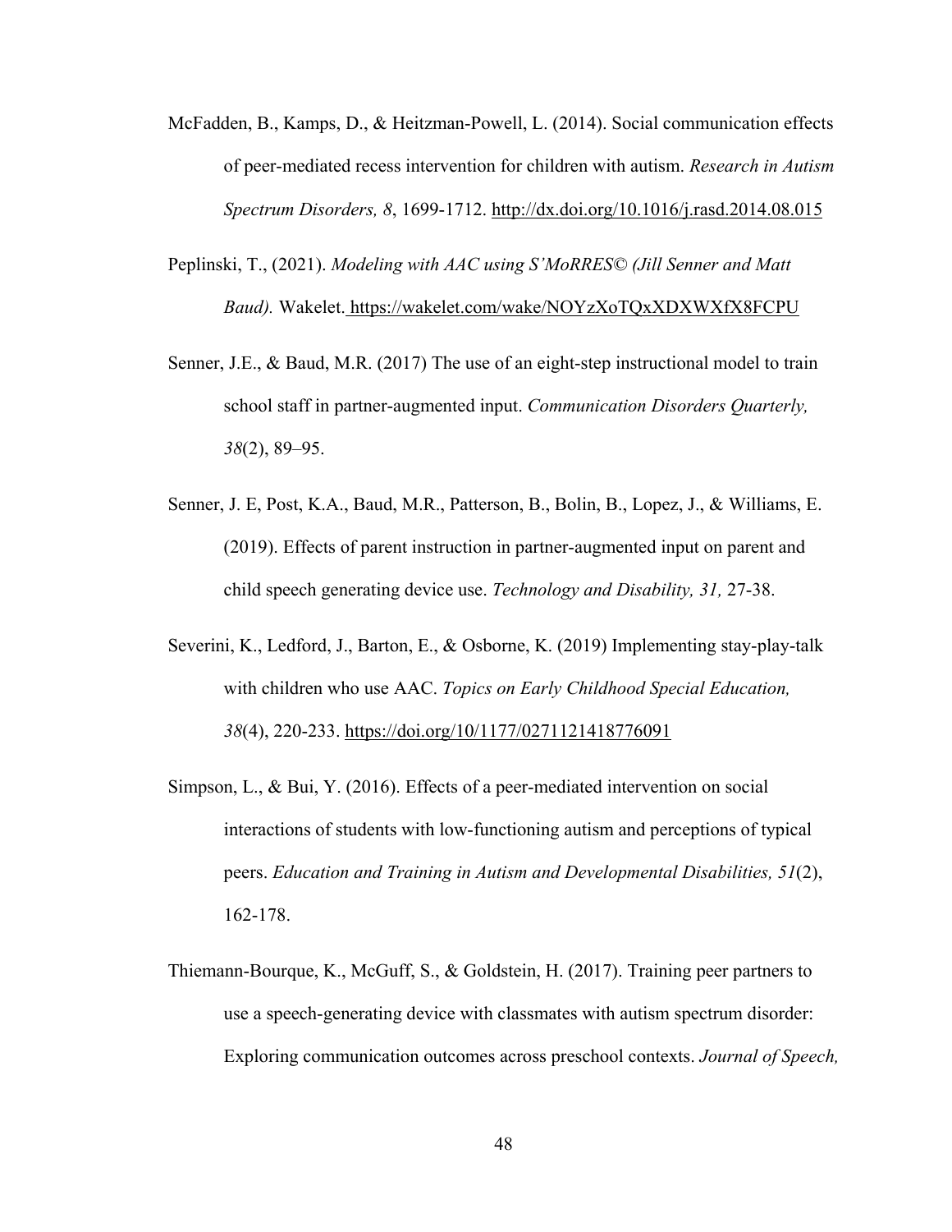McFadden, B., Kamps, D., & Heitzman-Powell, L. (2014). Social communication effects of peer-mediated recess intervention for children with autism. *Research in Autism Spectrum Disorders, 8*, 1699-1712. http://dx.doi.org/10.1016/j.rasd.2014.08.015

Peplinski, T., (2021). *Modeling with AAC using S'MoRRES© (Jill Senner and Matt Baud).* Wakelet. https://wakelet.com/wake/NOYzXoTQxXDXWXfX8FCPU

Senner, J.E., & Baud, M.R. (2017) The use of an eight-step instructional model to train school staff in partner-augmented input. *Communication Disorders Quarterly, 38*(2), 89–95.

Senner, J. E, Post, K.A., Baud, M.R., Patterson, B., Bolin, B., Lopez, J., & Williams, E. (2019). Effects of parent instruction in partner-augmented input on parent and child speech generating device use. *Technology and Disability, 31,* 27-38.

Severini, K., Ledford, J., Barton, E., & Osborne, K. (2019) Implementing stay-play-talk with children who use AAC. *Topics on Early Childhood Special Education, 38*(4), 220-233. https://doi.org/10/1177/0271121418776091

Simpson, L., & Bui, Y. (2016). Effects of a peer-mediated intervention on social interactions of students with low-functioning autism and perceptions of typical peers. *Education and Training in Autism and Developmental Disabilities, 51*(2), 162-178.

Thiemann-Bourque, K., McGuff, S., & Goldstein, H. (2017). Training peer partners to use a speech-generating device with classmates with autism spectrum disorder: Exploring communication outcomes across preschool contexts. *Journal of Speech,*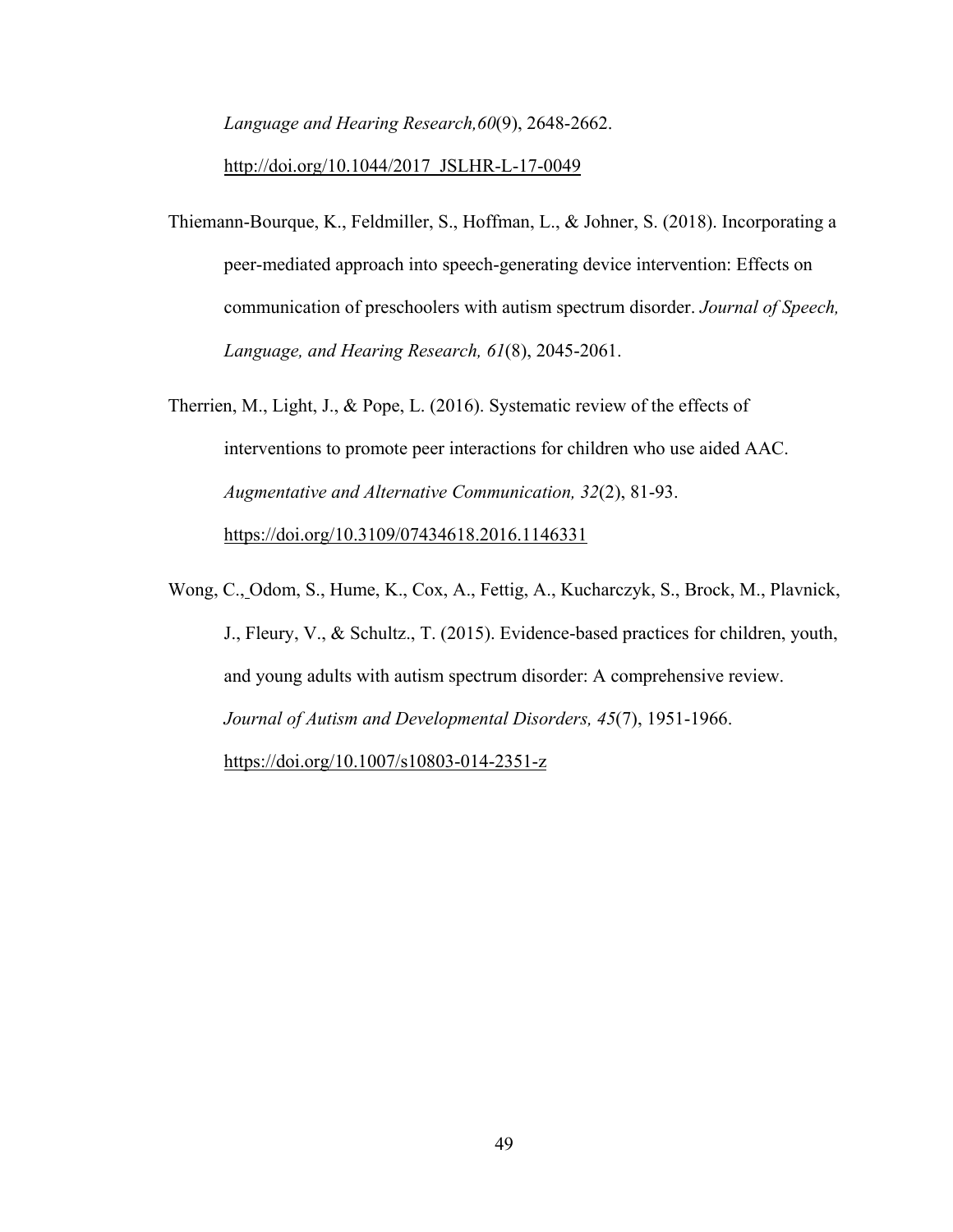*Language and Hearing Research,60*(9), 2648-2662. http://doi.org/10.1044/2017_JSLHR-L-17-0049

Thiemann-Bourque, K., Feldmiller, S., Hoffman, L., & Johner, S. (2018). Incorporating a peer-mediated approach into speech-generating device intervention: Effects on communication of preschoolers with autism spectrum disorder. *Journal of Speech, Language, and Hearing Research, 61*(8), 2045-2061.

Therrien, M., Light, J., & Pope, L. (2016). Systematic review of the effects of interventions to promote peer interactions for children who use aided AAC. *Augmentative and Alternative Communication, 32*(2), 81-93. https://doi.org/10.3109/07434618.2016.1146331

Wong, C., Odom, S., Hume, K., Cox, A., Fettig, A., Kucharczyk, S., Brock, M., Plavnick, J., Fleury, V., & Schultz., T. (2015). Evidence-based practices for children, youth, and young adults with autism spectrum disorder: A comprehensive review. *Journal of Autism and Developmental Disorders, 45*(7), 1951-1966. https://doi.org/10.1007/s10803-014-2351-z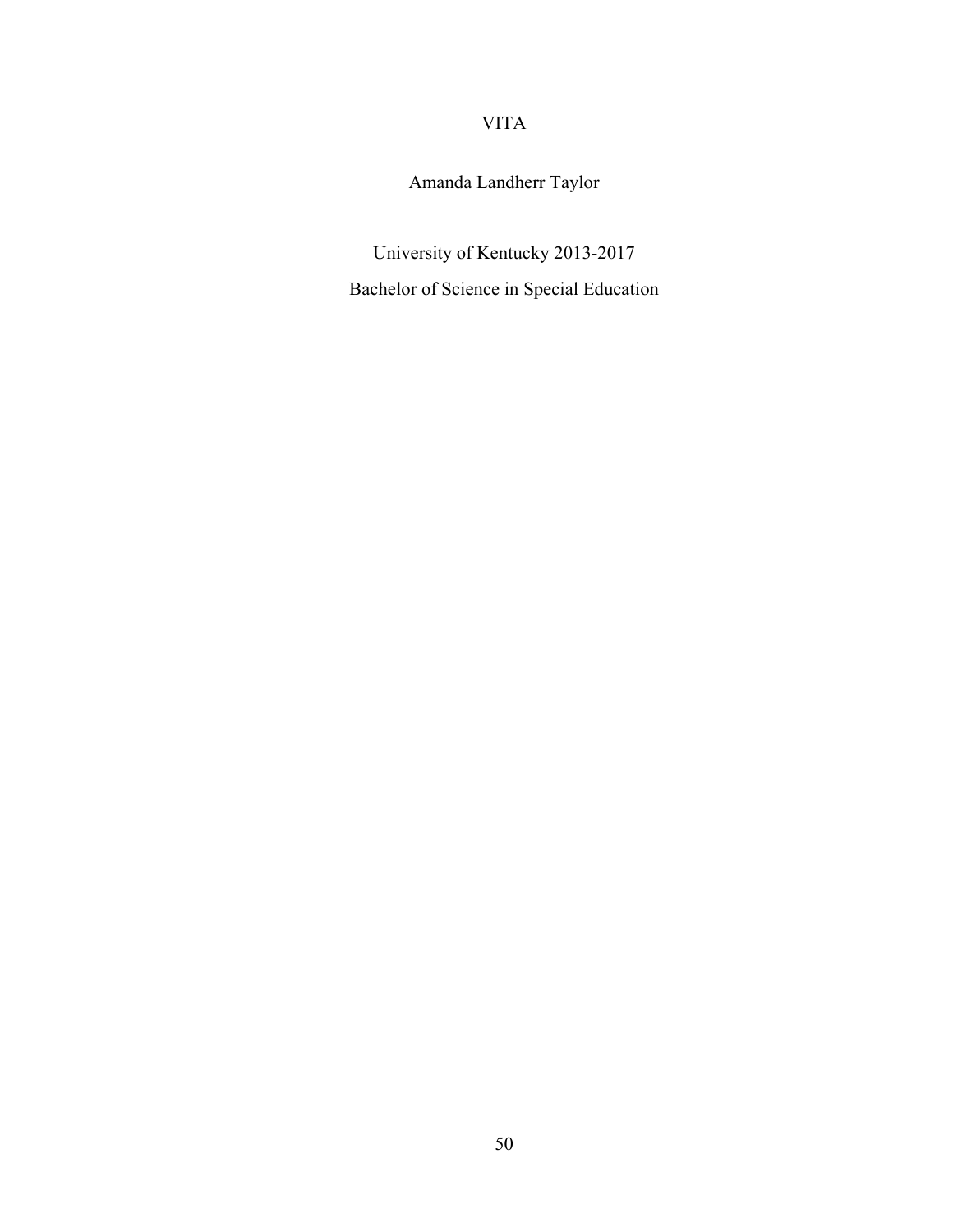# VITA

Amanda Landherr Taylor

University of Kentucky 2013-2017

Bachelor of Science in Special Education